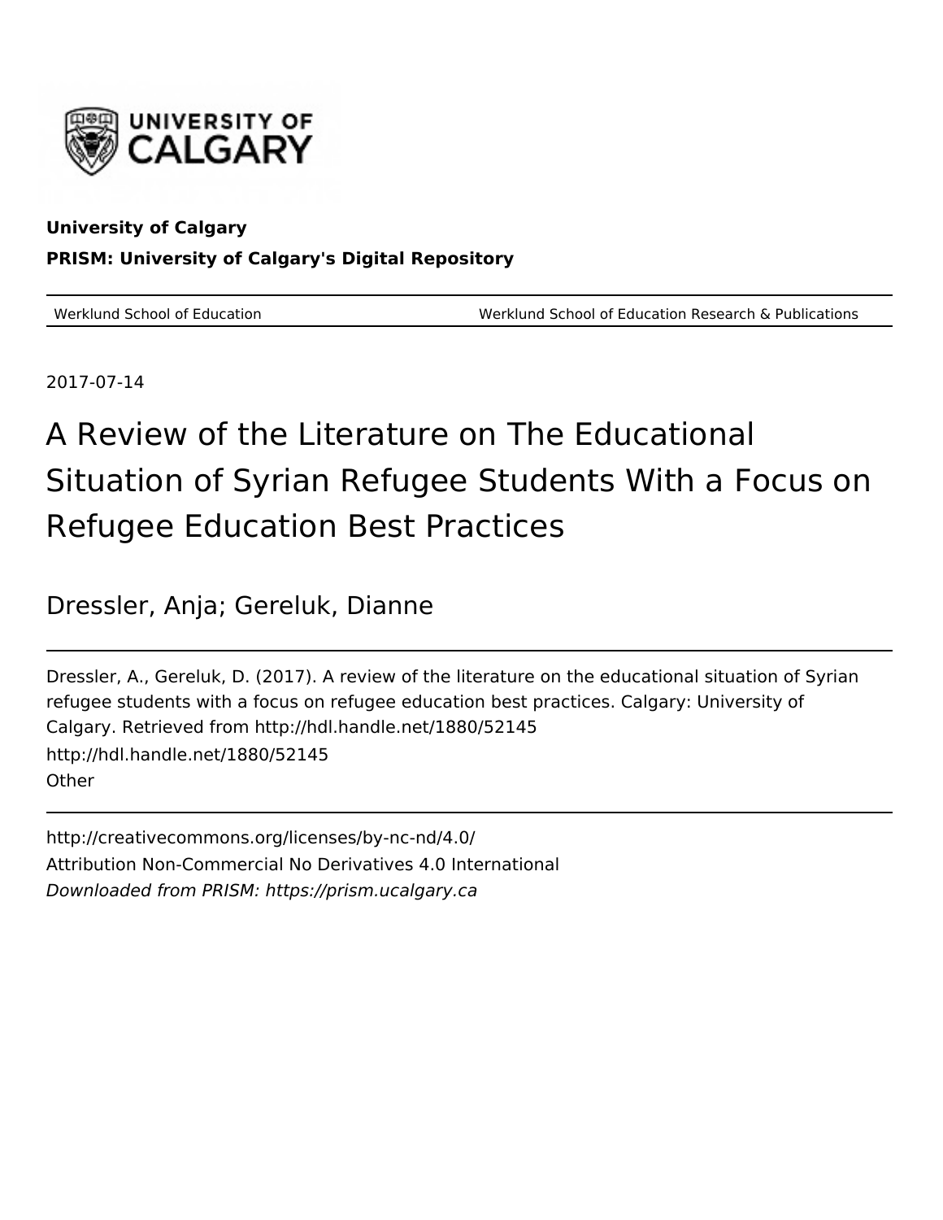University of Calgary

**PRISM: University of Calgary's Digital Repository**

Werklund School of Education — Werklund School of Education Research & Publications

2017-07-14

# A Review of the Literature on The Educational Situation of Syrian Refugee Students With a Focus on Refugee Education Best Practices

Dressler, Anja; Gereluk, Dianne

Dressler, A., Gereluk, D. (2017). A review of the literature on the educational situation of Syrian refugee students with a focus on refugee education best practices. Calgary: University of Calgary. Retrieved from http://hdl.handle.net/1880/52145

http://hdl.handle.net/1880/52145

Other

http://creativecommons.org/licenses/by-nc-nd/4.0/

Attribution Non-Commercial No Derivatives 4.0 International

*Downloaded from PRISM: https://prism.ucalgary.ca*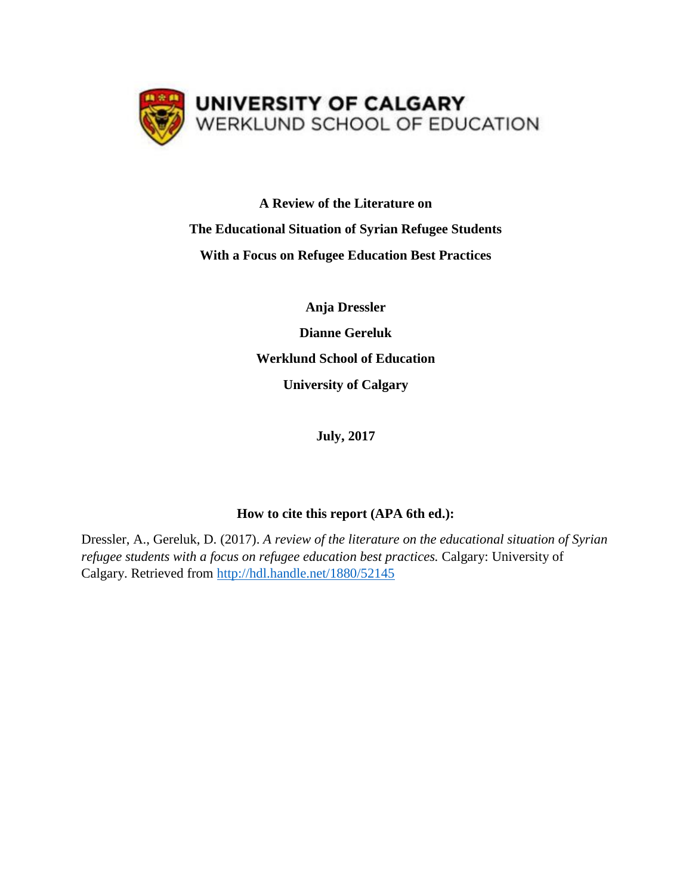UNIVERSITY OF CALGARY
WERKLUND SCHOOL OF EDUCATION

**A Review of the Literature on**

**The Educational Situation of Syrian Refugee Students**

**With a Focus on Refugee Education Best Practices**

**Anja Dressler**

**Dianne Gereluk**

**Werklund School of Education**

**University of Calgary**

**July, 2017**

**How to cite this report (APA 6th ed.):**

Dressler, A., Gereluk, D. (2017). *A review of the literature on the educational situation of Syrian refugee students with a focus on refugee education best practices.* Calgary: University of Calgary. Retrieved from http://hdl.handle.net/1880/52145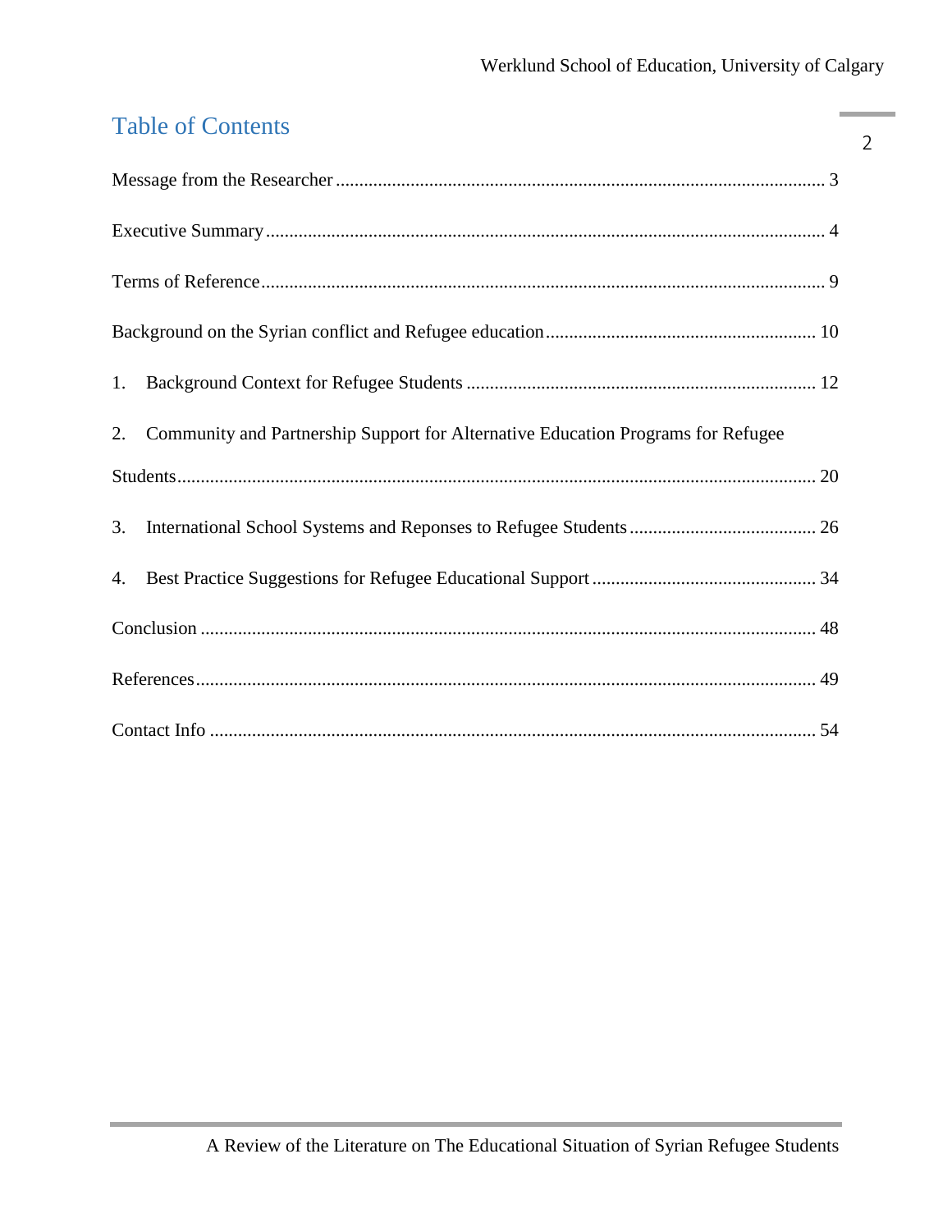# Table of Contents

Message from the Researcher ........................................................................................................ 3

Executive Summary ...................................................................................................................... 4

Terms of Reference........................................................................................................................ 9

Background on the Syrian conflict and Refugee education......................................................... 10

1. Background Context for Refugee Students .......................................................................... 12

2. Community and Partnership Support for Alternative Education Programs for Refugee Students........................................................................................................................................ 20

3. International School Systems and Reponses to Refugee Students ........................................ 26

4. Best Practice Suggestions for Refugee Educational Support ................................................ 34

Conclusion ................................................................................................................................... 48

References.................................................................................................................................... 49

Contact Info ................................................................................................................................. 54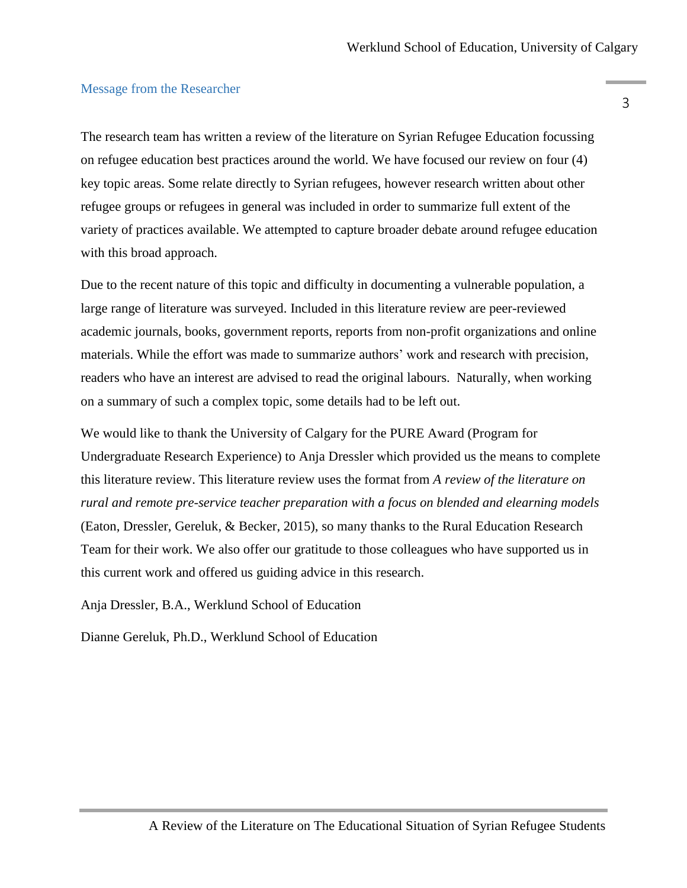## Message from the Researcher

The research team has written a review of the literature on Syrian Refugee Education focussing on refugee education best practices around the world. We have focused our review on four (4) key topic areas. Some relate directly to Syrian refugees, however research written about other refugee groups or refugees in general was included in order to summarize full extent of the variety of practices available. We attempted to capture broader debate around refugee education with this broad approach.

Due to the recent nature of this topic and difficulty in documenting a vulnerable population, a large range of literature was surveyed. Included in this literature review are peer-reviewed academic journals, books, government reports, reports from non-profit organizations and online materials. While the effort was made to summarize authors' work and research with precision, readers who have an interest are advised to read the original labours. Naturally, when working on a summary of such a complex topic, some details had to be left out.

We would like to thank the University of Calgary for the PURE Award (Program for Undergraduate Research Experience) to Anja Dressler which provided us the means to complete this literature review. This literature review uses the format from *A review of the literature on rural and remote pre-service teacher preparation with a focus on blended and elearning models* (Eaton, Dressler, Gereluk, & Becker, 2015), so many thanks to the Rural Education Research Team for their work. We also offer our gratitude to those colleagues who have supported us in this current work and offered us guiding advice in this research.

Anja Dressler, B.A., Werklund School of Education

Dianne Gereluk, Ph.D., Werklund School of Education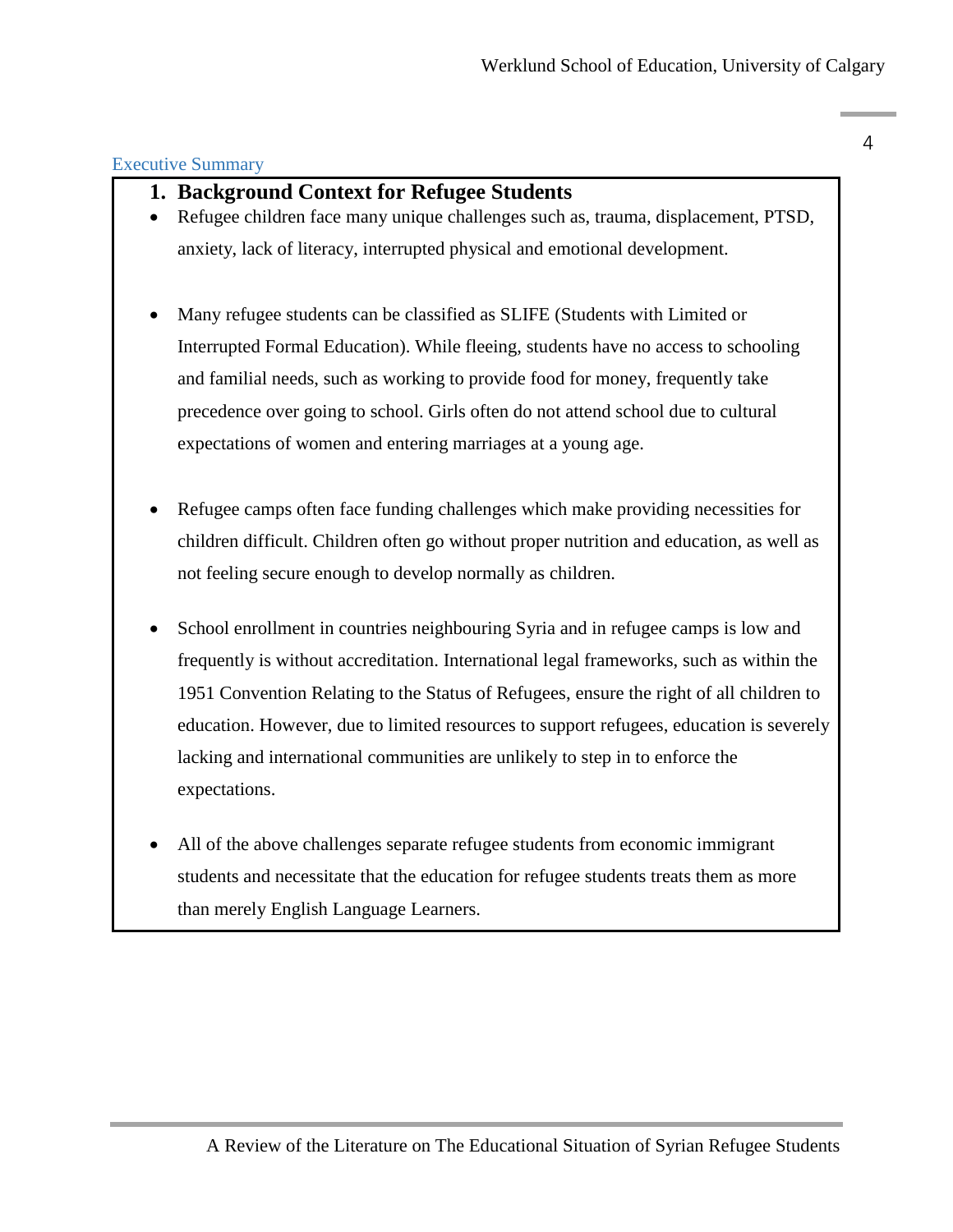## Executive Summary

### 1. Background Context for Refugee Students

- Refugee children face many unique challenges such as, trauma, displacement, PTSD, anxiety, lack of literacy, interrupted physical and emotional development.

- Many refugee students can be classified as SLIFE (Students with Limited or Interrupted Formal Education). While fleeing, students have no access to schooling and familial needs, such as working to provide food for money, frequently take precedence over going to school. Girls often do not attend school due to cultural expectations of women and entering marriages at a young age.

- Refugee camps often face funding challenges which make providing necessities for children difficult. Children often go without proper nutrition and education, as well as not feeling secure enough to develop normally as children.

- School enrollment in countries neighbouring Syria and in refugee camps is low and frequently is without accreditation. International legal frameworks, such as within the 1951 Convention Relating to the Status of Refugees, ensure the right of all children to education. However, due to limited resources to support refugees, education is severely lacking and international communities are unlikely to step in to enforce the expectations.

- All of the above challenges separate refugee students from economic immigrant students and necessitate that the education for refugee students treats them as more than merely English Language Learners.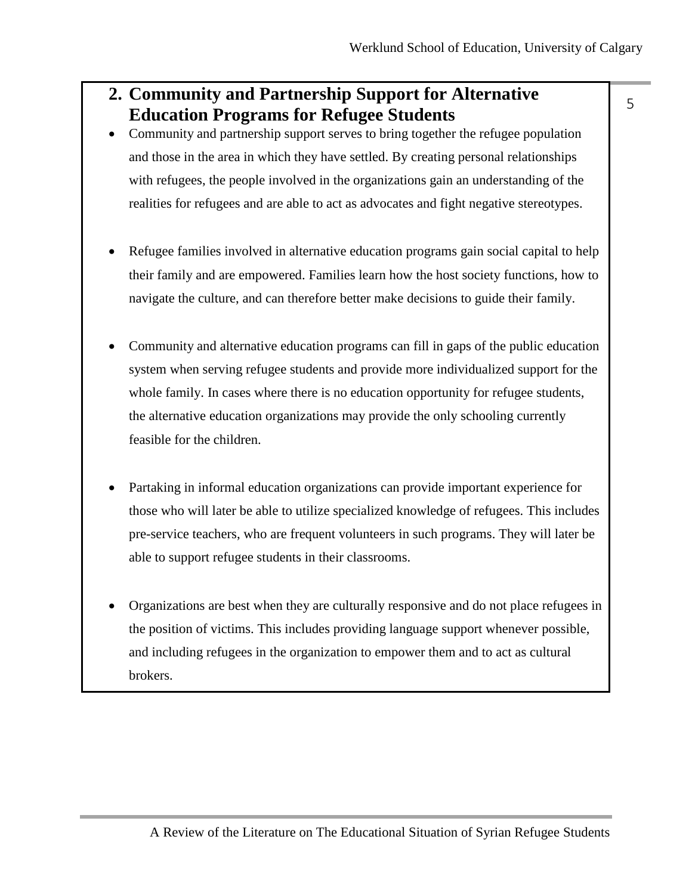## 2. Community and Partnership Support for Alternative Education Programs for Refugee Students

- Community and partnership support serves to bring together the refugee population and those in the area in which they have settled. By creating personal relationships with refugees, the people involved in the organizations gain an understanding of the realities for refugees and are able to act as advocates and fight negative stereotypes.

- Refugee families involved in alternative education programs gain social capital to help their family and are empowered. Families learn how the host society functions, how to navigate the culture, and can therefore better make decisions to guide their family.

- Community and alternative education programs can fill in gaps of the public education system when serving refugee students and provide more individualized support for the whole family. In cases where there is no education opportunity for refugee students, the alternative education organizations may provide the only schooling currently feasible for the children.

- Partaking in informal education organizations can provide important experience for those who will later be able to utilize specialized knowledge of refugees. This includes pre-service teachers, who are frequent volunteers in such programs. They will later be able to support refugee students in their classrooms.

- Organizations are best when they are culturally responsive and do not place refugees in the position of victims. This includes providing language support whenever possible, and including refugees in the organization to empower them and to act as cultural brokers.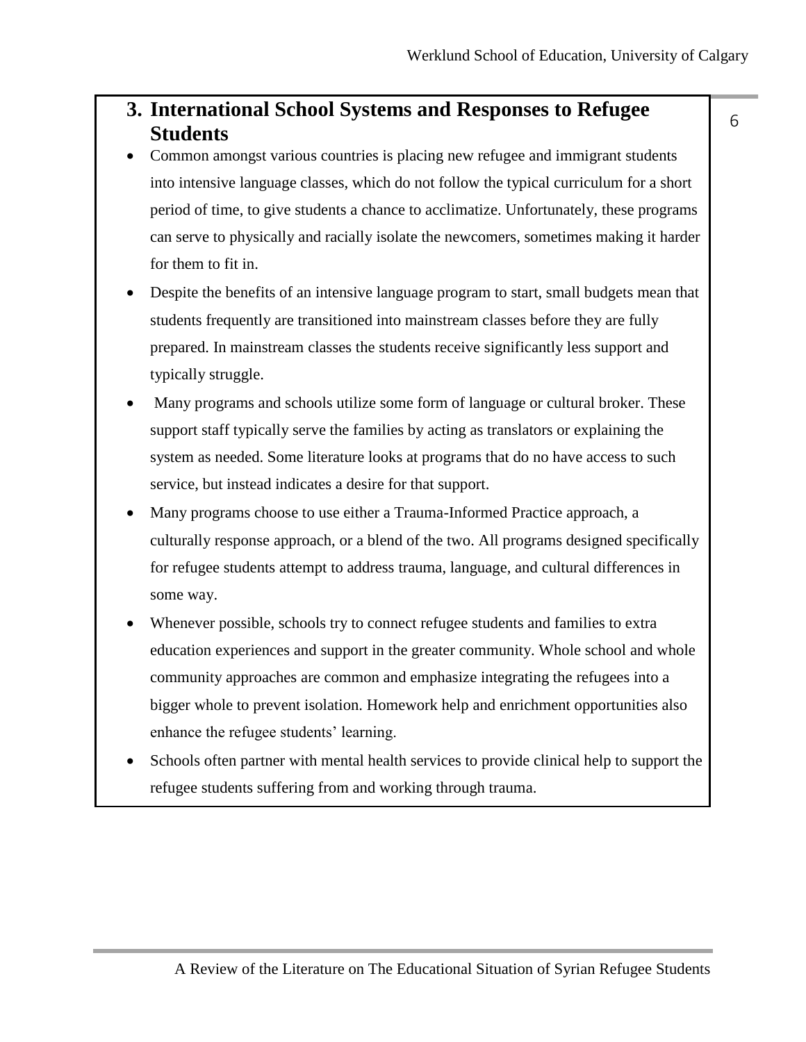## 3. International School Systems and Responses to Refugee Students

- Common amongst various countries is placing new refugee and immigrant students into intensive language classes, which do not follow the typical curriculum for a short period of time, to give students a chance to acclimatize. Unfortunately, these programs can serve to physically and racially isolate the newcomers, sometimes making it harder for them to fit in.
- Despite the benefits of an intensive language program to start, small budgets mean that students frequently are transitioned into mainstream classes before they are fully prepared. In mainstream classes the students receive significantly less support and typically struggle.
- Many programs and schools utilize some form of language or cultural broker. These support staff typically serve the families by acting as translators or explaining the system as needed. Some literature looks at programs that do no have access to such service, but instead indicates a desire for that support.
- Many programs choose to use either a Trauma-Informed Practice approach, a culturally response approach, or a blend of the two. All programs designed specifically for refugee students attempt to address trauma, language, and cultural differences in some way.
- Whenever possible, schools try to connect refugee students and families to extra education experiences and support in the greater community. Whole school and whole community approaches are common and emphasize integrating the refugees into a bigger whole to prevent isolation. Homework help and enrichment opportunities also enhance the refugee students' learning.
- Schools often partner with mental health services to provide clinical help to support the refugee students suffering from and working through trauma.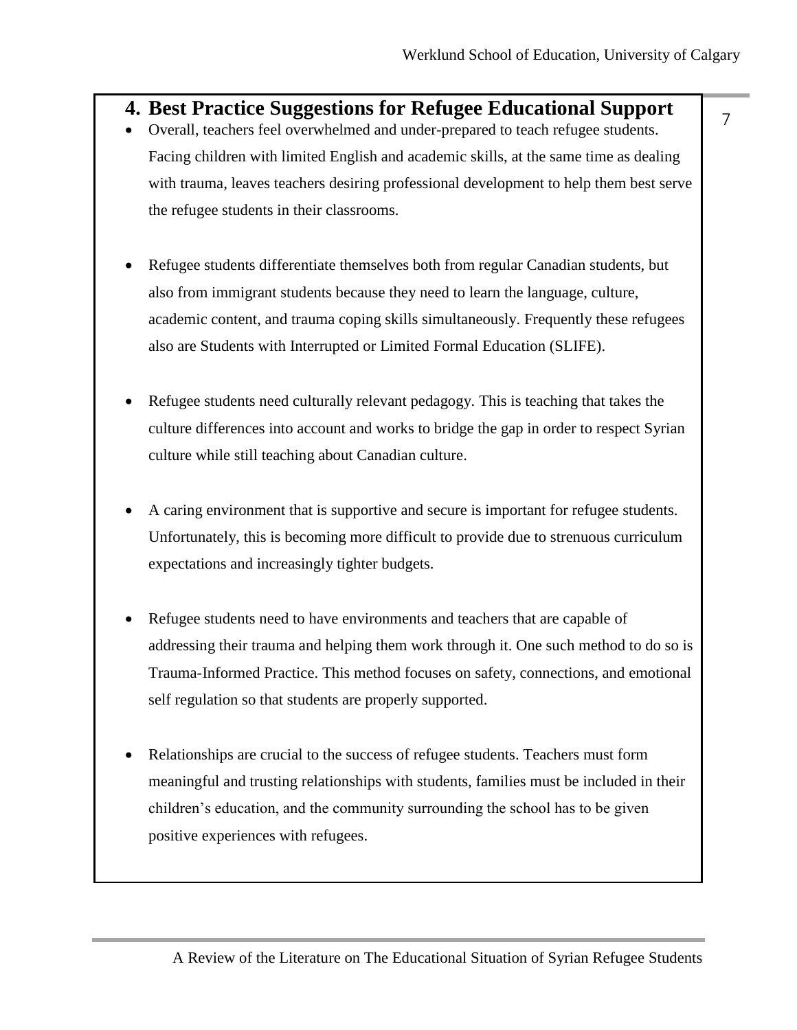## 4. Best Practice Suggestions for Refugee Educational Support

- Overall, teachers feel overwhelmed and under-prepared to teach refugee students. Facing children with limited English and academic skills, at the same time as dealing with trauma, leaves teachers desiring professional development to help them best serve the refugee students in their classrooms.

- Refugee students differentiate themselves both from regular Canadian students, but also from immigrant students because they need to learn the language, culture, academic content, and trauma coping skills simultaneously. Frequently these refugees also are Students with Interrupted or Limited Formal Education (SLIFE).

- Refugee students need culturally relevant pedagogy. This is teaching that takes the culture differences into account and works to bridge the gap in order to respect Syrian culture while still teaching about Canadian culture.

- A caring environment that is supportive and secure is important for refugee students. Unfortunately, this is becoming more difficult to provide due to strenuous curriculum expectations and increasingly tighter budgets.

- Refugee students need to have environments and teachers that are capable of addressing their trauma and helping them work through it. One such method to do so is Trauma-Informed Practice. This method focuses on safety, connections, and emotional self regulation so that students are properly supported.

- Relationships are crucial to the success of refugee students. Teachers must form meaningful and trusting relationships with students, families must be included in their children's education, and the community surrounding the school has to be given positive experiences with refugees.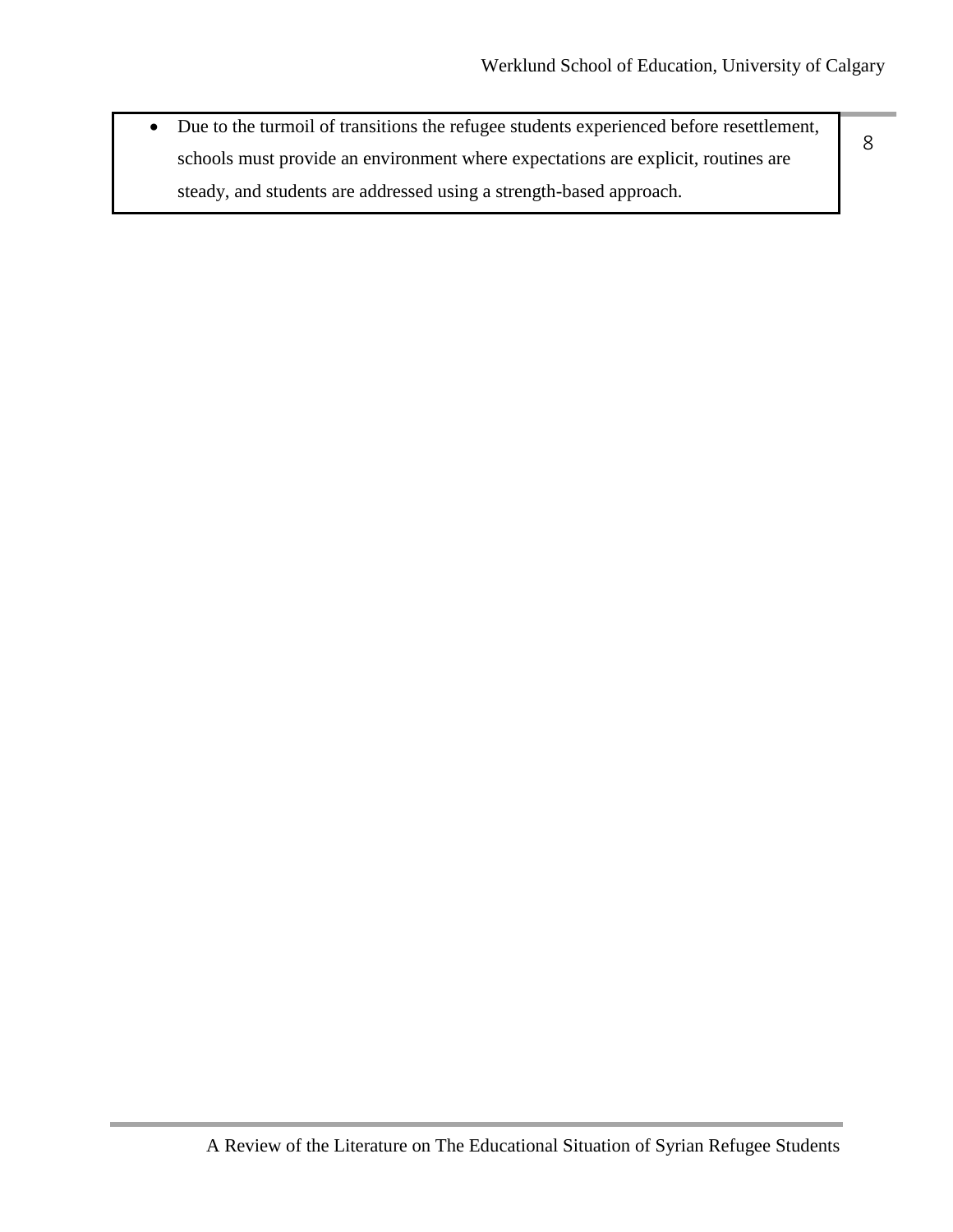- Due to the turmoil of transitions the refugee students experienced before resettlement, schools must provide an environment where expectations are explicit, routines are steady, and students are addressed using a strength-based approach.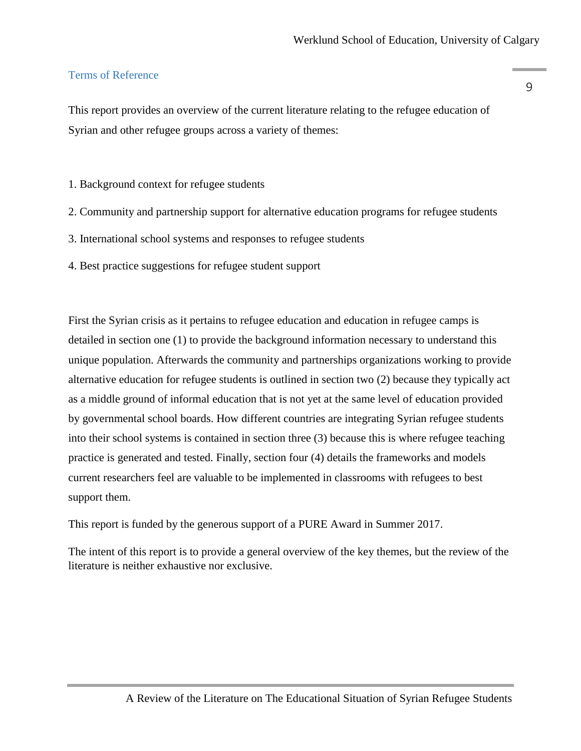## Terms of Reference

This report provides an overview of the current literature relating to the refugee education of Syrian and other refugee groups across a variety of themes:

1. Background context for refugee students
2. Community and partnership support for alternative education programs for refugee students
3. International school systems and responses to refugee students
4. Best practice suggestions for refugee student support

First the Syrian crisis as it pertains to refugee education and education in refugee camps is detailed in section one (1) to provide the background information necessary to understand this unique population. Afterwards the community and partnerships organizations working to provide alternative education for refugee students is outlined in section two (2) because they typically act as a middle ground of informal education that is not yet at the same level of education provided by governmental school boards. How different countries are integrating Syrian refugee students into their school systems is contained in section three (3) because this is where refugee teaching practice is generated and tested. Finally, section four (4) details the frameworks and models current researchers feel are valuable to be implemented in classrooms with refugees to best support them.

This report is funded by the generous support of a PURE Award in Summer 2017.

The intent of this report is to provide a general overview of the key themes, but the review of the literature is neither exhaustive nor exclusive.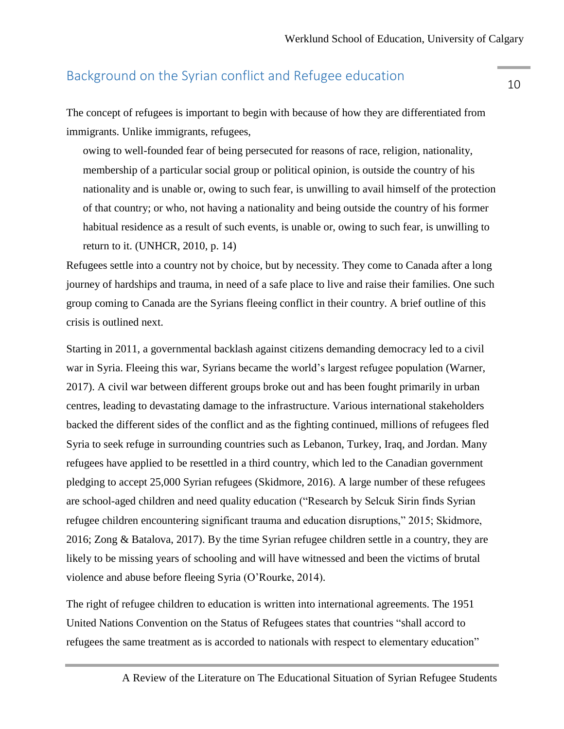## Background on the Syrian conflict and Refugee education

The concept of refugees is important to begin with because of how they are differentiated from immigrants. Unlike immigrants, refugees,

> owing to well-founded fear of being persecuted for reasons of race, religion, nationality, membership of a particular social group or political opinion, is outside the country of his nationality and is unable or, owing to such fear, is unwilling to avail himself of the protection of that country; or who, not having a nationality and being outside the country of his former habitual residence as a result of such events, is unable or, owing to such fear, is unwilling to return to it. (UNHCR, 2010, p. 14)

Refugees settle into a country not by choice, but by necessity. They come to Canada after a long journey of hardships and trauma, in need of a safe place to live and raise their families. One such group coming to Canada are the Syrians fleeing conflict in their country. A brief outline of this crisis is outlined next.

Starting in 2011, a governmental backlash against citizens demanding democracy led to a civil war in Syria. Fleeing this war, Syrians became the world's largest refugee population (Warner, 2017). A civil war between different groups broke out and has been fought primarily in urban centres, leading to devastating damage to the infrastructure. Various international stakeholders backed the different sides of the conflict and as the fighting continued, millions of refugees fled Syria to seek refuge in surrounding countries such as Lebanon, Turkey, Iraq, and Jordan. Many refugees have applied to be resettled in a third country, which led to the Canadian government pledging to accept 25,000 Syrian refugees (Skidmore, 2016). A large number of these refugees are school-aged children and need quality education ("Research by Selcuk Sirin finds Syrian refugee children encountering significant trauma and education disruptions," 2015; Skidmore, 2016; Zong & Batalova, 2017). By the time Syrian refugee children settle in a country, they are likely to be missing years of schooling and will have witnessed and been the victims of brutal violence and abuse before fleeing Syria (O'Rourke, 2014).

The right of refugee children to education is written into international agreements. The 1951 United Nations Convention on the Status of Refugees states that countries "shall accord to refugees the same treatment as is accorded to nationals with respect to elementary education"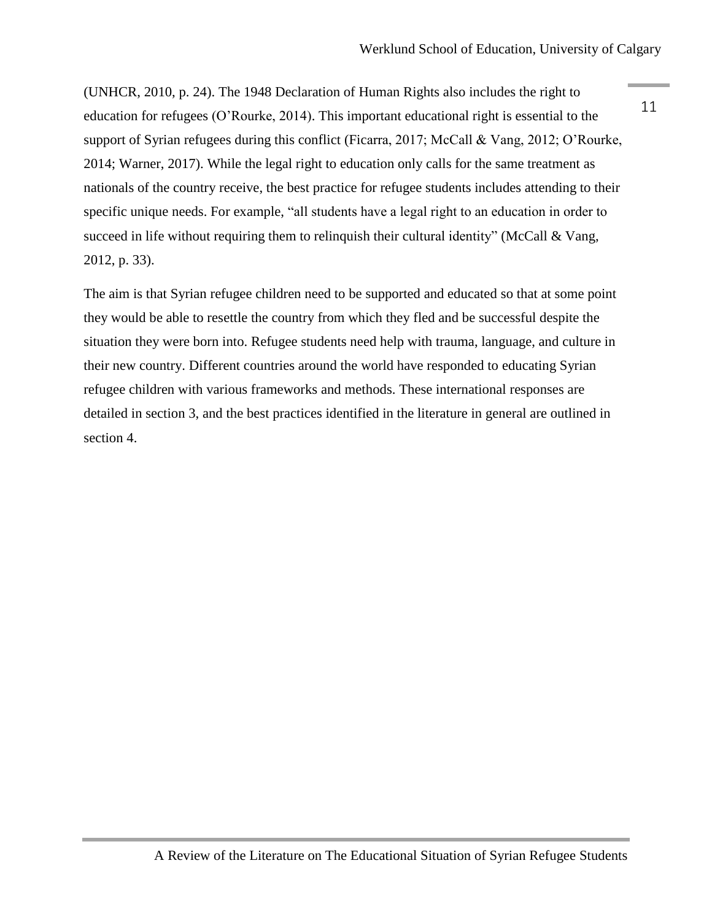(UNHCR, 2010, p. 24). The 1948 Declaration of Human Rights also includes the right to education for refugees (O'Rourke, 2014). This important educational right is essential to the support of Syrian refugees during this conflict (Ficarra, 2017; McCall & Vang, 2012; O'Rourke, 2014; Warner, 2017). While the legal right to education only calls for the same treatment as nationals of the country receive, the best practice for refugee students includes attending to their specific unique needs. For example, "all students have a legal right to an education in order to succeed in life without requiring them to relinquish their cultural identity" (McCall & Vang, 2012, p. 33).

The aim is that Syrian refugee children need to be supported and educated so that at some point they would be able to resettle the country from which they fled and be successful despite the situation they were born into. Refugee students need help with trauma, language, and culture in their new country. Different countries around the world have responded to educating Syrian refugee children with various frameworks and methods. These international responses are detailed in section 3, and the best practices identified in the literature in general are outlined in section 4.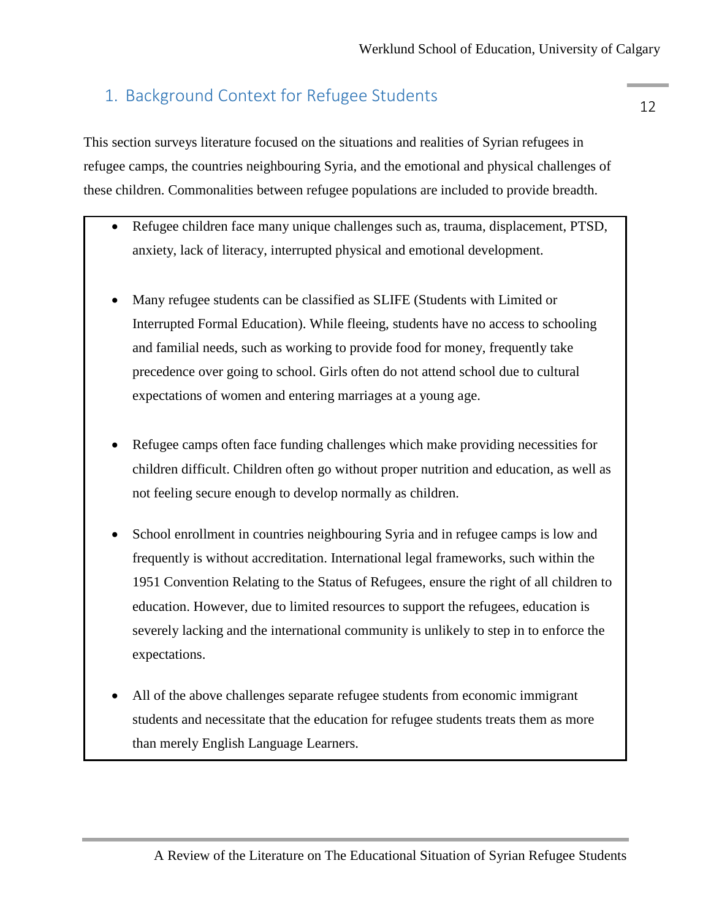## 1. Background Context for Refugee Students

This section surveys literature focused on the situations and realities of Syrian refugees in refugee camps, the countries neighbouring Syria, and the emotional and physical challenges of these children. Commonalities between refugee populations are included to provide breadth.

- Refugee children face many unique challenges such as, trauma, displacement, PTSD, anxiety, lack of literacy, interrupted physical and emotional development.

- Many refugee students can be classified as SLIFE (Students with Limited or Interrupted Formal Education). While fleeing, students have no access to schooling and familial needs, such as working to provide food for money, frequently take precedence over going to school. Girls often do not attend school due to cultural expectations of women and entering marriages at a young age.

- Refugee camps often face funding challenges which make providing necessities for children difficult. Children often go without proper nutrition and education, as well as not feeling secure enough to develop normally as children.

- School enrollment in countries neighbouring Syria and in refugee camps is low and frequently is without accreditation. International legal frameworks, such within the 1951 Convention Relating to the Status of Refugees, ensure the right of all children to education. However, due to limited resources to support the refugees, education is severely lacking and the international community is unlikely to step in to enforce the expectations.

- All of the above challenges separate refugee students from economic immigrant students and necessitate that the education for refugee students treats them as more than merely English Language Learners.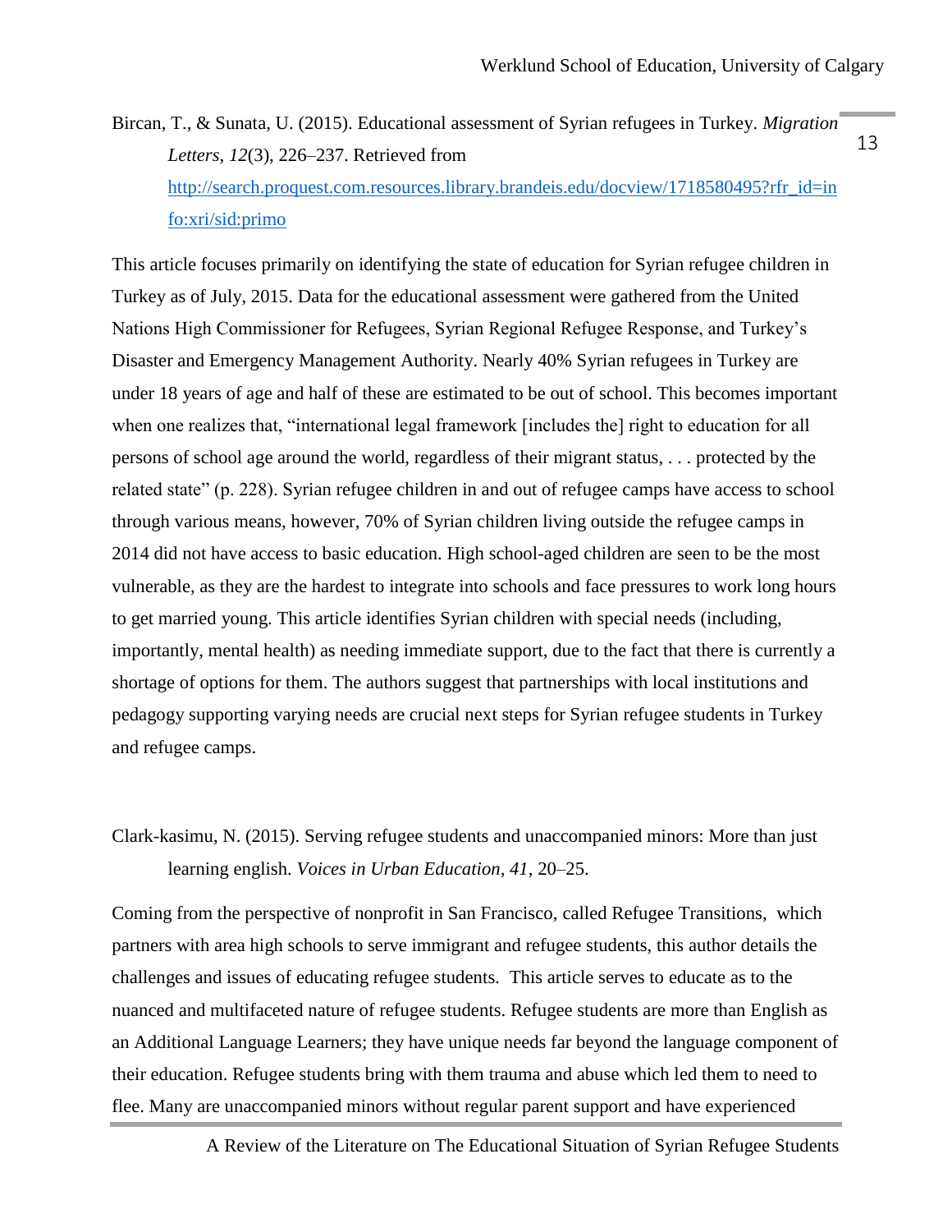Bircan, T., & Sunata, U. (2015). Educational assessment of Syrian refugees in Turkey. *Migration Letters, 12*(3), 226–237. Retrieved from http://search.proquest.com.resources.library.brandeis.edu/docview/1718580495?rfr_id=info:xri/sid:primo

This article focuses primarily on identifying the state of education for Syrian refugee children in Turkey as of July, 2015. Data for the educational assessment were gathered from the United Nations High Commissioner for Refugees, Syrian Regional Refugee Response, and Turkey's Disaster and Emergency Management Authority. Nearly 40% Syrian refugees in Turkey are under 18 years of age and half of these are estimated to be out of school. This becomes important when one realizes that, "international legal framework [includes the] right to education for all persons of school age around the world, regardless of their migrant status, . . . protected by the related state" (p. 228). Syrian refugee children in and out of refugee camps have access to school through various means, however, 70% of Syrian children living outside the refugee camps in 2014 did not have access to basic education. High school-aged children are seen to be the most vulnerable, as they are the hardest to integrate into schools and face pressures to work long hours to get married young. This article identifies Syrian children with special needs (including, importantly, mental health) as needing immediate support, due to the fact that there is currently a shortage of options for them. The authors suggest that partnerships with local institutions and pedagogy supporting varying needs are crucial next steps for Syrian refugee students in Turkey and refugee camps.

Clark-kasimu, N. (2015). Serving refugee students and unaccompanied minors: More than just learning english. *Voices in Urban Education, 41*, 20–25.

Coming from the perspective of nonprofit in San Francisco, called Refugee Transitions, which partners with area high schools to serve immigrant and refugee students, this author details the challenges and issues of educating refugee students. This article serves to educate as to the nuanced and multifaceted nature of refugee students. Refugee students are more than English as an Additional Language Learners; they have unique needs far beyond the language component of their education. Refugee students bring with them trauma and abuse which led them to need to flee. Many are unaccompanied minors without regular parent support and have experienced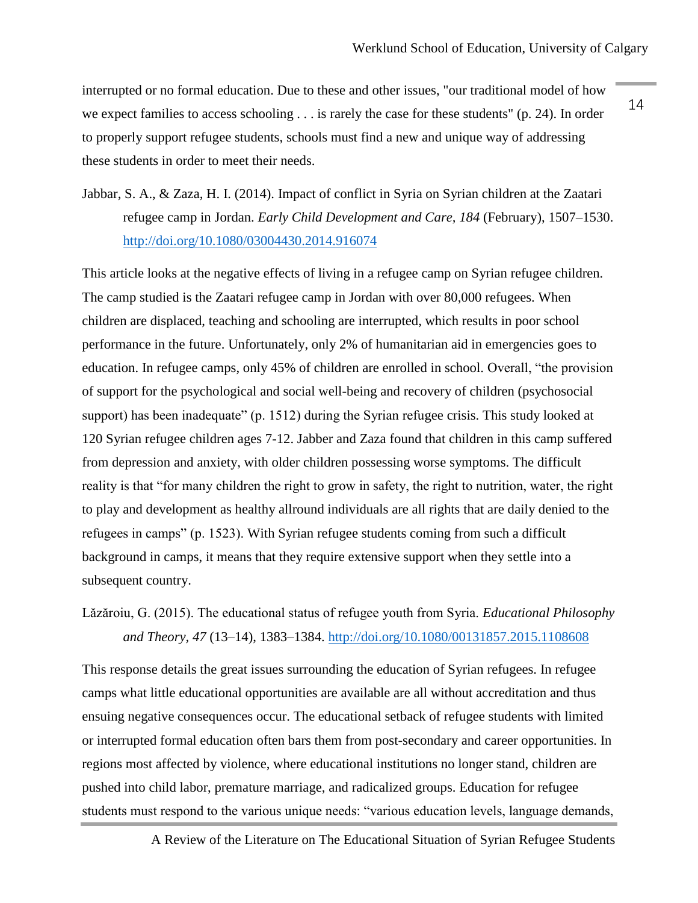interrupted or no formal education. Due to these and other issues, "our traditional model of how we expect families to access schooling . . . is rarely the case for these students" (p. 24). In order to properly support refugee students, schools must find a new and unique way of addressing these students in order to meet their needs.

Jabbar, S. A., & Zaza, H. I. (2014). Impact of conflict in Syria on Syrian children at the Zaatari refugee camp in Jordan. *Early Child Development and Care, 184* (February), 1507–1530. http://doi.org/10.1080/03004430.2014.916074

This article looks at the negative effects of living in a refugee camp on Syrian refugee children. The camp studied is the Zaatari refugee camp in Jordan with over 80,000 refugees. When children are displaced, teaching and schooling are interrupted, which results in poor school performance in the future. Unfortunately, only 2% of humanitarian aid in emergencies goes to education. In refugee camps, only 45% of children are enrolled in school. Overall, "the provision of support for the psychological and social well-being and recovery of children (psychosocial support) has been inadequate" (p. 1512) during the Syrian refugee crisis. This study looked at 120 Syrian refugee children ages 7-12. Jabber and Zaza found that children in this camp suffered from depression and anxiety, with older children possessing worse symptoms. The difficult reality is that "for many children the right to grow in safety, the right to nutrition, water, the right to play and development as healthy allround individuals are all rights that are daily denied to the refugees in camps" (p. 1523). With Syrian refugee students coming from such a difficult background in camps, it means that they require extensive support when they settle into a subsequent country.

Lăzăroiu, G. (2015). The educational status of refugee youth from Syria. *Educational Philosophy and Theory, 47* (13–14), 1383–1384. http://doi.org/10.1080/00131857.2015.1108608

This response details the great issues surrounding the education of Syrian refugees. In refugee camps what little educational opportunities are available are all without accreditation and thus ensuing negative consequences occur. The educational setback of refugee students with limited or interrupted formal education often bars them from post-secondary and career opportunities. In regions most affected by violence, where educational institutions no longer stand, children are pushed into child labor, premature marriage, and radicalized groups. Education for refugee students must respond to the various unique needs: "various education levels, language demands,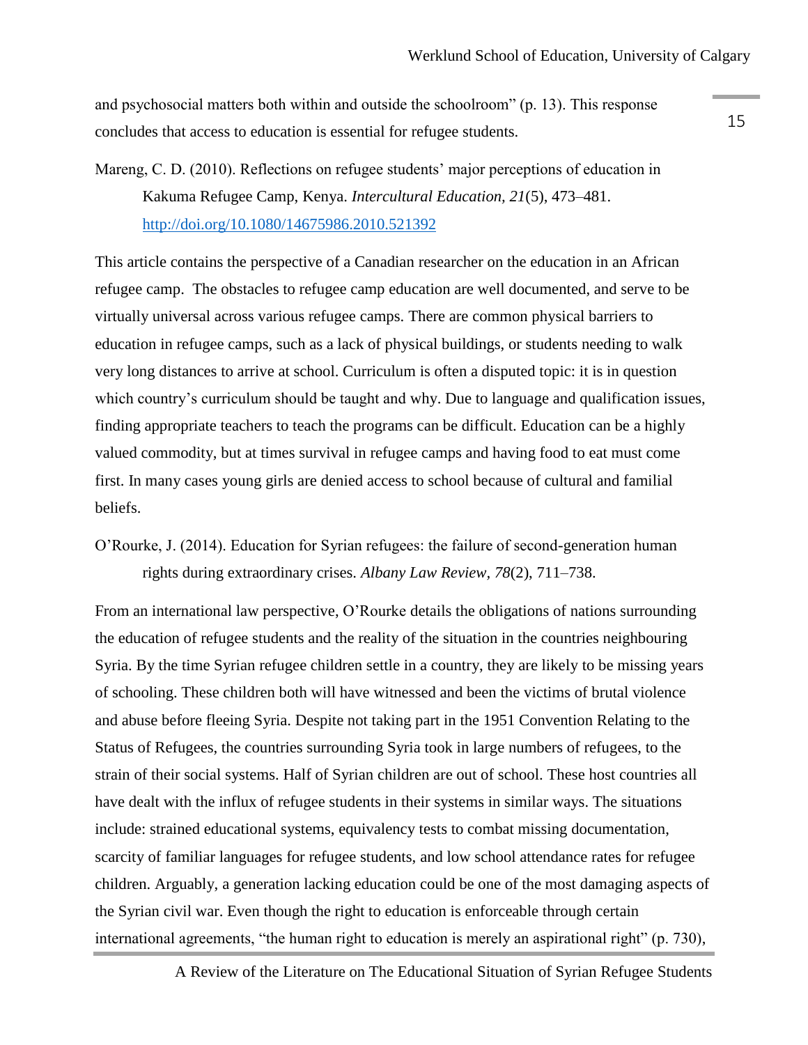and psychosocial matters both within and outside the schoolroom" (p. 13). This response concludes that access to education is essential for refugee students.

Mareng, C. D. (2010). Reflections on refugee students' major perceptions of education in Kakuma Refugee Camp, Kenya. *Intercultural Education, 21*(5), 473–481. http://doi.org/10.1080/14675986.2010.521392

This article contains the perspective of a Canadian researcher on the education in an African refugee camp. The obstacles to refugee camp education are well documented, and serve to be virtually universal across various refugee camps. There are common physical barriers to education in refugee camps, such as a lack of physical buildings, or students needing to walk very long distances to arrive at school. Curriculum is often a disputed topic: it is in question which country's curriculum should be taught and why. Due to language and qualification issues, finding appropriate teachers to teach the programs can be difficult. Education can be a highly valued commodity, but at times survival in refugee camps and having food to eat must come first. In many cases young girls are denied access to school because of cultural and familial beliefs.

O'Rourke, J. (2014). Education for Syrian refugees: the failure of second-generation human rights during extraordinary crises. *Albany Law Review*, *78*(2), 711–738.

From an international law perspective, O'Rourke details the obligations of nations surrounding the education of refugee students and the reality of the situation in the countries neighbouring Syria. By the time Syrian refugee children settle in a country, they are likely to be missing years of schooling. These children both will have witnessed and been the victims of brutal violence and abuse before fleeing Syria. Despite not taking part in the 1951 Convention Relating to the Status of Refugees, the countries surrounding Syria took in large numbers of refugees, to the strain of their social systems. Half of Syrian children are out of school. These host countries all have dealt with the influx of refugee students in their systems in similar ways. The situations include: strained educational systems, equivalency tests to combat missing documentation, scarcity of familiar languages for refugee students, and low school attendance rates for refugee children. Arguably, a generation lacking education could be one of the most damaging aspects of the Syrian civil war. Even though the right to education is enforceable through certain international agreements, "the human right to education is merely an aspirational right" (p. 730),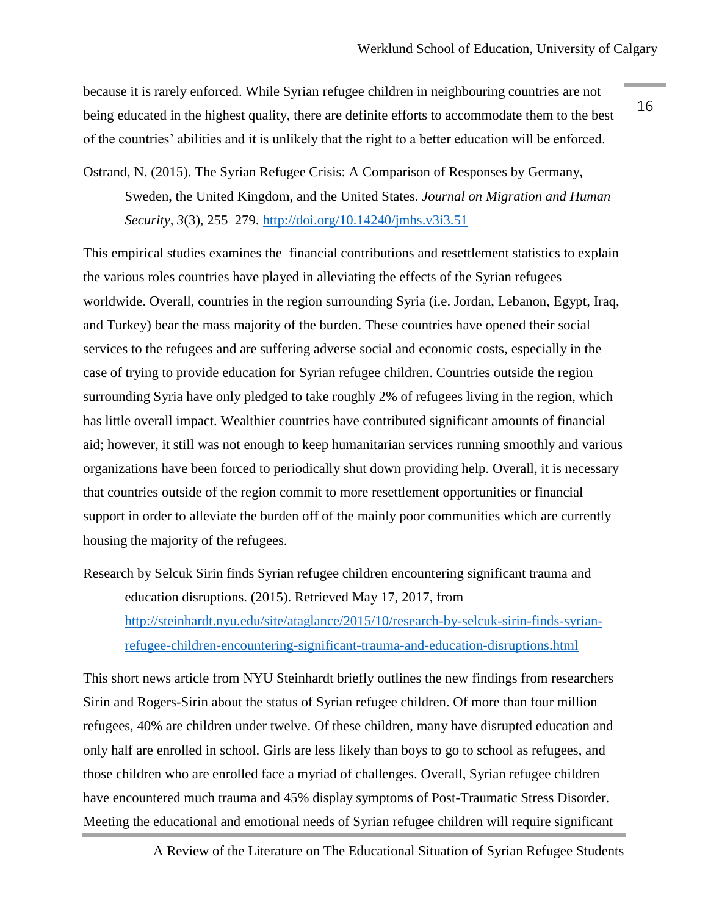because it is rarely enforced. While Syrian refugee children in neighbouring countries are not being educated in the highest quality, there are definite efforts to accommodate them to the best of the countries' abilities and it is unlikely that the right to a better education will be enforced.

Ostrand, N. (2015). The Syrian Refugee Crisis: A Comparison of Responses by Germany, Sweden, the United Kingdom, and the United States. *Journal on Migration and Human Security, 3*(3), 255–279. http://doi.org/10.14240/jmhs.v3i3.51

This empirical studies examines the financial contributions and resettlement statistics to explain the various roles countries have played in alleviating the effects of the Syrian refugees worldwide. Overall, countries in the region surrounding Syria (i.e. Jordan, Lebanon, Egypt, Iraq, and Turkey) bear the mass majority of the burden. These countries have opened their social services to the refugees and are suffering adverse social and economic costs, especially in the case of trying to provide education for Syrian refugee children. Countries outside the region surrounding Syria have only pledged to take roughly 2% of refugees living in the region, which has little overall impact. Wealthier countries have contributed significant amounts of financial aid; however, it still was not enough to keep humanitarian services running smoothly and various organizations have been forced to periodically shut down providing help. Overall, it is necessary that countries outside of the region commit to more resettlement opportunities or financial support in order to alleviate the burden off of the mainly poor communities which are currently housing the majority of the refugees.

Research by Selcuk Sirin finds Syrian refugee children encountering significant trauma and education disruptions. (2015). Retrieved May 17, 2017, from http://steinhardt.nyu.edu/site/ataglance/2015/10/research-by-selcuk-sirin-finds-syrian-refugee-children-encountering-significant-trauma-and-education-disruptions.html

This short news article from NYU Steinhardt briefly outlines the new findings from researchers Sirin and Rogers-Sirin about the status of Syrian refugee children. Of more than four million refugees, 40% are children under twelve. Of these children, many have disrupted education and only half are enrolled in school. Girls are less likely than boys to go to school as refugees, and those children who are enrolled face a myriad of challenges. Overall, Syrian refugee children have encountered much trauma and 45% display symptoms of Post-Traumatic Stress Disorder. Meeting the educational and emotional needs of Syrian refugee children will require significant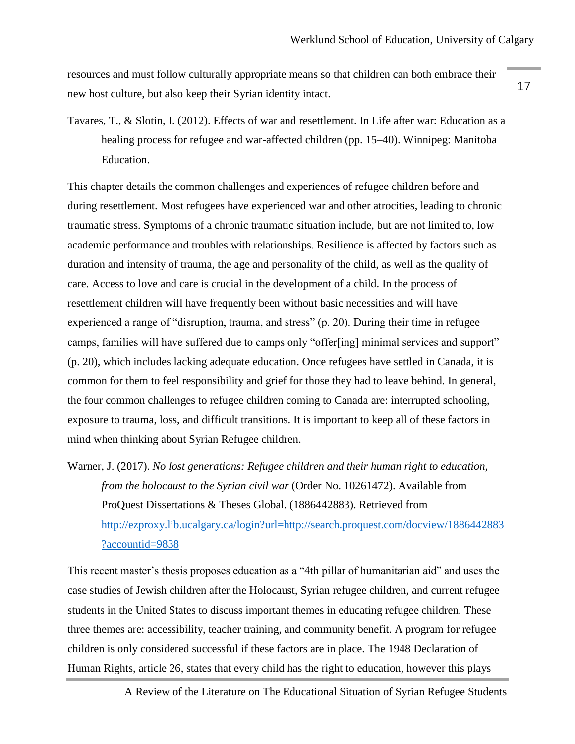resources and must follow culturally appropriate means so that children can both embrace their new host culture, but also keep their Syrian identity intact.

Tavares, T., & Slotin, I. (2012). Effects of war and resettlement. In Life after war: Education as a healing process for refugee and war-affected children (pp. 15–40). Winnipeg: Manitoba Education.

This chapter details the common challenges and experiences of refugee children before and during resettlement. Most refugees have experienced war and other atrocities, leading to chronic traumatic stress. Symptoms of a chronic traumatic situation include, but are not limited to, low academic performance and troubles with relationships. Resilience is affected by factors such as duration and intensity of trauma, the age and personality of the child, as well as the quality of care. Access to love and care is crucial in the development of a child. In the process of resettlement children will have frequently been without basic necessities and will have experienced a range of "disruption, trauma, and stress" (p. 20). During their time in refugee camps, families will have suffered due to camps only "offer[ing] minimal services and support" (p. 20), which includes lacking adequate education. Once refugees have settled in Canada, it is common for them to feel responsibility and grief for those they had to leave behind. In general, the four common challenges to refugee children coming to Canada are: interrupted schooling, exposure to trauma, loss, and difficult transitions. It is important to keep all of these factors in mind when thinking about Syrian Refugee children.

Warner, J. (2017). *No lost generations: Refugee children and their human right to education, from the holocaust to the Syrian civil war* (Order No. 10261472). Available from ProQuest Dissertations & Theses Global. (1886442883). Retrieved from [http://ezproxy.lib.ucalgary.ca/login?url=http://search.proquest.com/docview/1886442883?accountid=9838](http://ezproxy.lib.ucalgary.ca/login?url=http://search.proquest.com/docview/1886442883?accountid=9838)

This recent master's thesis proposes education as a "4th pillar of humanitarian aid" and uses the case studies of Jewish children after the Holocaust, Syrian refugee children, and current refugee students in the United States to discuss important themes in educating refugee children. These three themes are: accessibility, teacher training, and community benefit. A program for refugee children is only considered successful if these factors are in place. The 1948 Declaration of Human Rights, article 26, states that every child has the right to education, however this plays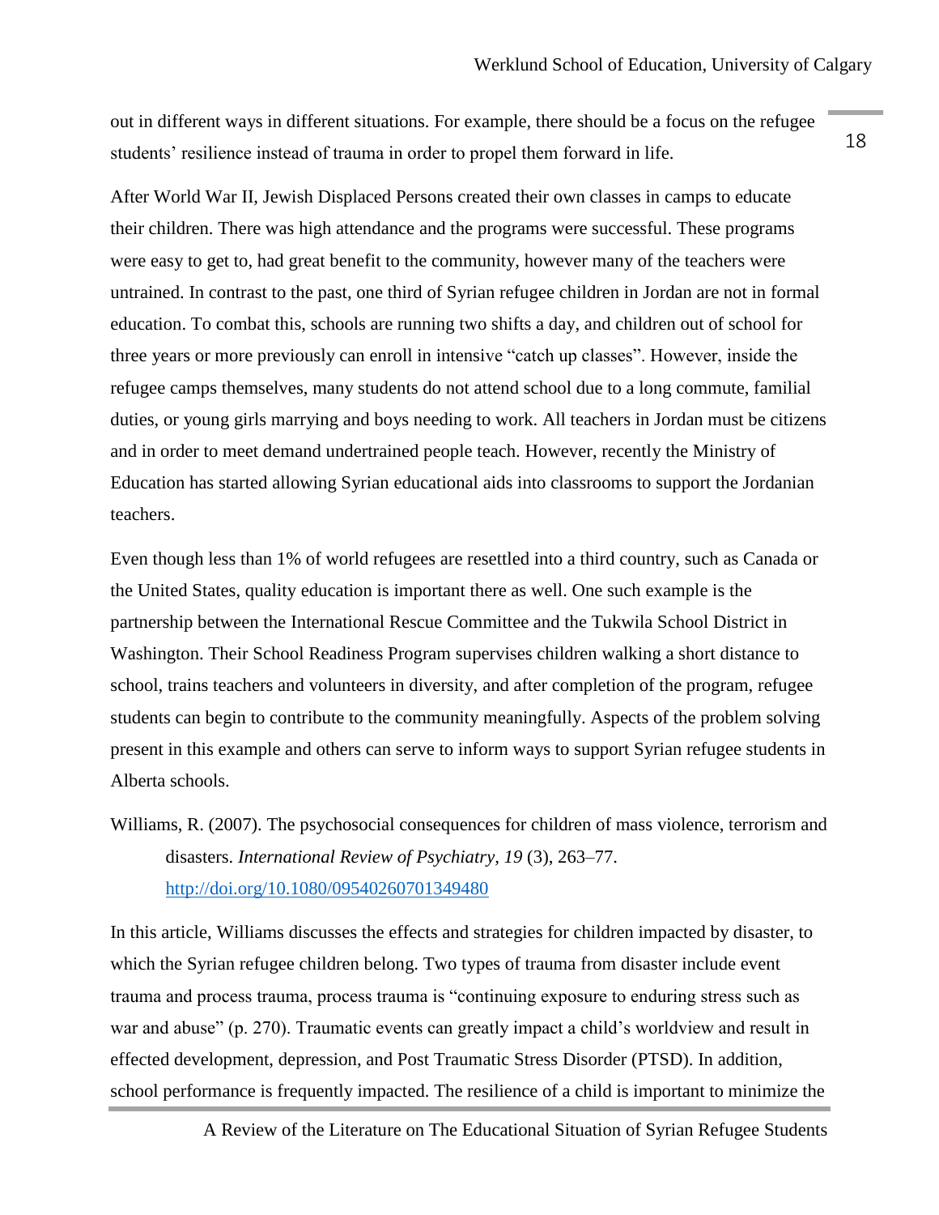out in different ways in different situations. For example, there should be a focus on the refugee students' resilience instead of trauma in order to propel them forward in life.

After World War II, Jewish Displaced Persons created their own classes in camps to educate their children. There was high attendance and the programs were successful. These programs were easy to get to, had great benefit to the community, however many of the teachers were untrained. In contrast to the past, one third of Syrian refugee children in Jordan are not in formal education. To combat this, schools are running two shifts a day, and children out of school for three years or more previously can enroll in intensive "catch up classes". However, inside the refugee camps themselves, many students do not attend school due to a long commute, familial duties, or young girls marrying and boys needing to work. All teachers in Jordan must be citizens and in order to meet demand undertrained people teach. However, recently the Ministry of Education has started allowing Syrian educational aids into classrooms to support the Jordanian teachers.

Even though less than 1% of world refugees are resettled into a third country, such as Canada or the United States, quality education is important there as well. One such example is the partnership between the International Rescue Committee and the Tukwila School District in Washington. Their School Readiness Program supervises children walking a short distance to school, trains teachers and volunteers in diversity, and after completion of the program, refugee students can begin to contribute to the community meaningfully. Aspects of the problem solving present in this example and others can serve to inform ways to support Syrian refugee students in Alberta schools.

Williams, R. (2007). The psychosocial consequences for children of mass violence, terrorism and disasters. *International Review of Psychiatry, 19* (3), 263–77. [http://doi.org/10.1080/09540260701349480](http://doi.org/10.1080/09540260701349480)

In this article, Williams discusses the effects and strategies for children impacted by disaster, to which the Syrian refugee children belong. Two types of trauma from disaster include event trauma and process trauma, process trauma is "continuing exposure to enduring stress such as war and abuse" (p. 270). Traumatic events can greatly impact a child's worldview and result in effected development, depression, and Post Traumatic Stress Disorder (PTSD). In addition, school performance is frequently impacted. The resilience of a child is important to minimize the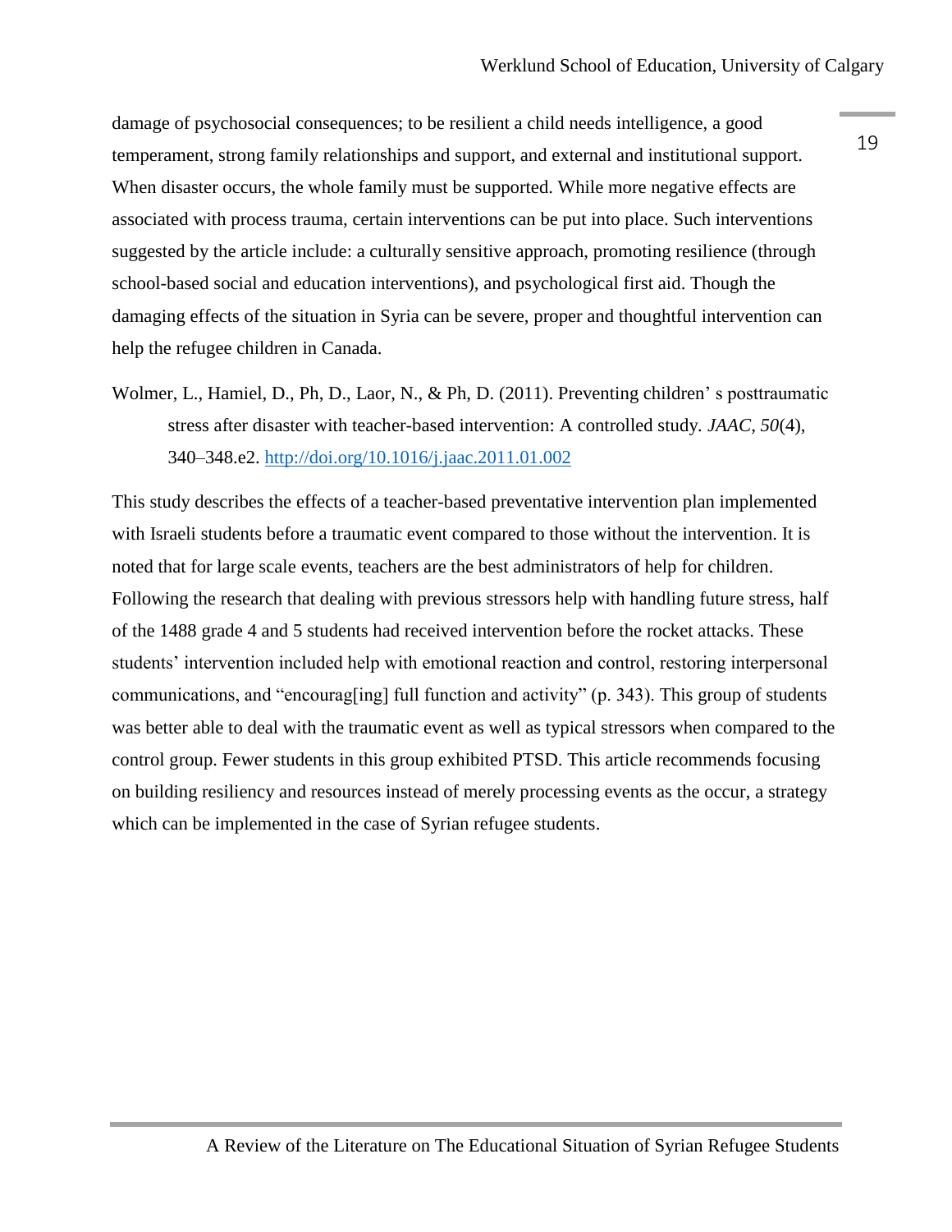damage of psychosocial consequences; to be resilient a child needs intelligence, a good temperament, strong family relationships and support, and external and institutional support. When disaster occurs, the whole family must be supported. While more negative effects are associated with process trauma, certain interventions can be put into place. Such interventions suggested by the article include: a culturally sensitive approach, promoting resilience (through school-based social and education interventions), and psychological first aid. Though the damaging effects of the situation in Syria can be severe, proper and thoughtful intervention can help the refugee children in Canada.

Wolmer, L., Hamiel, D., Ph, D., Laor, N., & Ph, D. (2011). Preventing children' s posttraumatic stress after disaster with teacher-based intervention: A controlled study. *JAAC*, *50*(4), 340–348.e2. http://doi.org/10.1016/j.jaac.2011.01.002

This study describes the effects of a teacher-based preventative intervention plan implemented with Israeli students before a traumatic event compared to those without the intervention. It is noted that for large scale events, teachers are the best administrators of help for children. Following the research that dealing with previous stressors help with handling future stress, half of the 1488 grade 4 and 5 students had received intervention before the rocket attacks. These students' intervention included help with emotional reaction and control, restoring interpersonal communications, and "encourag[ing] full function and activity" (p. 343). This group of students was better able to deal with the traumatic event as well as typical stressors when compared to the control group. Fewer students in this group exhibited PTSD. This article recommends focusing on building resiliency and resources instead of merely processing events as the occur, a strategy which can be implemented in the case of Syrian refugee students.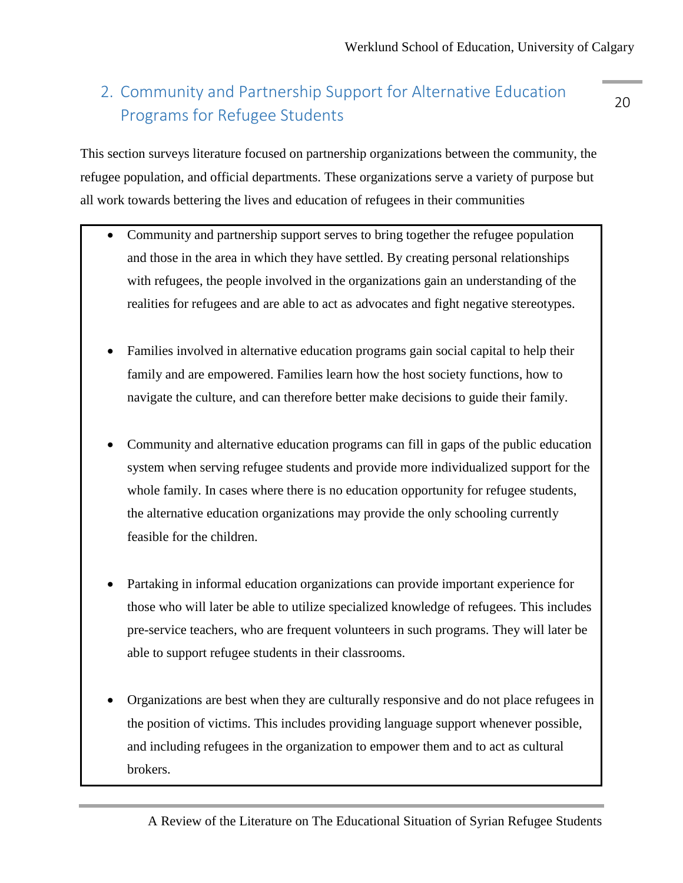## 2. Community and Partnership Support for Alternative Education Programs for Refugee Students

This section surveys literature focused on partnership organizations between the community, the refugee population, and official departments. These organizations serve a variety of purpose but all work towards bettering the lives and education of refugees in their communities

- Community and partnership support serves to bring together the refugee population and those in the area in which they have settled. By creating personal relationships with refugees, the people involved in the organizations gain an understanding of the realities for refugees and are able to act as advocates and fight negative stereotypes.

- Families involved in alternative education programs gain social capital to help their family and are empowered. Families learn how the host society functions, how to navigate the culture, and can therefore better make decisions to guide their family.

- Community and alternative education programs can fill in gaps of the public education system when serving refugee students and provide more individualized support for the whole family. In cases where there is no education opportunity for refugee students, the alternative education organizations may provide the only schooling currently feasible for the children.

- Partaking in informal education organizations can provide important experience for those who will later be able to utilize specialized knowledge of refugees. This includes pre-service teachers, who are frequent volunteers in such programs. They will later be able to support refugee students in their classrooms.

- Organizations are best when they are culturally responsive and do not place refugees in the position of victims. This includes providing language support whenever possible, and including refugees in the organization to empower them and to act as cultural brokers.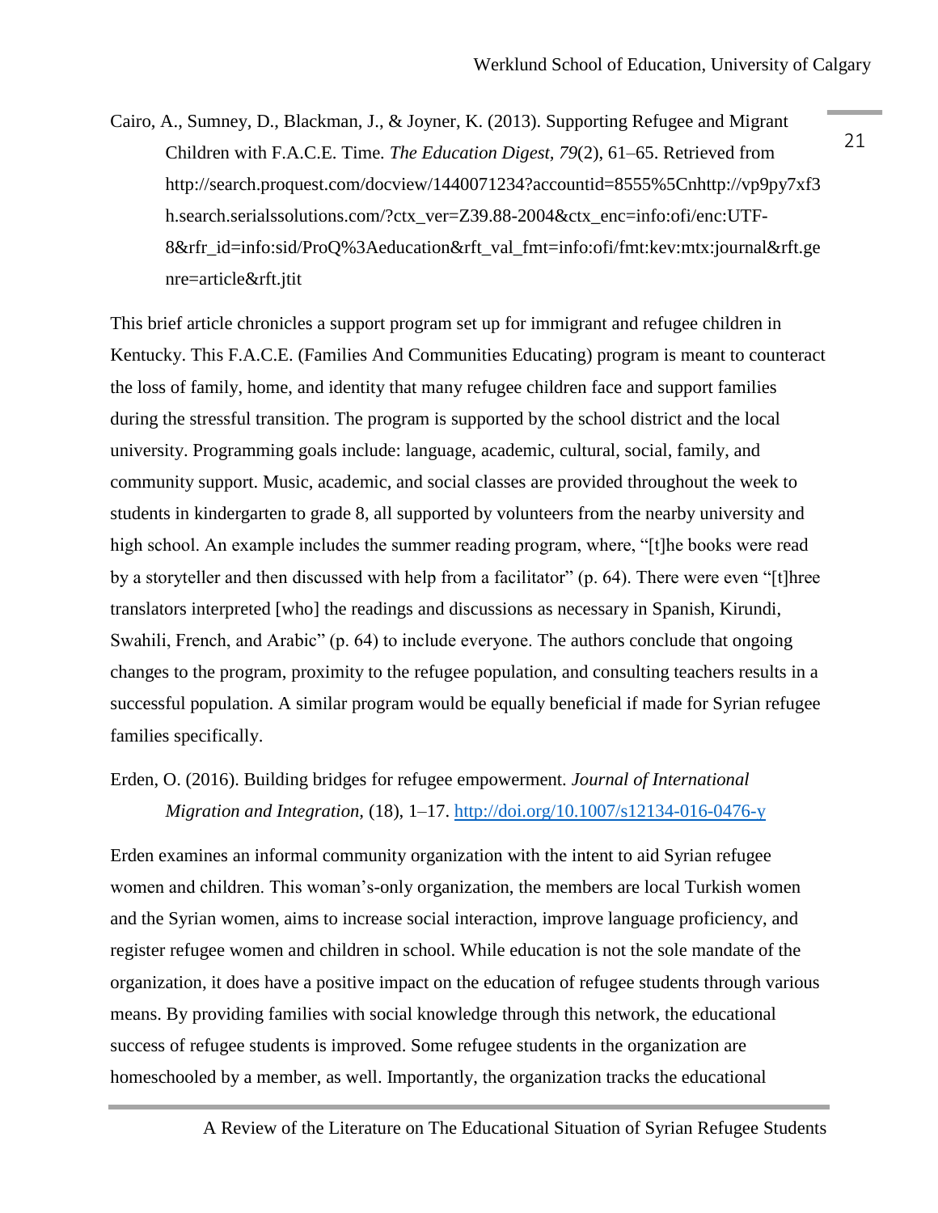Cairo, A., Sumney, D., Blackman, J., & Joyner, K. (2013). Supporting Refugee and Migrant Children with F.A.C.E. Time. *The Education Digest*, *79*(2), 61–65. Retrieved from http://search.proquest.com/docview/1440071234?accountid=8555%5Cnhttp://vp9py7xf3h.search.serialssolutions.com/?ctx_ver=Z39.88-2004&ctx_enc=info:ofi/enc:UTF-8&rfr_id=info:sid/ProQ%3Aeducation&rft_val_fmt=info:ofi/fmt:kev:mtx:journal&rft.genre=article&rft.jtit

This brief article chronicles a support program set up for immigrant and refugee children in Kentucky. This F.A.C.E. (Families And Communities Educating) program is meant to counteract the loss of family, home, and identity that many refugee children face and support families during the stressful transition. The program is supported by the school district and the local university. Programming goals include: language, academic, cultural, social, family, and community support. Music, academic, and social classes are provided throughout the week to students in kindergarten to grade 8, all supported by volunteers from the nearby university and high school. An example includes the summer reading program, where, "[t]he books were read by a storyteller and then discussed with help from a facilitator" (p. 64). There were even "[t]hree translators interpreted [who] the readings and discussions as necessary in Spanish, Kirundi, Swahili, French, and Arabic" (p. 64) to include everyone. The authors conclude that ongoing changes to the program, proximity to the refugee population, and consulting teachers results in a successful population. A similar program would be equally beneficial if made for Syrian refugee families specifically.

Erden, O. (2016). Building bridges for refugee empowerment. *Journal of International Migration and Integration*, (18), 1–17. http://doi.org/10.1007/s12134-016-0476-y

Erden examines an informal community organization with the intent to aid Syrian refugee women and children. This woman's-only organization, the members are local Turkish women and the Syrian women, aims to increase social interaction, improve language proficiency, and register refugee women and children in school. While education is not the sole mandate of the organization, it does have a positive impact on the education of refugee students through various means. By providing families with social knowledge through this network, the educational success of refugee students is improved. Some refugee students in the organization are homeschooled by a member, as well. Importantly, the organization tracks the educational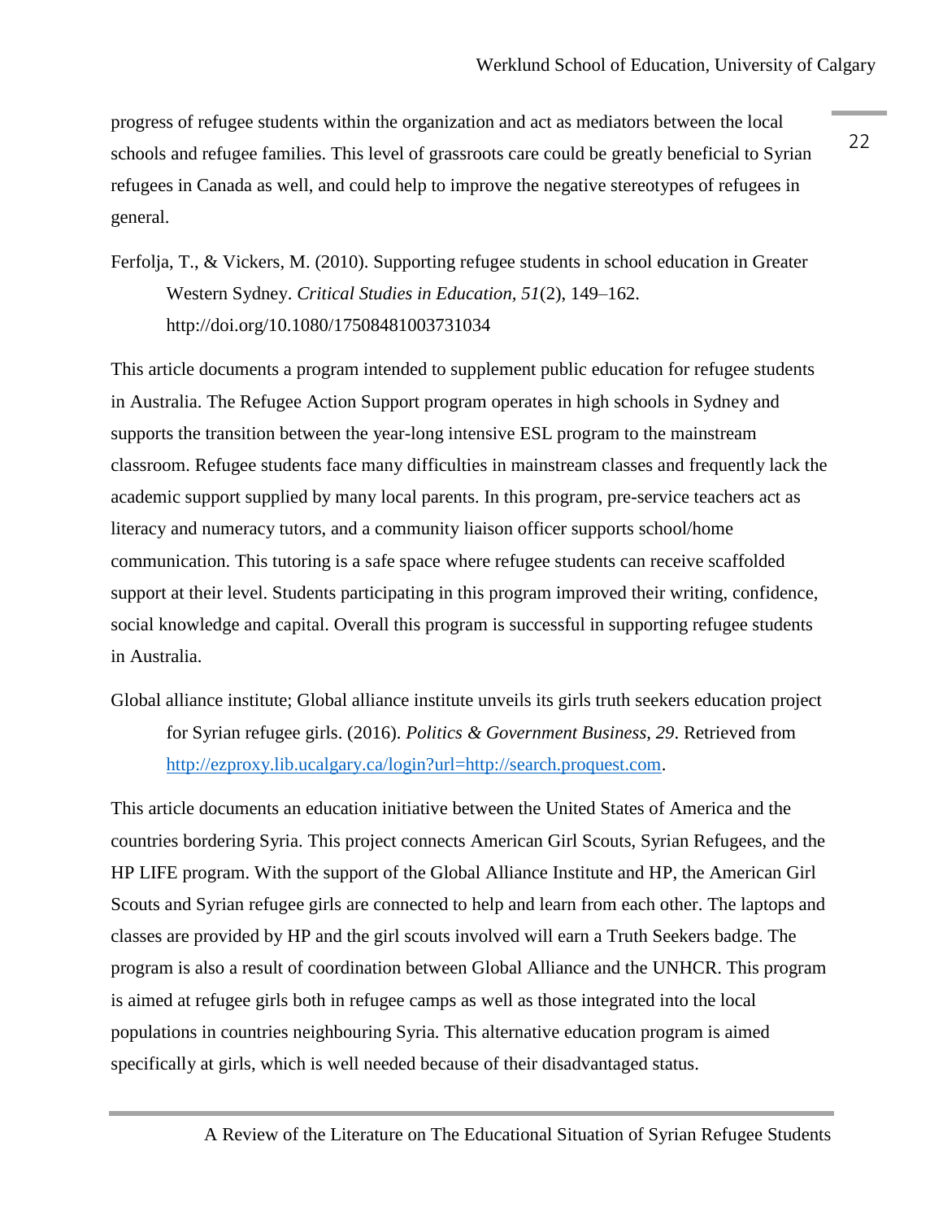progress of refugee students within the organization and act as mediators between the local schools and refugee families. This level of grassroots care could be greatly beneficial to Syrian refugees in Canada as well, and could help to improve the negative stereotypes of refugees in general.

Ferfolja, T., & Vickers, M. (2010). Supporting refugee students in school education in Greater Western Sydney. *Critical Studies in Education, 51*(2), 149–162. http://doi.org/10.1080/17508481003731034

This article documents a program intended to supplement public education for refugee students in Australia. The Refugee Action Support program operates in high schools in Sydney and supports the transition between the year-long intensive ESL program to the mainstream classroom. Refugee students face many difficulties in mainstream classes and frequently lack the academic support supplied by many local parents. In this program, pre-service teachers act as literacy and numeracy tutors, and a community liaison officer supports school/home communication. This tutoring is a safe space where refugee students can receive scaffolded support at their level. Students participating in this program improved their writing, confidence, social knowledge and capital. Overall this program is successful in supporting refugee students in Australia.

Global alliance institute; Global alliance institute unveils its girls truth seekers education project for Syrian refugee girls. (2016). *Politics & Government Business, 29*. Retrieved from http://ezproxy.lib.ucalgary.ca/login?url=http://search.proquest.com.

This article documents an education initiative between the United States of America and the countries bordering Syria. This project connects American Girl Scouts, Syrian Refugees, and the HP LIFE program. With the support of the Global Alliance Institute and HP, the American Girl Scouts and Syrian refugee girls are connected to help and learn from each other. The laptops and classes are provided by HP and the girl scouts involved will earn a Truth Seekers badge. The program is also a result of coordination between Global Alliance and the UNHCR. This program is aimed at refugee girls both in refugee camps as well as those integrated into the local populations in countries neighbouring Syria. This alternative education program is aimed specifically at girls, which is well needed because of their disadvantaged status.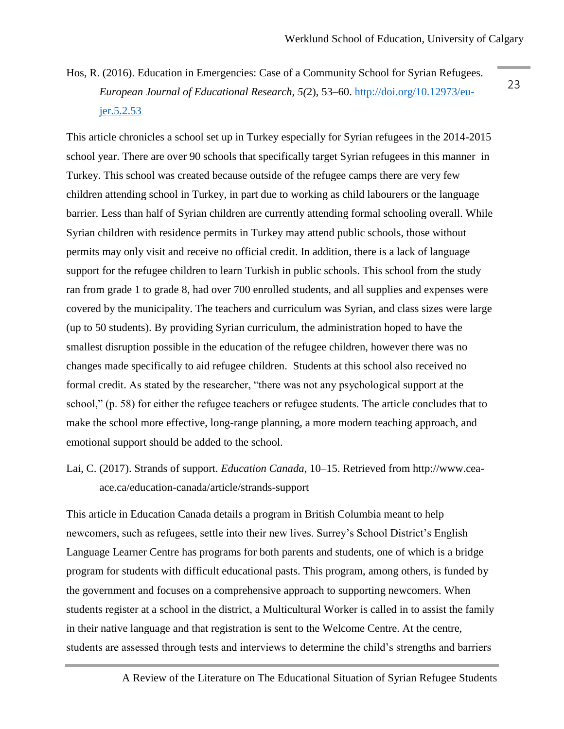Hos, R. (2016). Education in Emergencies: Case of a Community School for Syrian Refugees. *European Journal of Educational Research, 5(*2), 53–60. [http://doi.org/10.12973/eu-jer.5.2.53](http://doi.org/10.12973/eu-jer.5.2.53)

This article chronicles a school set up in Turkey especially for Syrian refugees in the 2014-2015 school year. There are over 90 schools that specifically target Syrian refugees in this manner in Turkey. This school was created because outside of the refugee camps there are very few children attending school in Turkey, in part due to working as child labourers or the language barrier. Less than half of Syrian children are currently attending formal schooling overall. While Syrian children with residence permits in Turkey may attend public schools, those without permits may only visit and receive no official credit. In addition, there is a lack of language support for the refugee children to learn Turkish in public schools. This school from the study ran from grade 1 to grade 8, had over 700 enrolled students, and all supplies and expenses were covered by the municipality. The teachers and curriculum was Syrian, and class sizes were large (up to 50 students). By providing Syrian curriculum, the administration hoped to have the smallest disruption possible in the education of the refugee children, however there was no changes made specifically to aid refugee children. Students at this school also received no formal credit. As stated by the researcher, "there was not any psychological support at the school," (p. 58) for either the refugee teachers or refugee students. The article concludes that to make the school more effective, long-range planning, a more modern teaching approach, and emotional support should be added to the school.

Lai, C. (2017). Strands of support. *Education Canada*, 10–15. Retrieved from http://www.cea-ace.ca/education-canada/article/strands-support

This article in Education Canada details a program in British Columbia meant to help newcomers, such as refugees, settle into their new lives. Surrey's School District's English Language Learner Centre has programs for both parents and students, one of which is a bridge program for students with difficult educational pasts. This program, among others, is funded by the government and focuses on a comprehensive approach to supporting newcomers. When students register at a school in the district, a Multicultural Worker is called in to assist the family in their native language and that registration is sent to the Welcome Centre. At the centre, students are assessed through tests and interviews to determine the child's strengths and barriers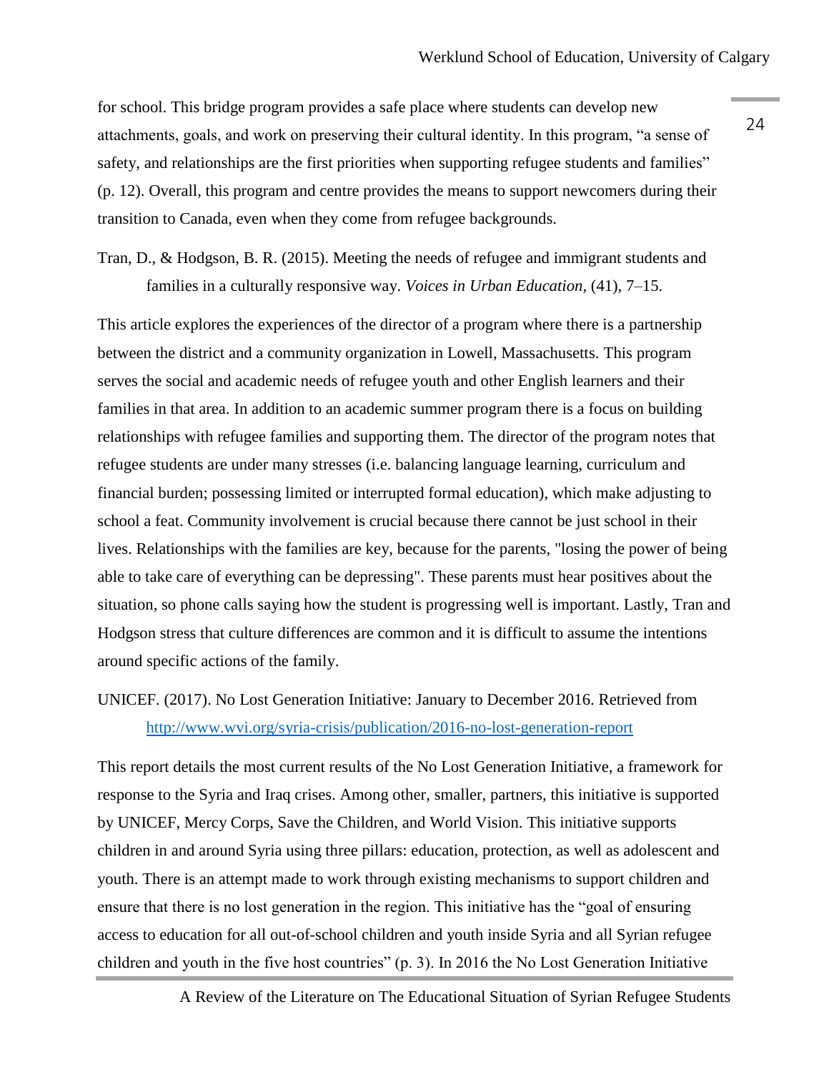for school. This bridge program provides a safe place where students can develop new attachments, goals, and work on preserving their cultural identity. In this program, "a sense of safety, and relationships are the first priorities when supporting refugee students and families" (p. 12). Overall, this program and centre provides the means to support newcomers during their transition to Canada, even when they come from refugee backgrounds.

Tran, D., & Hodgson, B. R. (2015). Meeting the needs of refugee and immigrant students and families in a culturally responsive way. *Voices in Urban Education*, (41), 7–15.

This article explores the experiences of the director of a program where there is a partnership between the district and a community organization in Lowell, Massachusetts. This program serves the social and academic needs of refugee youth and other English learners and their families in that area. In addition to an academic summer program there is a focus on building relationships with refugee families and supporting them. The director of the program notes that refugee students are under many stresses (i.e. balancing language learning, curriculum and financial burden; possessing limited or interrupted formal education), which make adjusting to school a feat. Community involvement is crucial because there cannot be just school in their lives. Relationships with the families are key, because for the parents, "losing the power of being able to take care of everything can be depressing". These parents must hear positives about the situation, so phone calls saying how the student is progressing well is important. Lastly, Tran and Hodgson stress that culture differences are common and it is difficult to assume the intentions around specific actions of the family.

UNICEF. (2017). No Lost Generation Initiative: January to December 2016. Retrieved from http://www.wvi.org/syria-crisis/publication/2016-no-lost-generation-report

This report details the most current results of the No Lost Generation Initiative, a framework for response to the Syria and Iraq crises. Among other, smaller, partners, this initiative is supported by UNICEF, Mercy Corps, Save the Children, and World Vision. This initiative supports children in and around Syria using three pillars: education, protection, as well as adolescent and youth. There is an attempt made to work through existing mechanisms to support children and ensure that there is no lost generation in the region. This initiative has the "goal of ensuring access to education for all out-of-school children and youth inside Syria and all Syrian refugee children and youth in the five host countries" (p. 3). In 2016 the No Lost Generation Initiative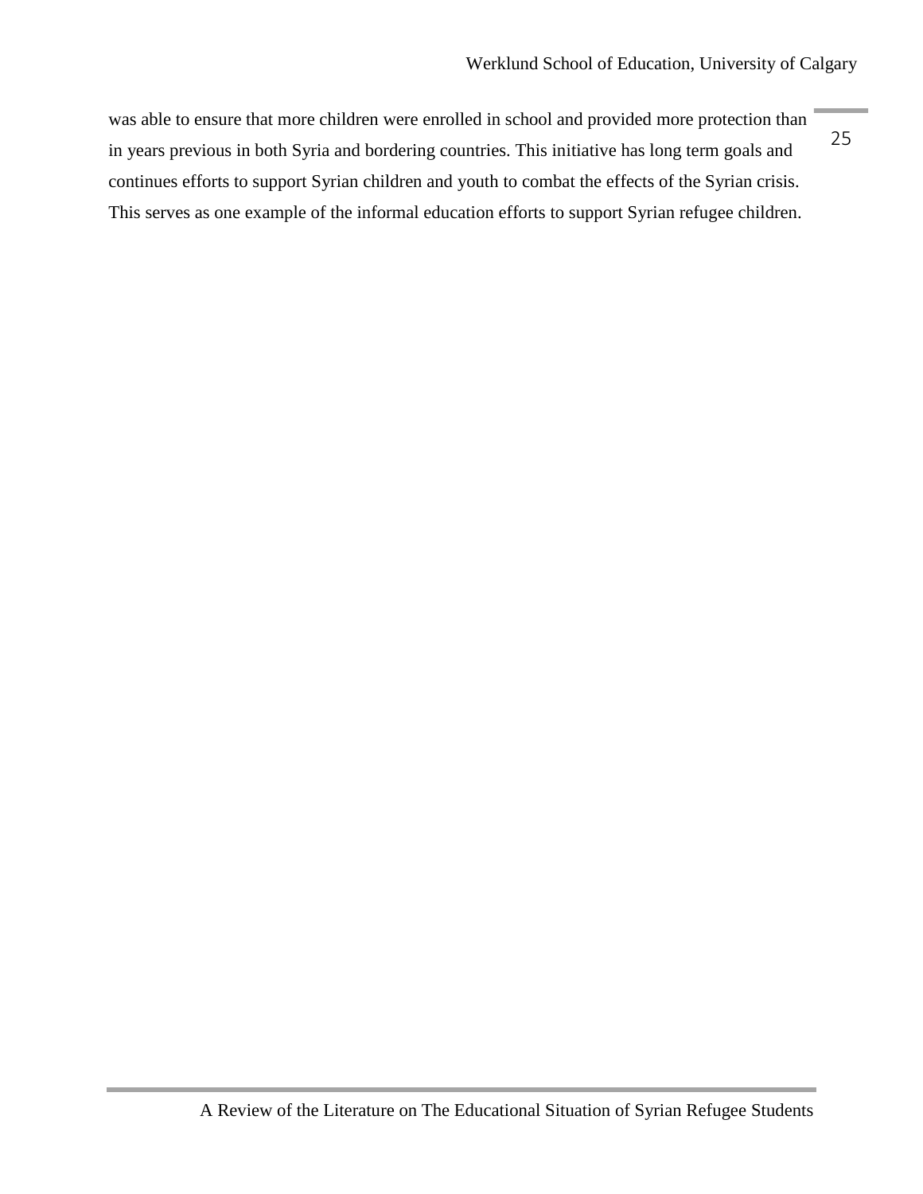was able to ensure that more children were enrolled in school and provided more protection than in years previous in both Syria and bordering countries. This initiative has long term goals and continues efforts to support Syrian children and youth to combat the effects of the Syrian crisis. This serves as one example of the informal education efforts to support Syrian refugee children.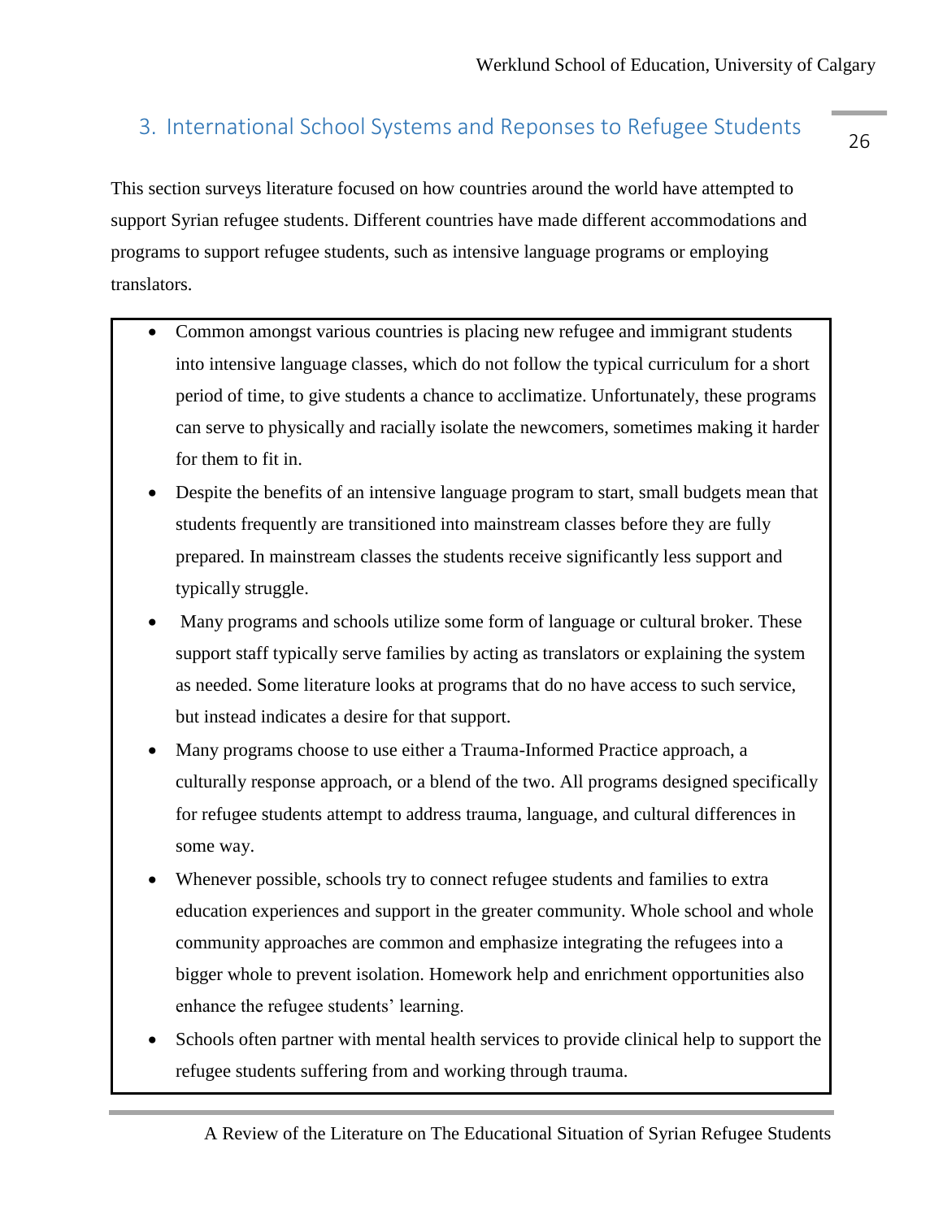## 3. International School Systems and Reponses to Refugee Students

This section surveys literature focused on how countries around the world have attempted to support Syrian refugee students. Different countries have made different accommodations and programs to support refugee students, such as intensive language programs or employing translators.

- Common amongst various countries is placing new refugee and immigrant students into intensive language classes, which do not follow the typical curriculum for a short period of time, to give students a chance to acclimatize. Unfortunately, these programs can serve to physically and racially isolate the newcomers, sometimes making it harder for them to fit in.
- Despite the benefits of an intensive language program to start, small budgets mean that students frequently are transitioned into mainstream classes before they are fully prepared. In mainstream classes the students receive significantly less support and typically struggle.
- Many programs and schools utilize some form of language or cultural broker. These support staff typically serve families by acting as translators or explaining the system as needed. Some literature looks at programs that do no have access to such service, but instead indicates a desire for that support.
- Many programs choose to use either a Trauma-Informed Practice approach, a culturally response approach, or a blend of the two. All programs designed specifically for refugee students attempt to address trauma, language, and cultural differences in some way.
- Whenever possible, schools try to connect refugee students and families to extra education experiences and support in the greater community. Whole school and whole community approaches are common and emphasize integrating the refugees into a bigger whole to prevent isolation. Homework help and enrichment opportunities also enhance the refugee students' learning.
- Schools often partner with mental health services to provide clinical help to support the refugee students suffering from and working through trauma.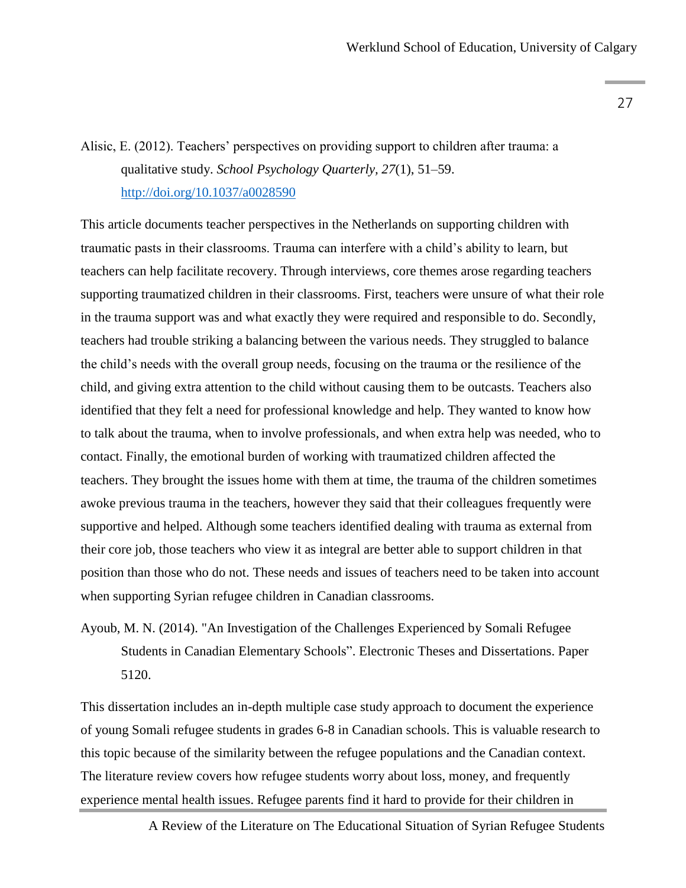Alisic, E. (2012). Teachers' perspectives on providing support to children after trauma: a qualitative study. *School Psychology Quarterly, 27*(1), 51–59. http://doi.org/10.1037/a0028590

This article documents teacher perspectives in the Netherlands on supporting children with traumatic pasts in their classrooms. Trauma can interfere with a child's ability to learn, but teachers can help facilitate recovery. Through interviews, core themes arose regarding teachers supporting traumatized children in their classrooms. First, teachers were unsure of what their role in the trauma support was and what exactly they were required and responsible to do. Secondly, teachers had trouble striking a balancing between the various needs. They struggled to balance the child's needs with the overall group needs, focusing on the trauma or the resilience of the child, and giving extra attention to the child without causing them to be outcasts. Teachers also identified that they felt a need for professional knowledge and help. They wanted to know how to talk about the trauma, when to involve professionals, and when extra help was needed, who to contact. Finally, the emotional burden of working with traumatized children affected the teachers. They brought the issues home with them at time, the trauma of the children sometimes awoke previous trauma in the teachers, however they said that their colleagues frequently were supportive and helped. Although some teachers identified dealing with trauma as external from their core job, those teachers who view it as integral are better able to support children in that position than those who do not. These needs and issues of teachers need to be taken into account when supporting Syrian refugee children in Canadian classrooms.

Ayoub, M. N. (2014). "An Investigation of the Challenges Experienced by Somali Refugee Students in Canadian Elementary Schools". Electronic Theses and Dissertations. Paper 5120.

This dissertation includes an in-depth multiple case study approach to document the experience of young Somali refugee students in grades 6-8 in Canadian schools. This is valuable research to this topic because of the similarity between the refugee populations and the Canadian context. The literature review covers how refugee students worry about loss, money, and frequently experience mental health issues. Refugee parents find it hard to provide for their children in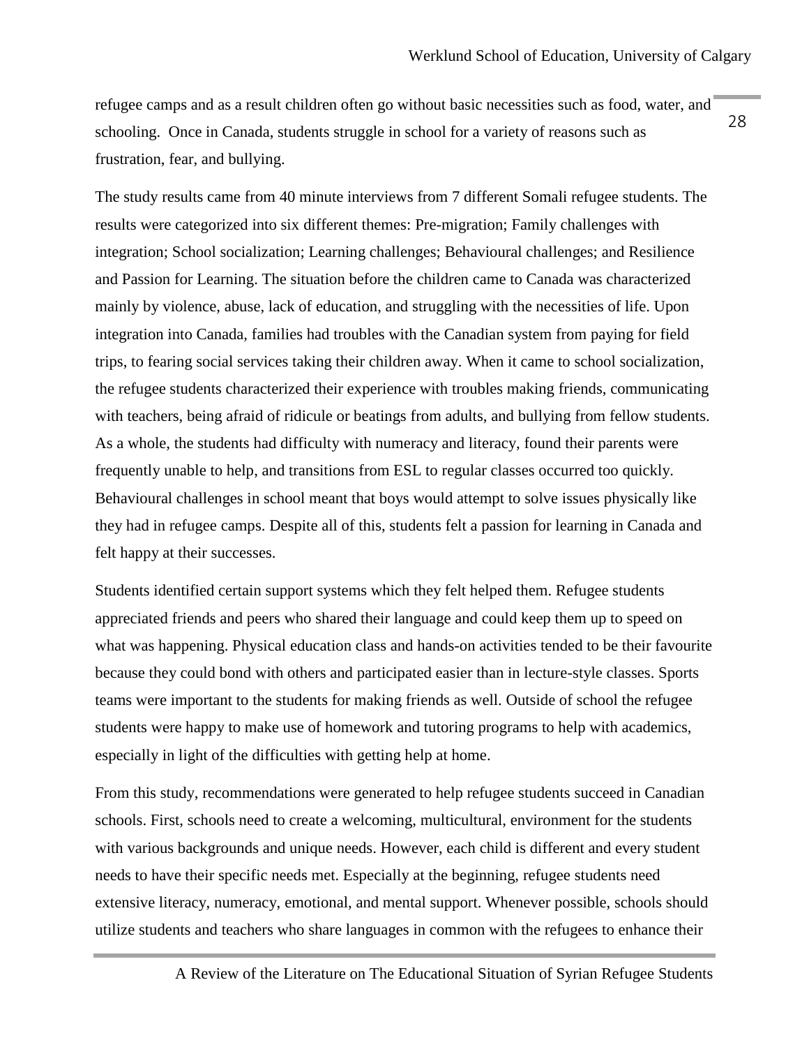refugee camps and as a result children often go without basic necessities such as food, water, and schooling. Once in Canada, students struggle in school for a variety of reasons such as frustration, fear, and bullying.

The study results came from 40 minute interviews from 7 different Somali refugee students. The results were categorized into six different themes: Pre-migration; Family challenges with integration; School socialization; Learning challenges; Behavioural challenges; and Resilience and Passion for Learning. The situation before the children came to Canada was characterized mainly by violence, abuse, lack of education, and struggling with the necessities of life. Upon integration into Canada, families had troubles with the Canadian system from paying for field trips, to fearing social services taking their children away. When it came to school socialization, the refugee students characterized their experience with troubles making friends, communicating with teachers, being afraid of ridicule or beatings from adults, and bullying from fellow students. As a whole, the students had difficulty with numeracy and literacy, found their parents were frequently unable to help, and transitions from ESL to regular classes occurred too quickly. Behavioural challenges in school meant that boys would attempt to solve issues physically like they had in refugee camps. Despite all of this, students felt a passion for learning in Canada and felt happy at their successes.

Students identified certain support systems which they felt helped them. Refugee students appreciated friends and peers who shared their language and could keep them up to speed on what was happening. Physical education class and hands-on activities tended to be their favourite because they could bond with others and participated easier than in lecture-style classes. Sports teams were important to the students for making friends as well. Outside of school the refugee students were happy to make use of homework and tutoring programs to help with academics, especially in light of the difficulties with getting help at home.

From this study, recommendations were generated to help refugee students succeed in Canadian schools. First, schools need to create a welcoming, multicultural, environment for the students with various backgrounds and unique needs. However, each child is different and every student needs to have their specific needs met. Especially at the beginning, refugee students need extensive literacy, numeracy, emotional, and mental support. Whenever possible, schools should utilize students and teachers who share languages in common with the refugees to enhance their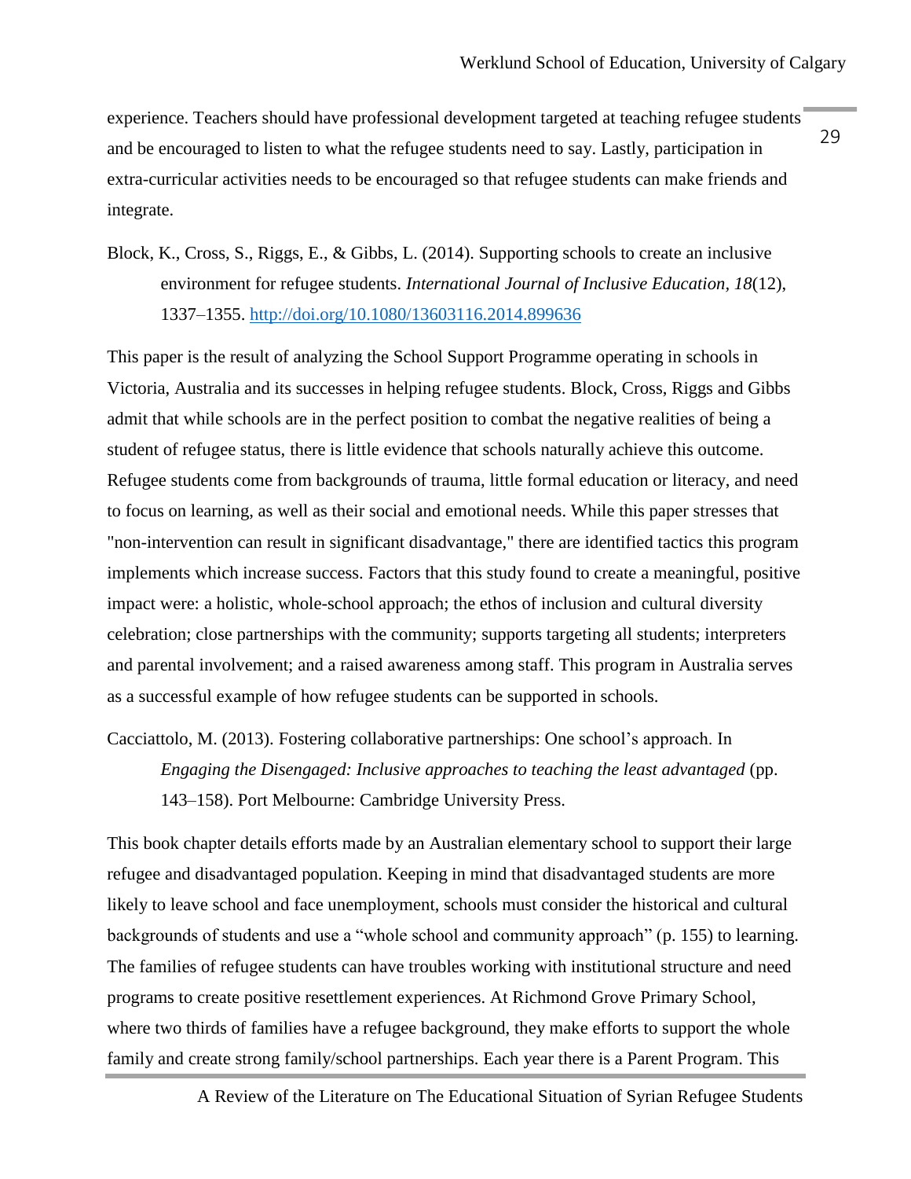experience. Teachers should have professional development targeted at teaching refugee students and be encouraged to listen to what the refugee students need to say. Lastly, participation in extra-curricular activities needs to be encouraged so that refugee students can make friends and integrate.

Block, K., Cross, S., Riggs, E., & Gibbs, L. (2014). Supporting schools to create an inclusive environment for refugee students. *International Journal of Inclusive Education, 18*(12), 1337–1355. http://doi.org/10.1080/13603116.2014.899636

This paper is the result of analyzing the School Support Programme operating in schools in Victoria, Australia and its successes in helping refugee students. Block, Cross, Riggs and Gibbs admit that while schools are in the perfect position to combat the negative realities of being a student of refugee status, there is little evidence that schools naturally achieve this outcome. Refugee students come from backgrounds of trauma, little formal education or literacy, and need to focus on learning, as well as their social and emotional needs. While this paper stresses that "non-intervention can result in significant disadvantage," there are identified tactics this program implements which increase success. Factors that this study found to create a meaningful, positive impact were: a holistic, whole-school approach; the ethos of inclusion and cultural diversity celebration; close partnerships with the community; supports targeting all students; interpreters and parental involvement; and a raised awareness among staff. This program in Australia serves as a successful example of how refugee students can be supported in schools.

Cacciattolo, M. (2013). Fostering collaborative partnerships: One school's approach. In *Engaging the Disengaged: Inclusive approaches to teaching the least advantaged* (pp. 143–158). Port Melbourne: Cambridge University Press.

This book chapter details efforts made by an Australian elementary school to support their large refugee and disadvantaged population. Keeping in mind that disadvantaged students are more likely to leave school and face unemployment, schools must consider the historical and cultural backgrounds of students and use a "whole school and community approach" (p. 155) to learning. The families of refugee students can have troubles working with institutional structure and need programs to create positive resettlement experiences. At Richmond Grove Primary School, where two thirds of families have a refugee background, they make efforts to support the whole family and create strong family/school partnerships. Each year there is a Parent Program. This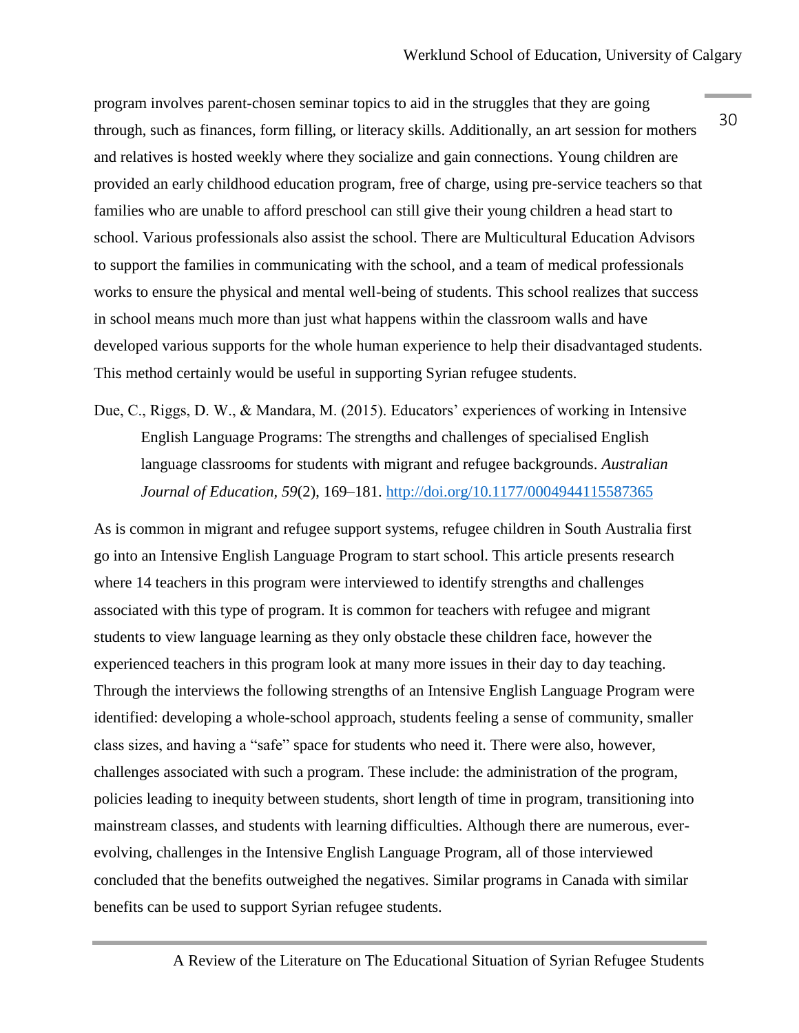program involves parent-chosen seminar topics to aid in the struggles that they are going through, such as finances, form filling, or literacy skills. Additionally, an art session for mothers and relatives is hosted weekly where they socialize and gain connections. Young children are provided an early childhood education program, free of charge, using pre-service teachers so that families who are unable to afford preschool can still give their young children a head start to school. Various professionals also assist the school. There are Multicultural Education Advisors to support the families in communicating with the school, and a team of medical professionals works to ensure the physical and mental well-being of students. This school realizes that success in school means much more than just what happens within the classroom walls and have developed various supports for the whole human experience to help their disadvantaged students. This method certainly would be useful in supporting Syrian refugee students.

Due, C., Riggs, D. W., & Mandara, M. (2015). Educators' experiences of working in Intensive English Language Programs: The strengths and challenges of specialised English language classrooms for students with migrant and refugee backgrounds. *Australian Journal of Education, 59*(2), 169–181. http://doi.org/10.1177/0004944115587365

As is common in migrant and refugee support systems, refugee children in South Australia first go into an Intensive English Language Program to start school. This article presents research where 14 teachers in this program were interviewed to identify strengths and challenges associated with this type of program. It is common for teachers with refugee and migrant students to view language learning as they only obstacle these children face, however the experienced teachers in this program look at many more issues in their day to day teaching. Through the interviews the following strengths of an Intensive English Language Program were identified: developing a whole-school approach, students feeling a sense of community, smaller class sizes, and having a "safe" space for students who need it. There were also, however, challenges associated with such a program. These include: the administration of the program, policies leading to inequity between students, short length of time in program, transitioning into mainstream classes, and students with learning difficulties. Although there are numerous, ever-evolving, challenges in the Intensive English Language Program, all of those interviewed concluded that the benefits outweighed the negatives. Similar programs in Canada with similar benefits can be used to support Syrian refugee students.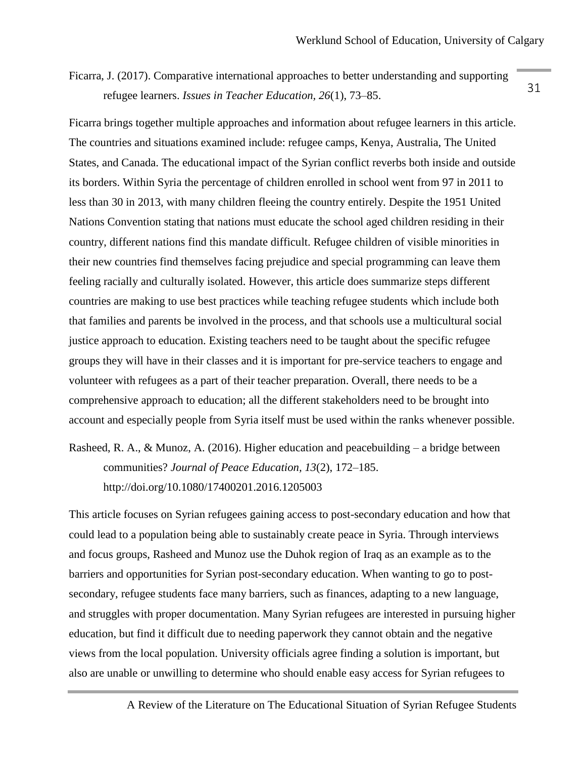Ficarra, J. (2017). Comparative international approaches to better understanding and supporting refugee learners. *Issues in Teacher Education, 26*(1), 73–85.

Ficarra brings together multiple approaches and information about refugee learners in this article. The countries and situations examined include: refugee camps, Kenya, Australia, The United States, and Canada. The educational impact of the Syrian conflict reverbs both inside and outside its borders. Within Syria the percentage of children enrolled in school went from 97 in 2011 to less than 30 in 2013, with many children fleeing the country entirely. Despite the 1951 United Nations Convention stating that nations must educate the school aged children residing in their country, different nations find this mandate difficult. Refugee children of visible minorities in their new countries find themselves facing prejudice and special programming can leave them feeling racially and culturally isolated. However, this article does summarize steps different countries are making to use best practices while teaching refugee students which include both that families and parents be involved in the process, and that schools use a multicultural social justice approach to education. Existing teachers need to be taught about the specific refugee groups they will have in their classes and it is important for pre-service teachers to engage and volunteer with refugees as a part of their teacher preparation. Overall, there needs to be a comprehensive approach to education; all the different stakeholders need to be brought into account and especially people from Syria itself must be used within the ranks whenever possible.

Rasheed, R. A., & Munoz, A. (2016). Higher education and peacebuilding – a bridge between communities? *Journal of Peace Education, 13*(2), 172–185. http://doi.org/10.1080/17400201.2016.1205003

This article focuses on Syrian refugees gaining access to post-secondary education and how that could lead to a population being able to sustainably create peace in Syria. Through interviews and focus groups, Rasheed and Munoz use the Duhok region of Iraq as an example as to the barriers and opportunities for Syrian post-secondary education. When wanting to go to post-secondary, refugee students face many barriers, such as finances, adapting to a new language, and struggles with proper documentation. Many Syrian refugees are interested in pursuing higher education, but find it difficult due to needing paperwork they cannot obtain and the negative views from the local population. University officials agree finding a solution is important, but also are unable or unwilling to determine who should enable easy access for Syrian refugees to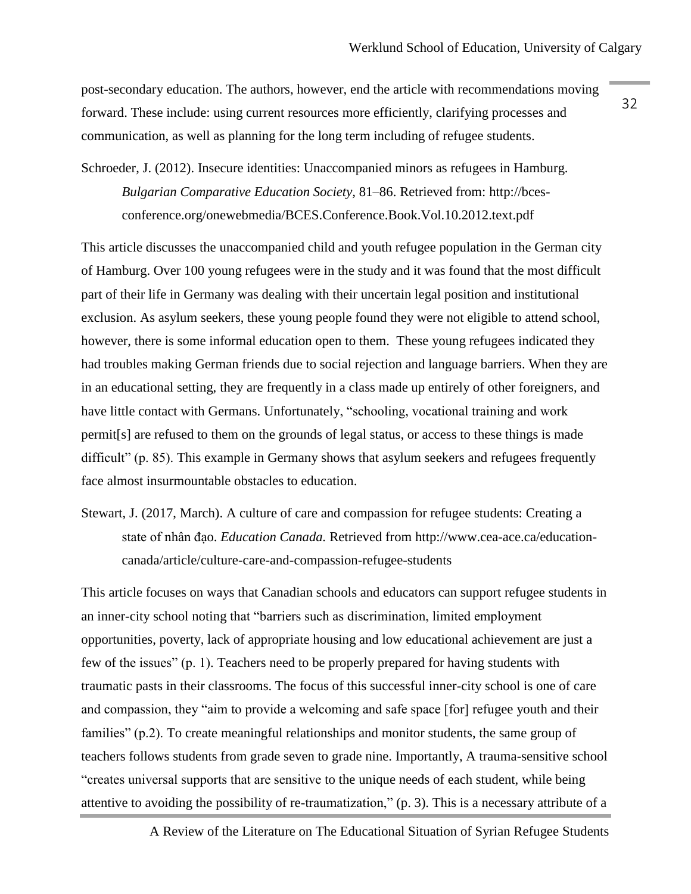post-secondary education. The authors, however, end the article with recommendations moving forward. These include: using current resources more efficiently, clarifying processes and communication, as well as planning for the long term including of refugee students.

Schroeder, J. (2012). Insecure identities: Unaccompanied minors as refugees in Hamburg. *Bulgarian Comparative Education Society,* 81–86. Retrieved from: http://bces-conference.org/onewebmedia/BCES.Conference.Book.Vol.10.2012.text.pdf

This article discusses the unaccompanied child and youth refugee population in the German city of Hamburg. Over 100 young refugees were in the study and it was found that the most difficult part of their life in Germany was dealing with their uncertain legal position and institutional exclusion. As asylum seekers, these young people found they were not eligible to attend school, however, there is some informal education open to them. These young refugees indicated they had troubles making German friends due to social rejection and language barriers. When they are in an educational setting, they are frequently in a class made up entirely of other foreigners, and have little contact with Germans. Unfortunately, "schooling, vocational training and work permit[s] are refused to them on the grounds of legal status, or access to these things is made difficult" (p. 85). This example in Germany shows that asylum seekers and refugees frequently face almost insurmountable obstacles to education.

Stewart, J. (2017, March). A culture of care and compassion for refugee students: Creating a state of nhân đạo. *Education Canada.* Retrieved from http://www.cea-ace.ca/education-canada/article/culture-care-and-compassion-refugee-students

This article focuses on ways that Canadian schools and educators can support refugee students in an inner-city school noting that "barriers such as discrimination, limited employment opportunities, poverty, lack of appropriate housing and low educational achievement are just a few of the issues" (p. 1). Teachers need to be properly prepared for having students with traumatic pasts in their classrooms. The focus of this successful inner-city school is one of care and compassion, they "aim to provide a welcoming and safe space [for] refugee youth and their families" (p.2). To create meaningful relationships and monitor students, the same group of teachers follows students from grade seven to grade nine. Importantly, A trauma-sensitive school "creates universal supports that are sensitive to the unique needs of each student, while being attentive to avoiding the possibility of re-traumatization," (p. 3). This is a necessary attribute of a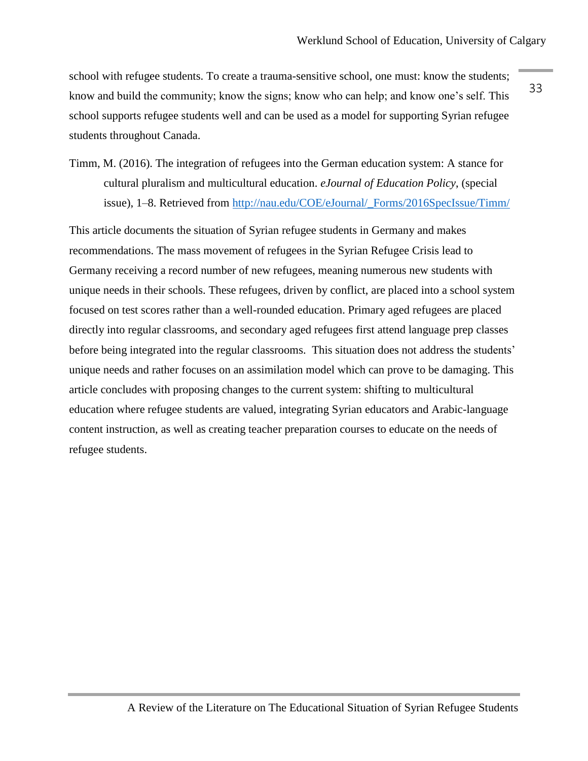school with refugee students. To create a trauma-sensitive school, one must: know the students; know and build the community; know the signs; know who can help; and know one's self. This school supports refugee students well and can be used as a model for supporting Syrian refugee students throughout Canada.

Timm, M. (2016). The integration of refugees into the German education system: A stance for cultural pluralism and multicultural education. *eJournal of Education Policy*, (special issue), 1–8. Retrieved from http://nau.edu/COE/eJournal/_Forms/2016SpecIssue/Timm/

This article documents the situation of Syrian refugee students in Germany and makes recommendations. The mass movement of refugees in the Syrian Refugee Crisis lead to Germany receiving a record number of new refugees, meaning numerous new students with unique needs in their schools. These refugees, driven by conflict, are placed into a school system focused on test scores rather than a well-rounded education. Primary aged refugees are placed directly into regular classrooms, and secondary aged refugees first attend language prep classes before being integrated into the regular classrooms. This situation does not address the students' unique needs and rather focuses on an assimilation model which can prove to be damaging. This article concludes with proposing changes to the current system: shifting to multicultural education where refugee students are valued, integrating Syrian educators and Arabic-language content instruction, as well as creating teacher preparation courses to educate on the needs of refugee students.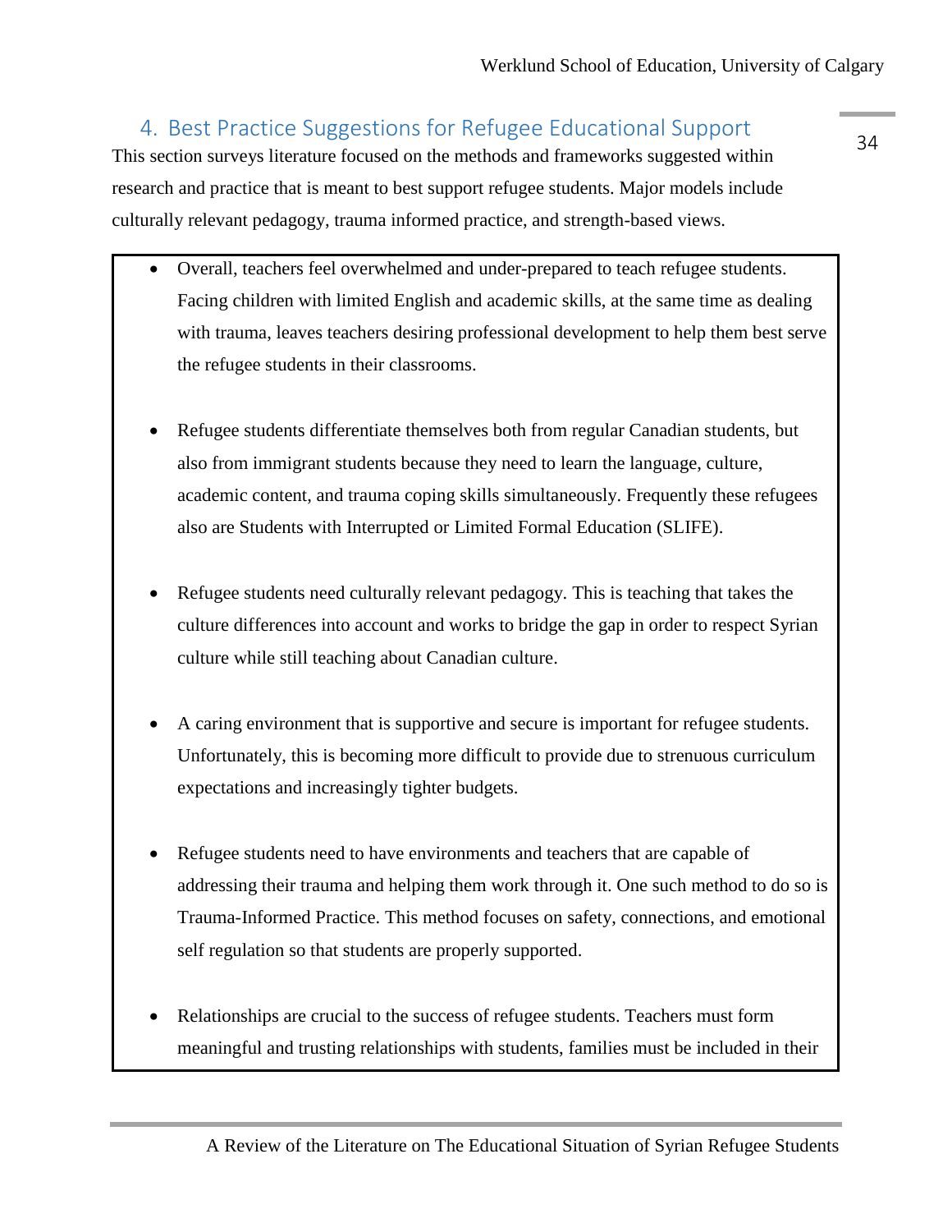## 4. Best Practice Suggestions for Refugee Educational Support

This section surveys literature focused on the methods and frameworks suggested within research and practice that is meant to best support refugee students. Major models include culturally relevant pedagogy, trauma informed practice, and strength-based views.

- Overall, teachers feel overwhelmed and under-prepared to teach refugee students. Facing children with limited English and academic skills, at the same time as dealing with trauma, leaves teachers desiring professional development to help them best serve the refugee students in their classrooms.

- Refugee students differentiate themselves both from regular Canadian students, but also from immigrant students because they need to learn the language, culture, academic content, and trauma coping skills simultaneously. Frequently these refugees also are Students with Interrupted or Limited Formal Education (SLIFE).

- Refugee students need culturally relevant pedagogy. This is teaching that takes the culture differences into account and works to bridge the gap in order to respect Syrian culture while still teaching about Canadian culture.

- A caring environment that is supportive and secure is important for refugee students. Unfortunately, this is becoming more difficult to provide due to strenuous curriculum expectations and increasingly tighter budgets.

- Refugee students need to have environments and teachers that are capable of addressing their trauma and helping them work through it. One such method to do so is Trauma-Informed Practice. This method focuses on safety, connections, and emotional self regulation so that students are properly supported.

- Relationships are crucial to the success of refugee students. Teachers must form meaningful and trusting relationships with students, families must be included in their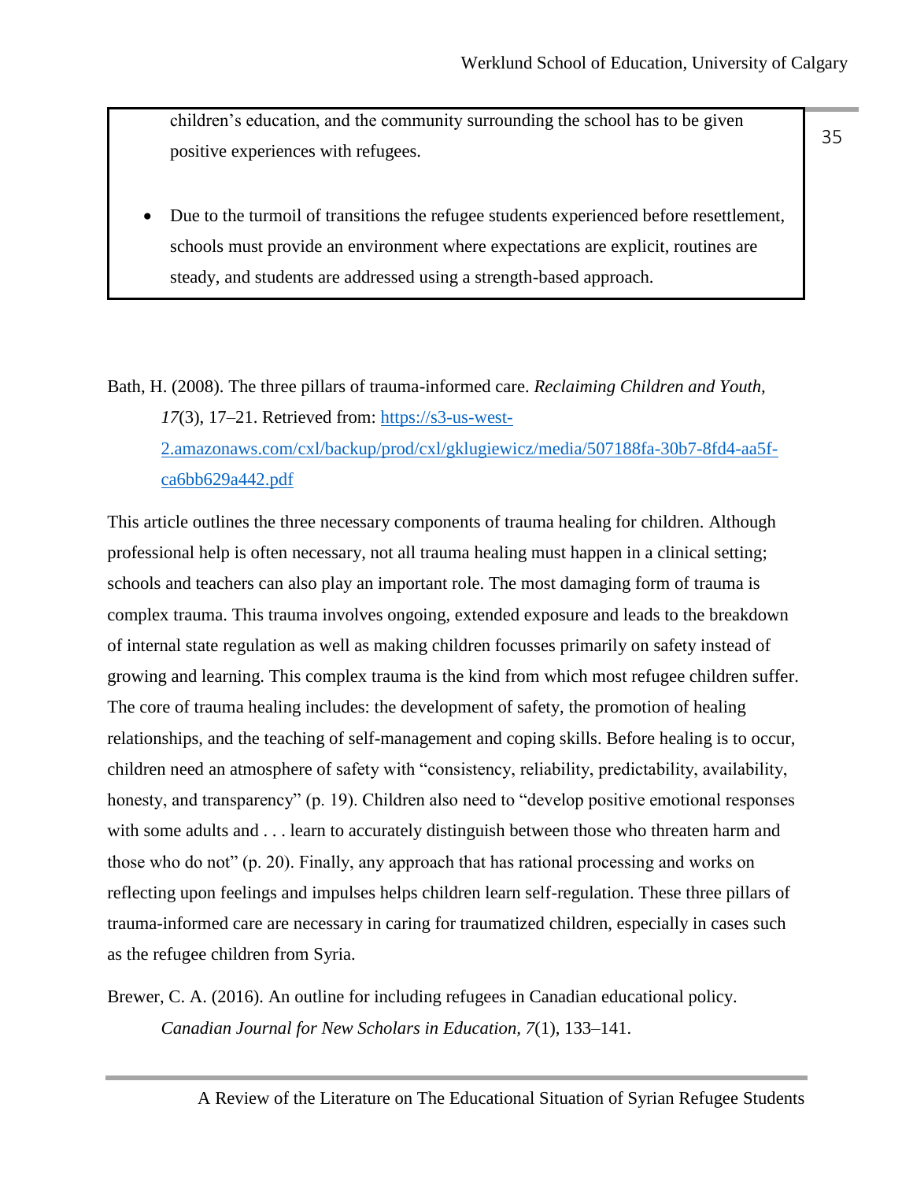children's education, and the community surrounding the school has to be given positive experiences with refugees.

- Due to the turmoil of transitions the refugee students experienced before resettlement, schools must provide an environment where expectations are explicit, routines are steady, and students are addressed using a strength-based approach.

Bath, H. (2008). The three pillars of trauma-informed care. *Reclaiming Children and Youth, 17*(3), 17–21. Retrieved from: [https://s3-us-west-2.amazonaws.com/cxl/backup/prod/cxl/gklugiewicz/media/507188fa-30b7-8fd4-aa5f-ca6bb629a442.pdf](https://s3-us-west-2.amazonaws.com/cxl/backup/prod/cxl/gklugiewicz/media/507188fa-30b7-8fd4-aa5f-ca6bb629a442.pdf)

This article outlines the three necessary components of trauma healing for children. Although professional help is often necessary, not all trauma healing must happen in a clinical setting; schools and teachers can also play an important role. The most damaging form of trauma is complex trauma. This trauma involves ongoing, extended exposure and leads to the breakdown of internal state regulation as well as making children focusses primarily on safety instead of growing and learning. This complex trauma is the kind from which most refugee children suffer. The core of trauma healing includes: the development of safety, the promotion of healing relationships, and the teaching of self-management and coping skills. Before healing is to occur, children need an atmosphere of safety with "consistency, reliability, predictability, availability, honesty, and transparency" (p. 19). Children also need to "develop positive emotional responses with some adults and . . . learn to accurately distinguish between those who threaten harm and those who do not" (p. 20). Finally, any approach that has rational processing and works on reflecting upon feelings and impulses helps children learn self-regulation. These three pillars of trauma-informed care are necessary in caring for traumatized children, especially in cases such as the refugee children from Syria.

Brewer, C. A. (2016). An outline for including refugees in Canadian educational policy. *Canadian Journal for New Scholars in Education, 7*(1), 133–141.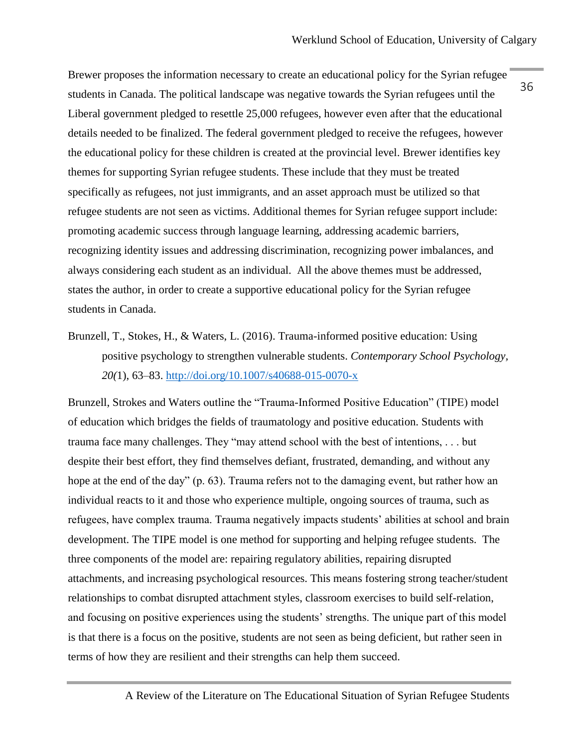Brewer proposes the information necessary to create an educational policy for the Syrian refugee students in Canada. The political landscape was negative towards the Syrian refugees until the Liberal government pledged to resettle 25,000 refugees, however even after that the educational details needed to be finalized. The federal government pledged to receive the refugees, however the educational policy for these children is created at the provincial level. Brewer identifies key themes for supporting Syrian refugee students. These include that they must be treated specifically as refugees, not just immigrants, and an asset approach must be utilized so that refugee students are not seen as victims. Additional themes for Syrian refugee support include: promoting academic success through language learning, addressing academic barriers, recognizing identity issues and addressing discrimination, recognizing power imbalances, and always considering each student as an individual. All the above themes must be addressed, states the author, in order to create a supportive educational policy for the Syrian refugee students in Canada.

Brunzell, T., Stokes, H., & Waters, L. (2016). Trauma-informed positive education: Using positive psychology to strengthen vulnerable students. *Contemporary School Psychology, 20(*1), 63–83. http://doi.org/10.1007/s40688-015-0070-x

Brunzell, Strokes and Waters outline the "Trauma-Informed Positive Education" (TIPE) model of education which bridges the fields of traumatology and positive education. Students with trauma face many challenges. They "may attend school with the best of intentions, . . . but despite their best effort, they find themselves defiant, frustrated, demanding, and without any hope at the end of the day" (p. 63). Trauma refers not to the damaging event, but rather how an individual reacts to it and those who experience multiple, ongoing sources of trauma, such as refugees, have complex trauma. Trauma negatively impacts students' abilities at school and brain development. The TIPE model is one method for supporting and helping refugee students. The three components of the model are: repairing regulatory abilities, repairing disrupted attachments, and increasing psychological resources. This means fostering strong teacher/student relationships to combat disrupted attachment styles, classroom exercises to build self-relation, and focusing on positive experiences using the students' strengths. The unique part of this model is that there is a focus on the positive, students are not seen as being deficient, but rather seen in terms of how they are resilient and their strengths can help them succeed.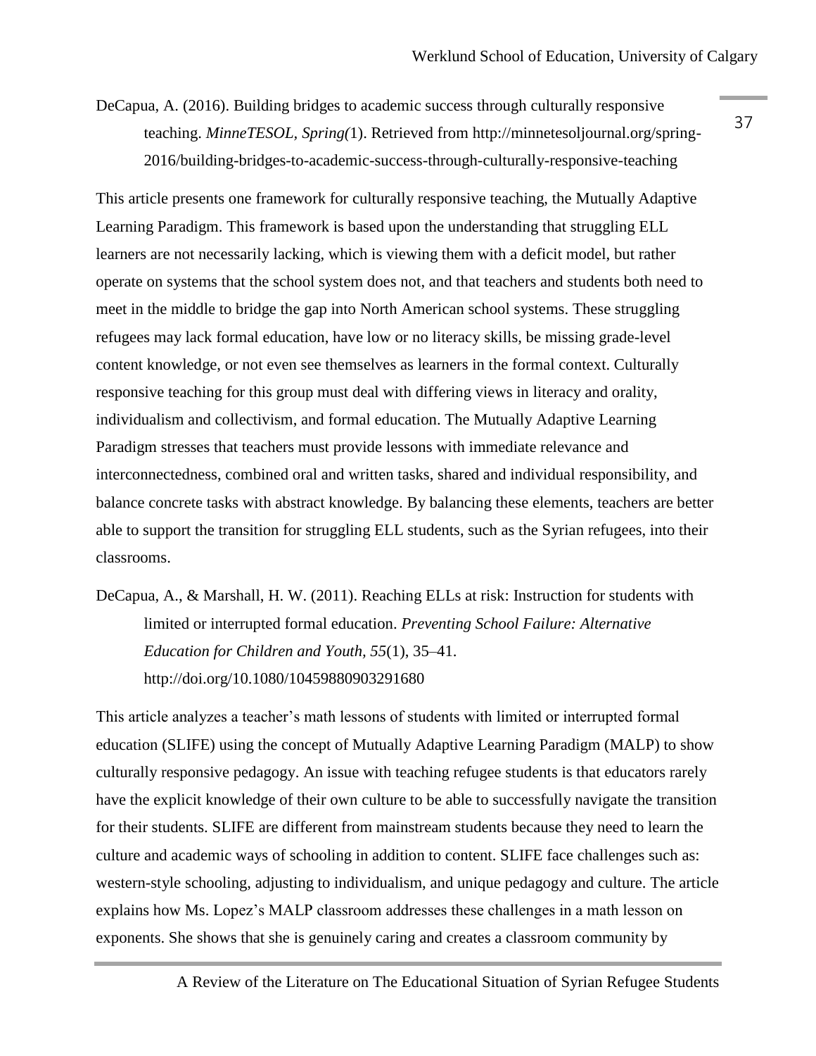DeCapua, A. (2016). Building bridges to academic success through culturally responsive teaching. *MinneTESOL, Spring(*1). Retrieved from http://minnetesoljournal.org/spring-2016/building-bridges-to-academic-success-through-culturally-responsive-teaching

This article presents one framework for culturally responsive teaching, the Mutually Adaptive Learning Paradigm. This framework is based upon the understanding that struggling ELL learners are not necessarily lacking, which is viewing them with a deficit model, but rather operate on systems that the school system does not, and that teachers and students both need to meet in the middle to bridge the gap into North American school systems. These struggling refugees may lack formal education, have low or no literacy skills, be missing grade-level content knowledge, or not even see themselves as learners in the formal context. Culturally responsive teaching for this group must deal with differing views in literacy and orality, individualism and collectivism, and formal education. The Mutually Adaptive Learning Paradigm stresses that teachers must provide lessons with immediate relevance and interconnectedness, combined oral and written tasks, shared and individual responsibility, and balance concrete tasks with abstract knowledge. By balancing these elements, teachers are better able to support the transition for struggling ELL students, such as the Syrian refugees, into their classrooms.

DeCapua, A., & Marshall, H. W. (2011). Reaching ELLs at risk: Instruction for students with limited or interrupted formal education. *Preventing School Failure: Alternative Education for Children and Youth, 55*(1), 35–41. http://doi.org/10.1080/10459880903291680

This article analyzes a teacher's math lessons of students with limited or interrupted formal education (SLIFE) using the concept of Mutually Adaptive Learning Paradigm (MALP) to show culturally responsive pedagogy. An issue with teaching refugee students is that educators rarely have the explicit knowledge of their own culture to be able to successfully navigate the transition for their students. SLIFE are different from mainstream students because they need to learn the culture and academic ways of schooling in addition to content. SLIFE face challenges such as: western-style schooling, adjusting to individualism, and unique pedagogy and culture. The article explains how Ms. Lopez's MALP classroom addresses these challenges in a math lesson on exponents. She shows that she is genuinely caring and creates a classroom community by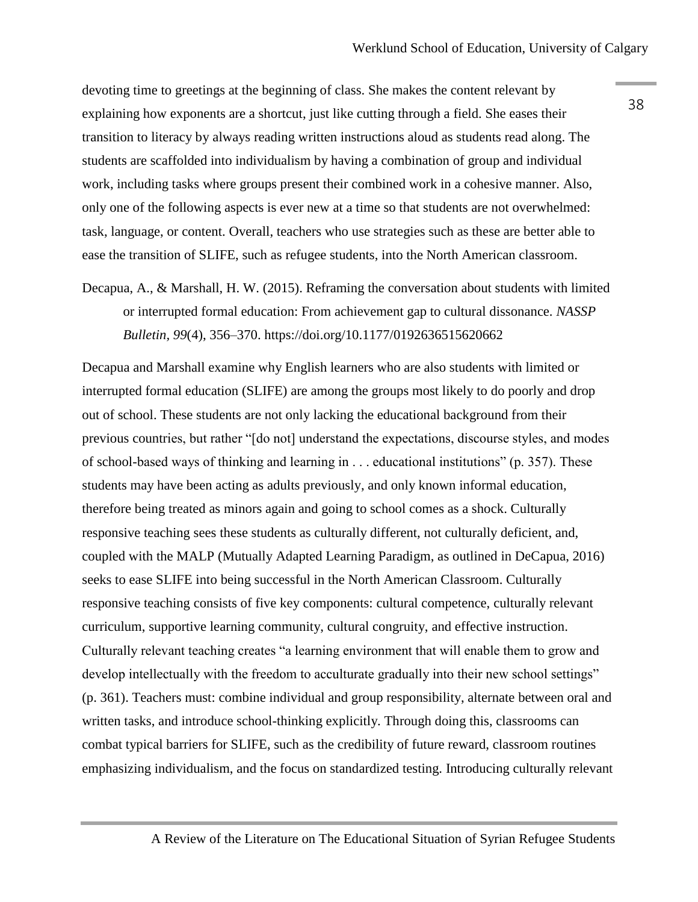devoting time to greetings at the beginning of class. She makes the content relevant by explaining how exponents are a shortcut, just like cutting through a field. She eases their transition to literacy by always reading written instructions aloud as students read along. The students are scaffolded into individualism by having a combination of group and individual work, including tasks where groups present their combined work in a cohesive manner. Also, only one of the following aspects is ever new at a time so that students are not overwhelmed: task, language, or content. Overall, teachers who use strategies such as these are better able to ease the transition of SLIFE, such as refugee students, into the North American classroom.

Decapua, A., & Marshall, H. W. (2015). Reframing the conversation about students with limited or interrupted formal education: From achievement gap to cultural dissonance. *NASSP Bulletin, 99*(4), 356–370. https://doi.org/10.1177/0192636515620662

Decapua and Marshall examine why English learners who are also students with limited or interrupted formal education (SLIFE) are among the groups most likely to do poorly and drop out of school. These students are not only lacking the educational background from their previous countries, but rather "[do not] understand the expectations, discourse styles, and modes of school-based ways of thinking and learning in . . . educational institutions" (p. 357). These students may have been acting as adults previously, and only known informal education, therefore being treated as minors again and going to school comes as a shock. Culturally responsive teaching sees these students as culturally different, not culturally deficient, and, coupled with the MALP (Mutually Adapted Learning Paradigm, as outlined in DeCapua, 2016) seeks to ease SLIFE into being successful in the North American Classroom. Culturally responsive teaching consists of five key components: cultural competence, culturally relevant curriculum, supportive learning community, cultural congruity, and effective instruction. Culturally relevant teaching creates "a learning environment that will enable them to grow and develop intellectually with the freedom to acculturate gradually into their new school settings" (p. 361). Teachers must: combine individual and group responsibility, alternate between oral and written tasks, and introduce school-thinking explicitly. Through doing this, classrooms can combat typical barriers for SLIFE, such as the credibility of future reward, classroom routines emphasizing individualism, and the focus on standardized testing. Introducing culturally relevant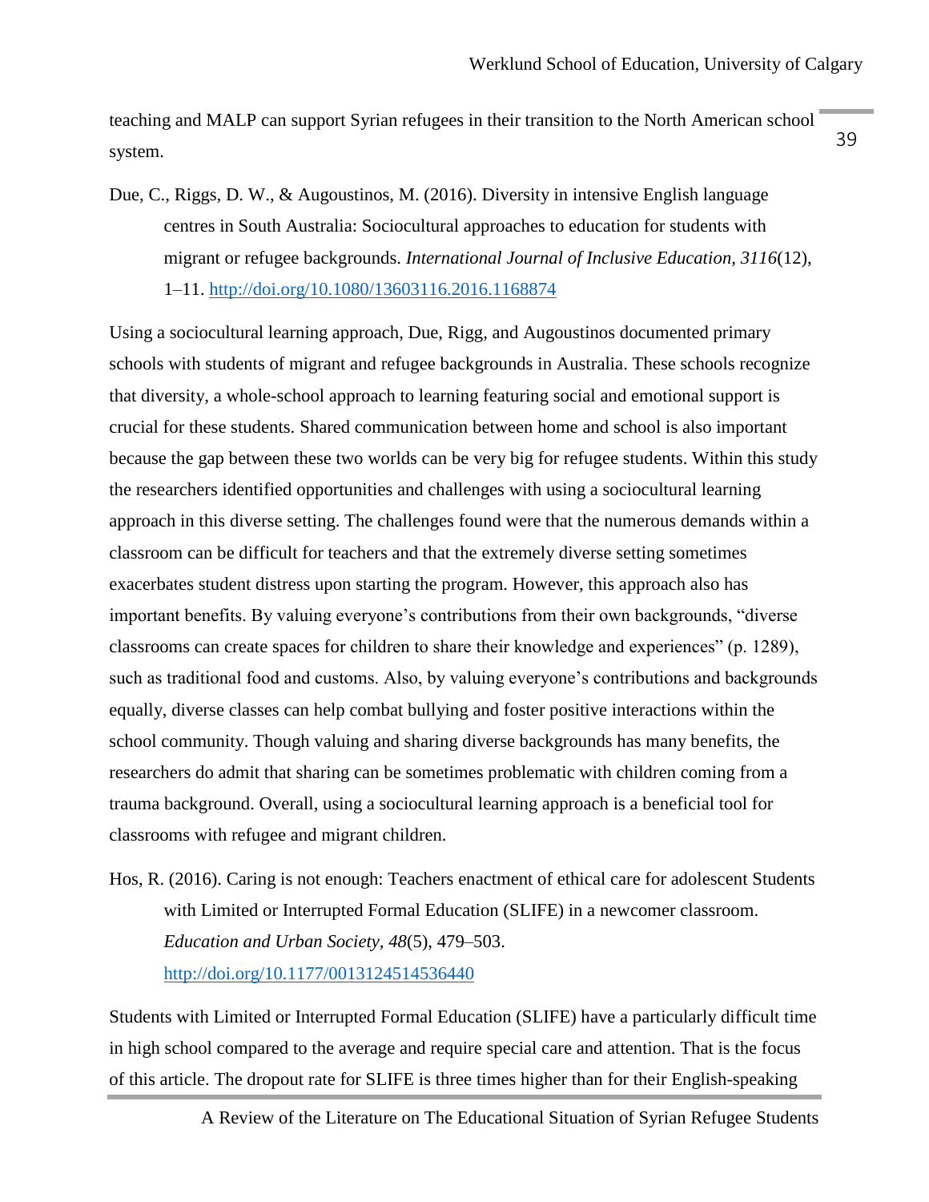teaching and MALP can support Syrian refugees in their transition to the North American school system.

Due, C., Riggs, D. W., & Augoustinos, M. (2016). Diversity in intensive English language centres in South Australia: Sociocultural approaches to education for students with migrant or refugee backgrounds. *International Journal of Inclusive Education, 3116*(12), 1–11. http://doi.org/10.1080/13603116.2016.1168874

Using a sociocultural learning approach, Due, Rigg, and Augoustinos documented primary schools with students of migrant and refugee backgrounds in Australia. These schools recognize that diversity, a whole-school approach to learning featuring social and emotional support is crucial for these students. Shared communication between home and school is also important because the gap between these two worlds can be very big for refugee students. Within this study the researchers identified opportunities and challenges with using a sociocultural learning approach in this diverse setting. The challenges found were that the numerous demands within a classroom can be difficult for teachers and that the extremely diverse setting sometimes exacerbates student distress upon starting the program. However, this approach also has important benefits. By valuing everyone's contributions from their own backgrounds, "diverse classrooms can create spaces for children to share their knowledge and experiences" (p. 1289), such as traditional food and customs. Also, by valuing everyone's contributions and backgrounds equally, diverse classes can help combat bullying and foster positive interactions within the school community. Though valuing and sharing diverse backgrounds has many benefits, the researchers do admit that sharing can be sometimes problematic with children coming from a trauma background. Overall, using a sociocultural learning approach is a beneficial tool for classrooms with refugee and migrant children.

Hos, R. (2016). Caring is not enough: Teachers enactment of ethical care for adolescent Students with Limited or Interrupted Formal Education (SLIFE) in a newcomer classroom. *Education and Urban Society, 48*(5), 479–503. http://doi.org/10.1177/0013124514536440

Students with Limited or Interrupted Formal Education (SLIFE) have a particularly difficult time in high school compared to the average and require special care and attention. That is the focus of this article. The dropout rate for SLIFE is three times higher than for their English-speaking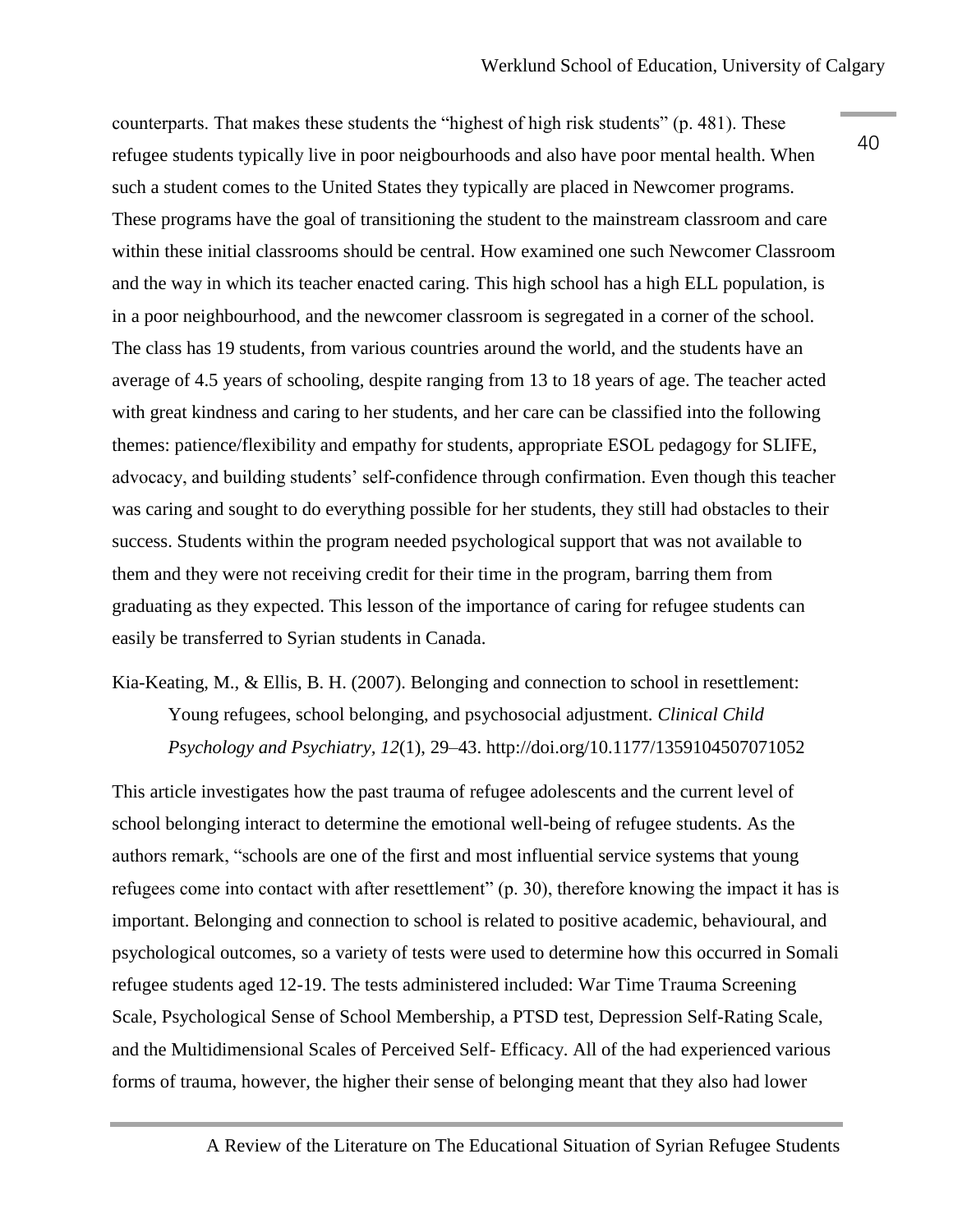counterparts. That makes these students the "highest of high risk students" (p. 481). These refugee students typically live in poor neigbourhoods and also have poor mental health. When such a student comes to the United States they typically are placed in Newcomer programs. These programs have the goal of transitioning the student to the mainstream classroom and care within these initial classrooms should be central. How examined one such Newcomer Classroom and the way in which its teacher enacted caring. This high school has a high ELL population, is in a poor neighbourhood, and the newcomer classroom is segregated in a corner of the school. The class has 19 students, from various countries around the world, and the students have an average of 4.5 years of schooling, despite ranging from 13 to 18 years of age. The teacher acted with great kindness and caring to her students, and her care can be classified into the following themes: patience/flexibility and empathy for students, appropriate ESOL pedagogy for SLIFE, advocacy, and building students' self-confidence through confirmation. Even though this teacher was caring and sought to do everything possible for her students, they still had obstacles to their success. Students within the program needed psychological support that was not available to them and they were not receiving credit for their time in the program, barring them from graduating as they expected. This lesson of the importance of caring for refugee students can easily be transferred to Syrian students in Canada.

Kia-Keating, M., & Ellis, B. H. (2007). Belonging and connection to school in resettlement: Young refugees, school belonging, and psychosocial adjustment. *Clinical Child Psychology and Psychiatry, 12*(1), 29–43. http://doi.org/10.1177/1359104507071052

This article investigates how the past trauma of refugee adolescents and the current level of school belonging interact to determine the emotional well-being of refugee students. As the authors remark, "schools are one of the first and most influential service systems that young refugees come into contact with after resettlement" (p. 30), therefore knowing the impact it has is important. Belonging and connection to school is related to positive academic, behavioural, and psychological outcomes, so a variety of tests were used to determine how this occurred in Somali refugee students aged 12-19. The tests administered included: War Time Trauma Screening Scale, Psychological Sense of School Membership, a PTSD test, Depression Self-Rating Scale, and the Multidimensional Scales of Perceived Self- Efficacy. All of the had experienced various forms of trauma, however, the higher their sense of belonging meant that they also had lower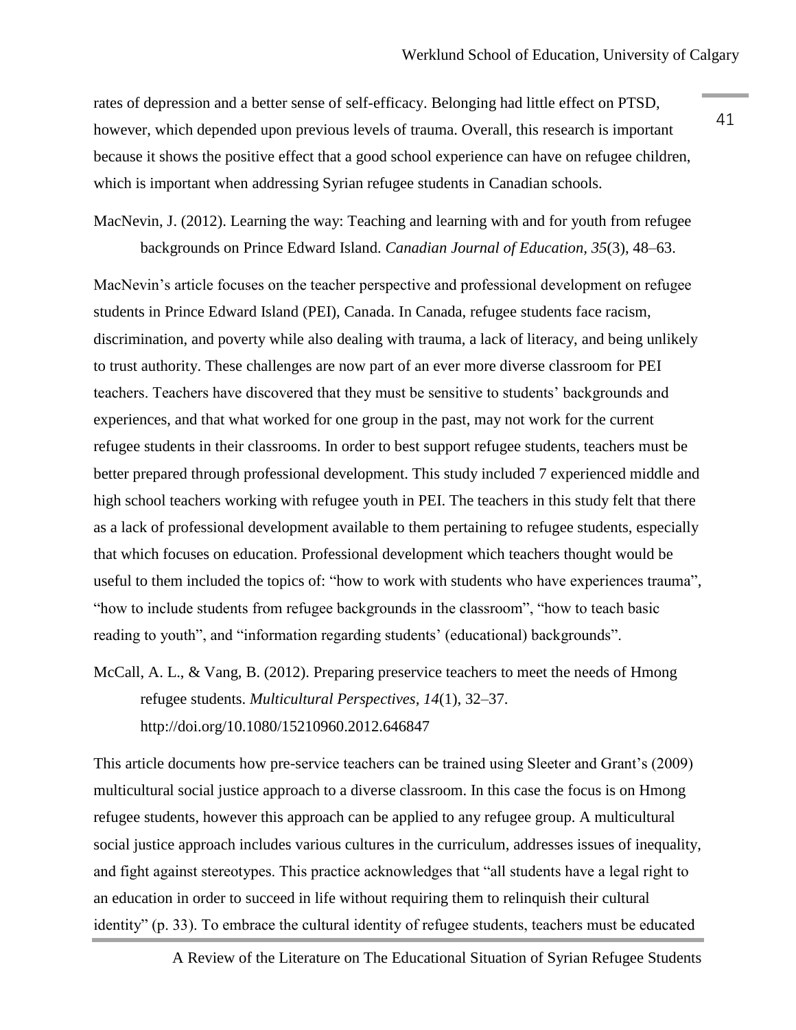rates of depression and a better sense of self-efficacy. Belonging had little effect on PTSD, however, which depended upon previous levels of trauma. Overall, this research is important because it shows the positive effect that a good school experience can have on refugee children, which is important when addressing Syrian refugee students in Canadian schools.

MacNevin, J. (2012). Learning the way: Teaching and learning with and for youth from refugee backgrounds on Prince Edward Island. *Canadian Journal of Education, 35*(3), 48–63.

MacNevin's article focuses on the teacher perspective and professional development on refugee students in Prince Edward Island (PEI), Canada. In Canada, refugee students face racism, discrimination, and poverty while also dealing with trauma, a lack of literacy, and being unlikely to trust authority. These challenges are now part of an ever more diverse classroom for PEI teachers. Teachers have discovered that they must be sensitive to students' backgrounds and experiences, and that what worked for one group in the past, may not work for the current refugee students in their classrooms. In order to best support refugee students, teachers must be better prepared through professional development. This study included 7 experienced middle and high school teachers working with refugee youth in PEI. The teachers in this study felt that there as a lack of professional development available to them pertaining to refugee students, especially that which focuses on education. Professional development which teachers thought would be useful to them included the topics of: "how to work with students who have experiences trauma", "how to include students from refugee backgrounds in the classroom", "how to teach basic reading to youth", and "information regarding students' (educational) backgrounds".

McCall, A. L., & Vang, B. (2012). Preparing preservice teachers to meet the needs of Hmong refugee students. *Multicultural Perspectives, 14*(1), 32–37. http://doi.org/10.1080/15210960.2012.646847

This article documents how pre-service teachers can be trained using Sleeter and Grant's (2009) multicultural social justice approach to a diverse classroom. In this case the focus is on Hmong refugee students, however this approach can be applied to any refugee group. A multicultural social justice approach includes various cultures in the curriculum, addresses issues of inequality, and fight against stereotypes. This practice acknowledges that "all students have a legal right to an education in order to succeed in life without requiring them to relinquish their cultural identity" (p. 33). To embrace the cultural identity of refugee students, teachers must be educated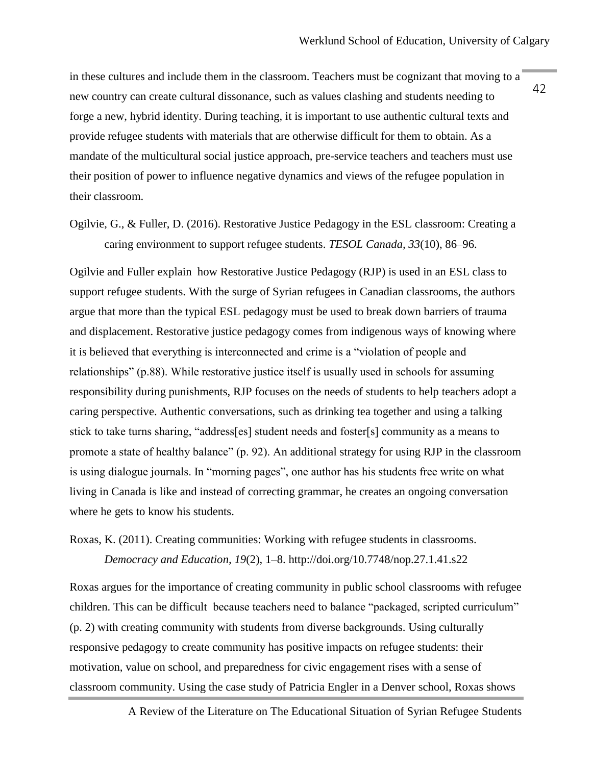in these cultures and include them in the classroom. Teachers must be cognizant that moving to a new country can create cultural dissonance, such as values clashing and students needing to forge a new, hybrid identity. During teaching, it is important to use authentic cultural texts and provide refugee students with materials that are otherwise difficult for them to obtain. As a mandate of the multicultural social justice approach, pre-service teachers and teachers must use their position of power to influence negative dynamics and views of the refugee population in their classroom.

Ogilvie, G., & Fuller, D. (2016). Restorative Justice Pedagogy in the ESL classroom: Creating a caring environment to support refugee students. *TESOL Canada, 33*(10), 86–96.

Ogilvie and Fuller explain how Restorative Justice Pedagogy (RJP) is used in an ESL class to support refugee students. With the surge of Syrian refugees in Canadian classrooms, the authors argue that more than the typical ESL pedagogy must be used to break down barriers of trauma and displacement. Restorative justice pedagogy comes from indigenous ways of knowing where it is believed that everything is interconnected and crime is a "violation of people and relationships" (p.88). While restorative justice itself is usually used in schools for assuming responsibility during punishments, RJP focuses on the needs of students to help teachers adopt a caring perspective. Authentic conversations, such as drinking tea together and using a talking stick to take turns sharing, "address[es] student needs and foster[s] community as a means to promote a state of healthy balance" (p. 92). An additional strategy for using RJP in the classroom is using dialogue journals. In "morning pages", one author has his students free write on what living in Canada is like and instead of correcting grammar, he creates an ongoing conversation where he gets to know his students.

Roxas, K. (2011). Creating communities: Working with refugee students in classrooms. *Democracy and Education, 19*(2), 1–8. http://doi.org/10.7748/nop.27.1.41.s22

Roxas argues for the importance of creating community in public school classrooms with refugee children. This can be difficult because teachers need to balance "packaged, scripted curriculum" (p. 2) with creating community with students from diverse backgrounds. Using culturally responsive pedagogy to create community has positive impacts on refugee students: their motivation, value on school, and preparedness for civic engagement rises with a sense of classroom community. Using the case study of Patricia Engler in a Denver school, Roxas shows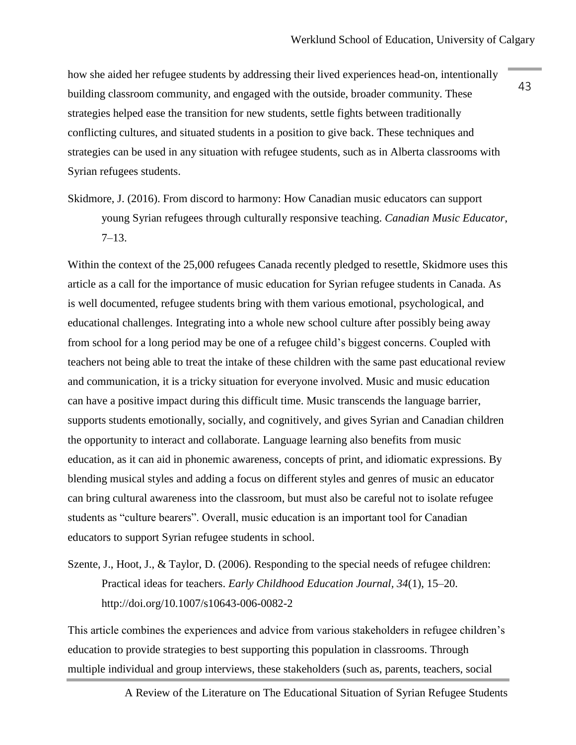how she aided her refugee students by addressing their lived experiences head-on, intentionally building classroom community, and engaged with the outside, broader community. These strategies helped ease the transition for new students, settle fights between traditionally conflicting cultures, and situated students in a position to give back. These techniques and strategies can be used in any situation with refugee students, such as in Alberta classrooms with Syrian refugees students.

Skidmore, J. (2016). From discord to harmony: How Canadian music educators can support young Syrian refugees through culturally responsive teaching. *Canadian Music Educator*, 7–13.

Within the context of the 25,000 refugees Canada recently pledged to resettle, Skidmore uses this article as a call for the importance of music education for Syrian refugee students in Canada. As is well documented, refugee students bring with them various emotional, psychological, and educational challenges. Integrating into a whole new school culture after possibly being away from school for a long period may be one of a refugee child's biggest concerns. Coupled with teachers not being able to treat the intake of these children with the same past educational review and communication, it is a tricky situation for everyone involved. Music and music education can have a positive impact during this difficult time. Music transcends the language barrier, supports students emotionally, socially, and cognitively, and gives Syrian and Canadian children the opportunity to interact and collaborate. Language learning also benefits from music education, as it can aid in phonemic awareness, concepts of print, and idiomatic expressions. By blending musical styles and adding a focus on different styles and genres of music an educator can bring cultural awareness into the classroom, but must also be careful not to isolate refugee students as "culture bearers". Overall, music education is an important tool for Canadian educators to support Syrian refugee students in school.

Szente, J., Hoot, J., & Taylor, D. (2006). Responding to the special needs of refugee children: Practical ideas for teachers. *Early Childhood Education Journal*, *34*(1), 15–20. http://doi.org/10.1007/s10643-006-0082-2

This article combines the experiences and advice from various stakeholders in refugee children's education to provide strategies to best supporting this population in classrooms. Through multiple individual and group interviews, these stakeholders (such as, parents, teachers, social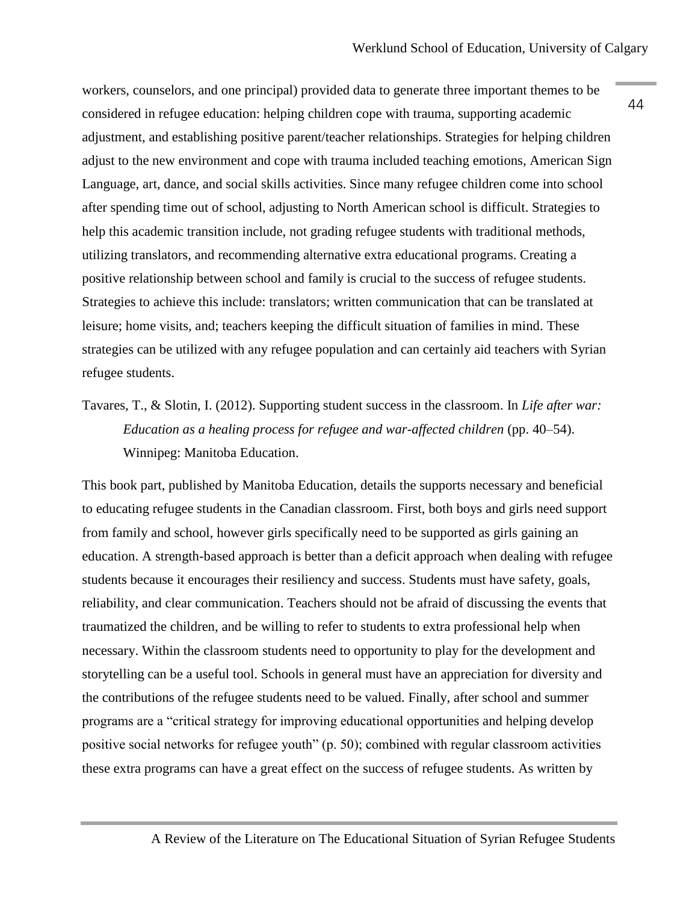workers, counselors, and one principal) provided data to generate three important themes to be considered in refugee education: helping children cope with trauma, supporting academic adjustment, and establishing positive parent/teacher relationships. Strategies for helping children adjust to the new environment and cope with trauma included teaching emotions, American Sign Language, art, dance, and social skills activities. Since many refugee children come into school after spending time out of school, adjusting to North American school is difficult. Strategies to help this academic transition include, not grading refugee students with traditional methods, utilizing translators, and recommending alternative extra educational programs. Creating a positive relationship between school and family is crucial to the success of refugee students. Strategies to achieve this include: translators; written communication that can be translated at leisure; home visits, and; teachers keeping the difficult situation of families in mind. These strategies can be utilized with any refugee population and can certainly aid teachers with Syrian refugee students.

Tavares, T., & Slotin, I. (2012). Supporting student success in the classroom. In *Life after war: Education as a healing process for refugee and war-affected children* (pp. 40–54). Winnipeg: Manitoba Education.

This book part, published by Manitoba Education, details the supports necessary and beneficial to educating refugee students in the Canadian classroom. First, both boys and girls need support from family and school, however girls specifically need to be supported as girls gaining an education. A strength-based approach is better than a deficit approach when dealing with refugee students because it encourages their resiliency and success. Students must have safety, goals, reliability, and clear communication. Teachers should not be afraid of discussing the events that traumatized the children, and be willing to refer to students to extra professional help when necessary. Within the classroom students need to opportunity to play for the development and storytelling can be a useful tool. Schools in general must have an appreciation for diversity and the contributions of the refugee students need to be valued. Finally, after school and summer programs are a "critical strategy for improving educational opportunities and helping develop positive social networks for refugee youth" (p. 50); combined with regular classroom activities these extra programs can have a great effect on the success of refugee students. As written by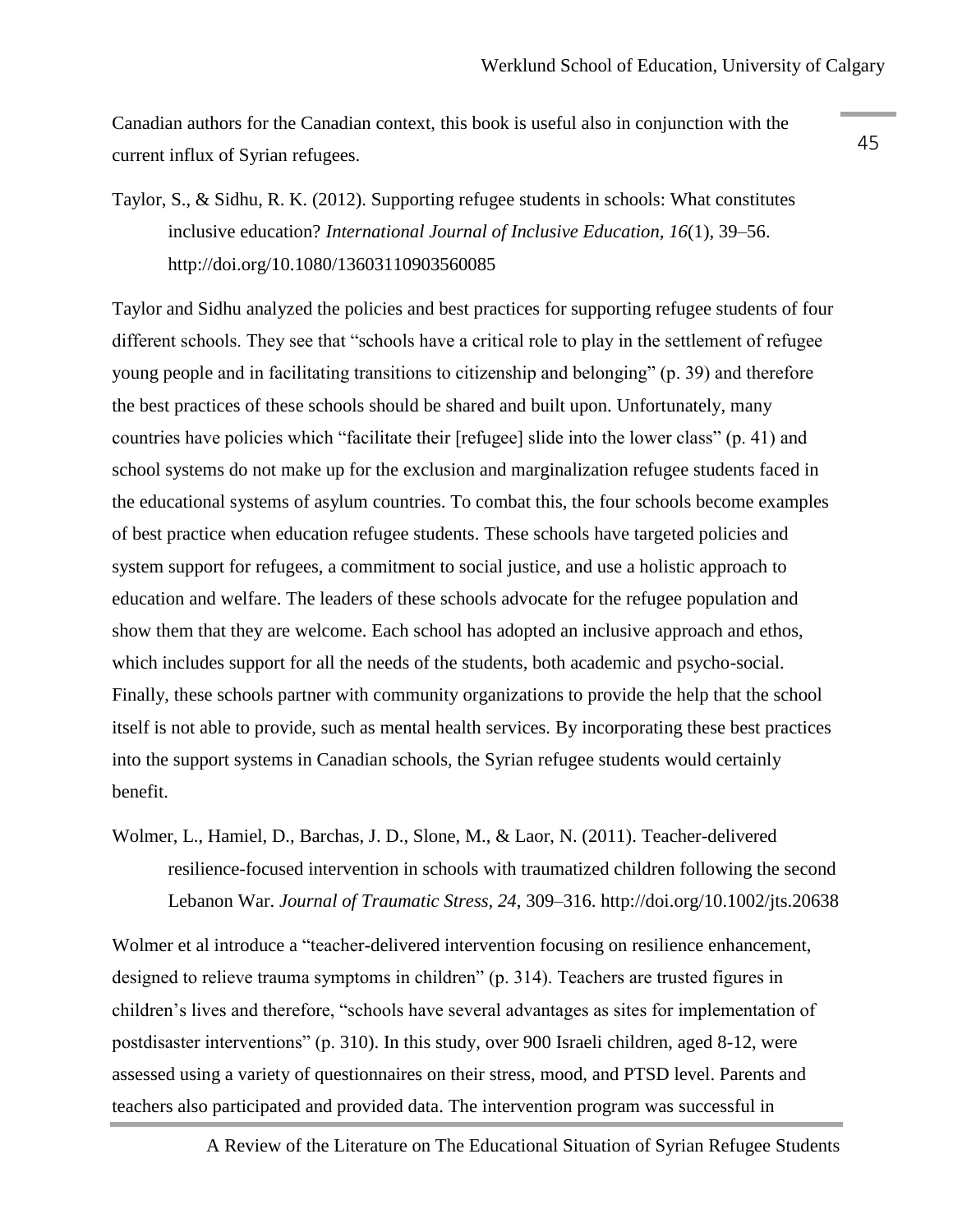Canadian authors for the Canadian context, this book is useful also in conjunction with the current influx of Syrian refugees.

Taylor, S., & Sidhu, R. K. (2012). Supporting refugee students in schools: What constitutes inclusive education? *International Journal of Inclusive Education, 16*(1), 39–56. http://doi.org/10.1080/13603110903560085

Taylor and Sidhu analyzed the policies and best practices for supporting refugee students of four different schools. They see that "schools have a critical role to play in the settlement of refugee young people and in facilitating transitions to citizenship and belonging" (p. 39) and therefore the best practices of these schools should be shared and built upon. Unfortunately, many countries have policies which "facilitate their [refugee] slide into the lower class" (p. 41) and school systems do not make up for the exclusion and marginalization refugee students faced in the educational systems of asylum countries. To combat this, the four schools become examples of best practice when education refugee students. These schools have targeted policies and system support for refugees, a commitment to social justice, and use a holistic approach to education and welfare. The leaders of these schools advocate for the refugee population and show them that they are welcome. Each school has adopted an inclusive approach and ethos, which includes support for all the needs of the students, both academic and psycho-social. Finally, these schools partner with community organizations to provide the help that the school itself is not able to provide, such as mental health services. By incorporating these best practices into the support systems in Canadian schools, the Syrian refugee students would certainly benefit.

Wolmer, L., Hamiel, D., Barchas, J. D., Slone, M., & Laor, N. (2011). Teacher-delivered resilience-focused intervention in schools with traumatized children following the second Lebanon War. *Journal of Traumatic Stress, 24*, 309–316. http://doi.org/10.1002/jts.20638

Wolmer et al introduce a "teacher-delivered intervention focusing on resilience enhancement, designed to relieve trauma symptoms in children" (p. 314). Teachers are trusted figures in children's lives and therefore, "schools have several advantages as sites for implementation of postdisaster interventions" (p. 310). In this study, over 900 Israeli children, aged 8-12, were assessed using a variety of questionnaires on their stress, mood, and PTSD level. Parents and teachers also participated and provided data. The intervention program was successful in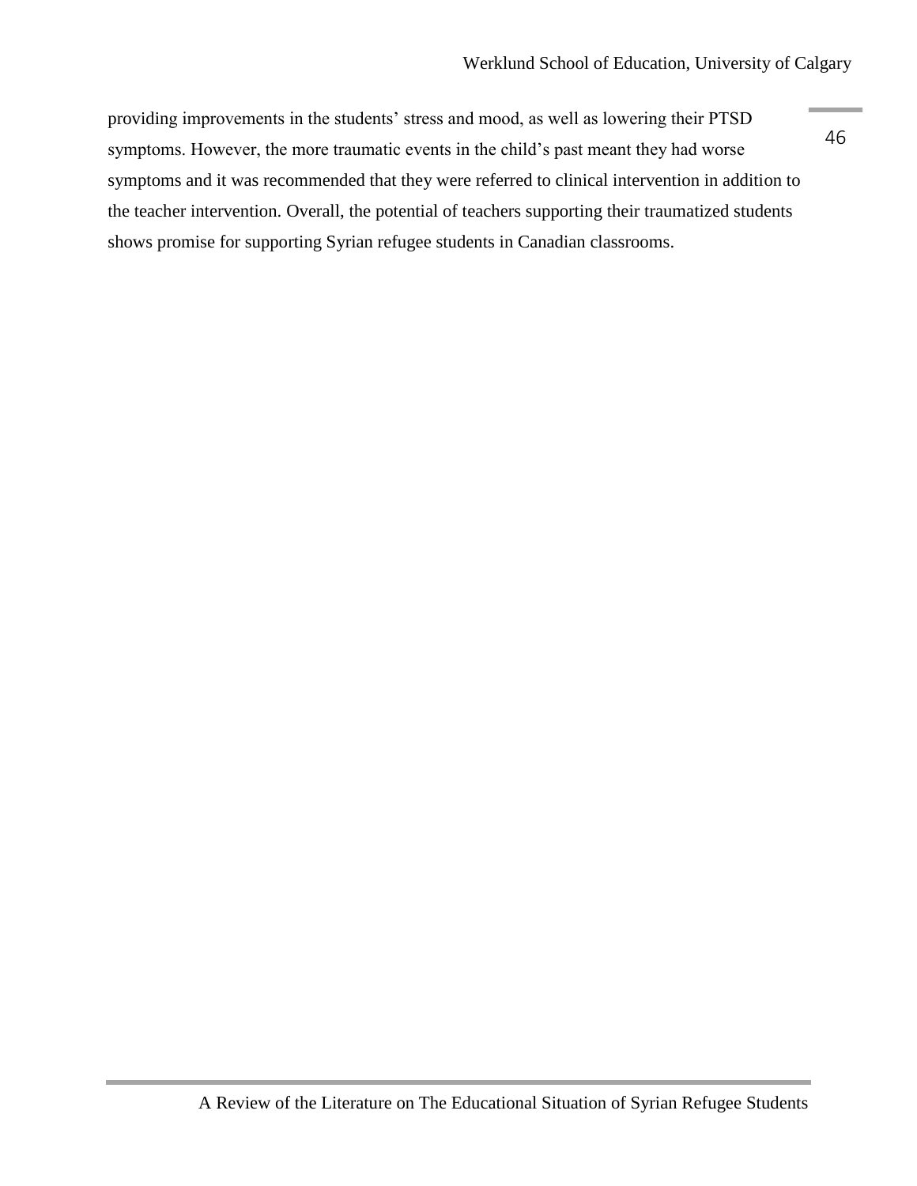providing improvements in the students' stress and mood, as well as lowering their PTSD symptoms. However, the more traumatic events in the child's past meant they had worse symptoms and it was recommended that they were referred to clinical intervention in addition to the teacher intervention. Overall, the potential of teachers supporting their traumatized students shows promise for supporting Syrian refugee students in Canadian classrooms.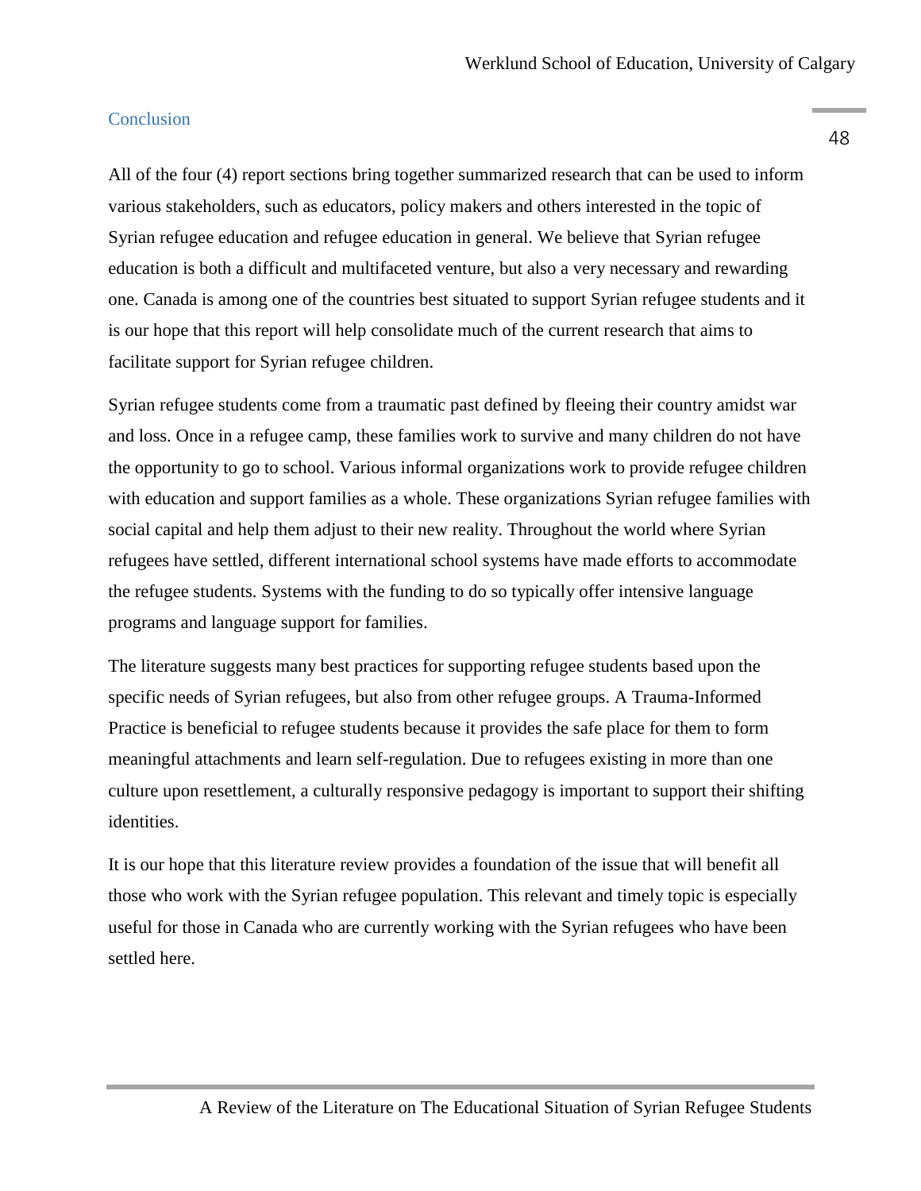## Conclusion

All of the four (4) report sections bring together summarized research that can be used to inform various stakeholders, such as educators, policy makers and others interested in the topic of Syrian refugee education and refugee education in general. We believe that Syrian refugee education is both a difficult and multifaceted venture, but also a very necessary and rewarding one. Canada is among one of the countries best situated to support Syrian refugee students and it is our hope that this report will help consolidate much of the current research that aims to facilitate support for Syrian refugee children.

Syrian refugee students come from a traumatic past defined by fleeing their country amidst war and loss. Once in a refugee camp, these families work to survive and many children do not have the opportunity to go to school. Various informal organizations work to provide refugee children with education and support families as a whole. These organizations Syrian refugee families with social capital and help them adjust to their new reality. Throughout the world where Syrian refugees have settled, different international school systems have made efforts to accommodate the refugee students. Systems with the funding to do so typically offer intensive language programs and language support for families.

The literature suggests many best practices for supporting refugee students based upon the specific needs of Syrian refugees, but also from other refugee groups. A Trauma-Informed Practice is beneficial to refugee students because it provides the safe place for them to form meaningful attachments and learn self-regulation. Due to refugees existing in more than one culture upon resettlement, a culturally responsive pedagogy is important to support their shifting identities.

It is our hope that this literature review provides a foundation of the issue that will benefit all those who work with the Syrian refugee population. This relevant and timely topic is especially useful for those in Canada who are currently working with the Syrian refugees who have been settled here.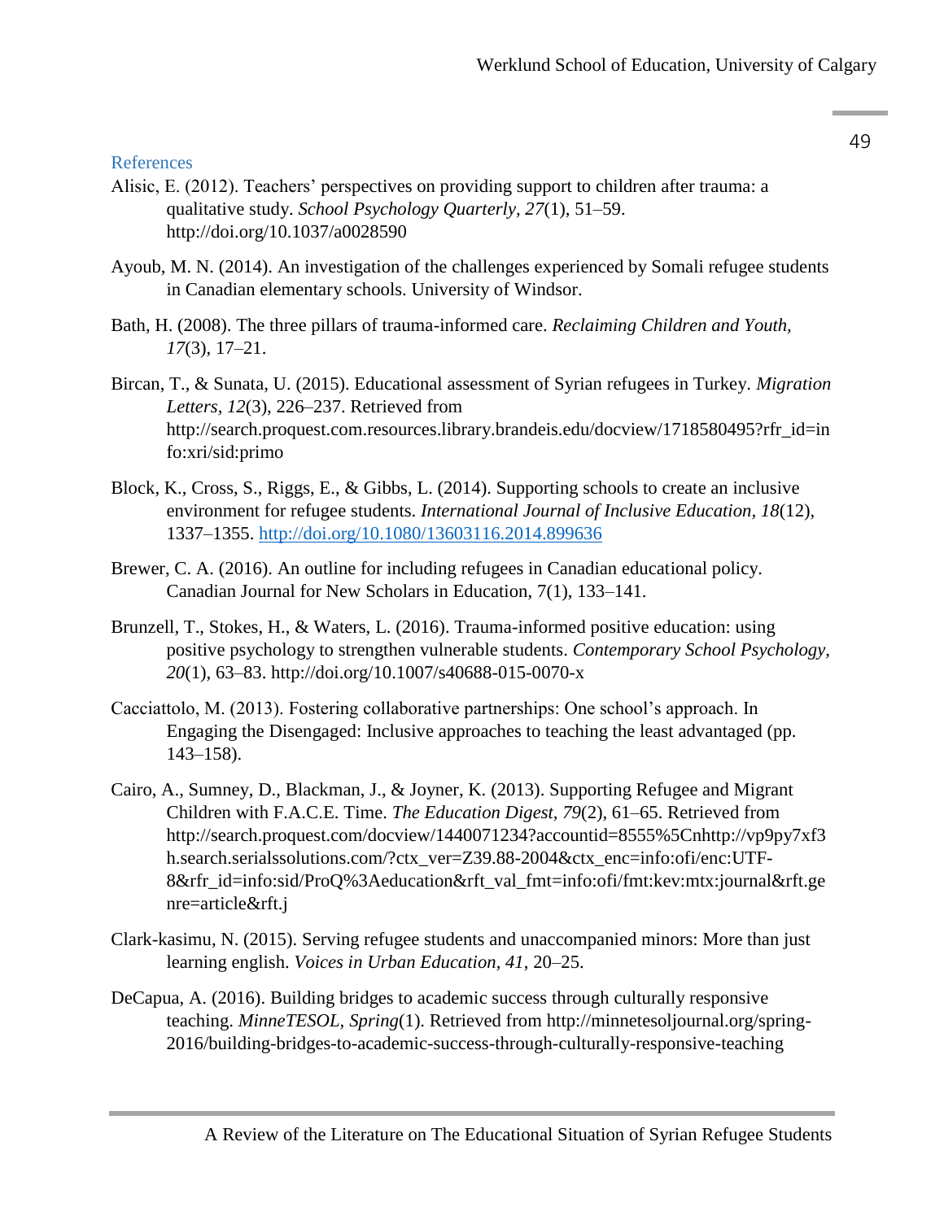## References

Alisic, E. (2012). Teachers' perspectives on providing support to children after trauma: a qualitative study. *School Psychology Quarterly, 27*(1), 51–59. http://doi.org/10.1037/a0028590

Ayoub, M. N. (2014). An investigation of the challenges experienced by Somali refugee students in Canadian elementary schools. University of Windsor.

Bath, H. (2008). The three pillars of trauma-informed care. *Reclaiming Children and Youth, 17*(3), 17–21.

Bircan, T., & Sunata, U. (2015). Educational assessment of Syrian refugees in Turkey. *Migration Letters, 12*(3), 226–237. Retrieved from http://search.proquest.com.resources.library.brandeis.edu/docview/1718580495?rfr_id=info:xri/sid:primo

Block, K., Cross, S., Riggs, E., & Gibbs, L. (2014). Supporting schools to create an inclusive environment for refugee students. *International Journal of Inclusive Education, 18*(12), 1337–1355. http://doi.org/10.1080/13603116.2014.899636

Brewer, C. A. (2016). An outline for including refugees in Canadian educational policy. Canadian Journal for New Scholars in Education, 7(1), 133–141.

Brunzell, T., Stokes, H., & Waters, L. (2016). Trauma-informed positive education: using positive psychology to strengthen vulnerable students. *Contemporary School Psychology, 20*(1), 63–83. http://doi.org/10.1007/s40688-015-0070-x

Cacciattolo, M. (2013). Fostering collaborative partnerships: One school's approach. In Engaging the Disengaged: Inclusive approaches to teaching the least advantaged (pp. 143–158).

Cairo, A., Sumney, D., Blackman, J., & Joyner, K. (2013). Supporting Refugee and Migrant Children with F.A.C.E. Time. *The Education Digest, 79*(2), 61–65. Retrieved from http://search.proquest.com/docview/1440071234?accountid=8555%5Cnhttp://vp9py7xf3h.search.serialssolutions.com/?ctx_ver=Z39.88-2004&ctx_enc=info:ofi/enc:UTF-8&rfr_id=info:sid/ProQ%3Aeducation&rft_val_fmt=info:ofi/fmt:kev:mtx:journal&rft.genre=article&rft.j

Clark-kasimu, N. (2015). Serving refugee students and unaccompanied minors: More than just learning english. *Voices in Urban Education, 41*, 20–25.

DeCapua, A. (2016). Building bridges to academic success through culturally responsive teaching. *MinneTESOL, Spring*(1). Retrieved from http://minnetesoljournal.org/spring-2016/building-bridges-to-academic-success-through-culturally-responsive-teaching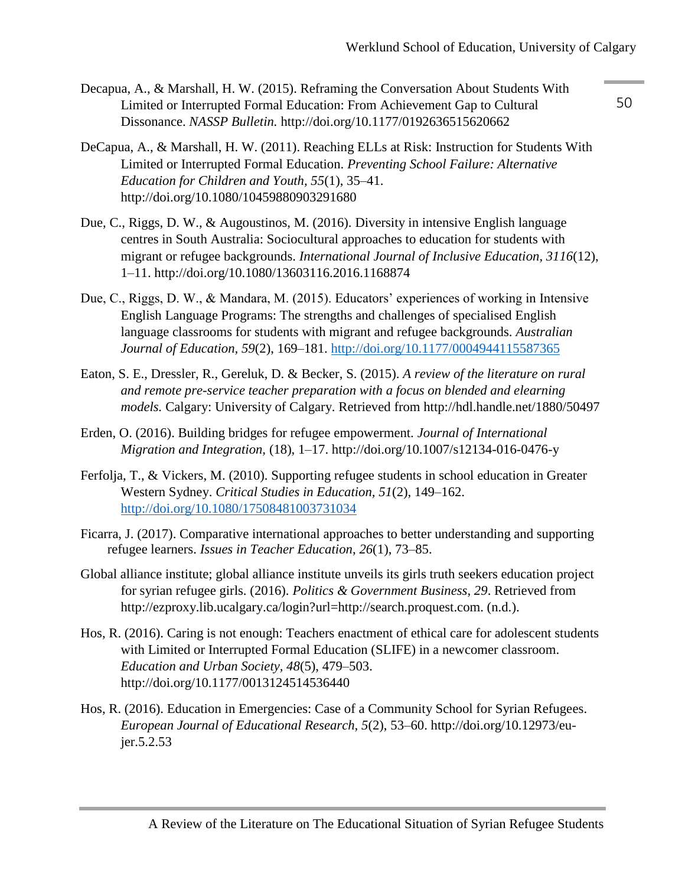Decapua, A., & Marshall, H. W. (2015). Reframing the Conversation About Students With Limited or Interrupted Formal Education: From Achievement Gap to Cultural Dissonance. *NASSP Bulletin*. http://doi.org/10.1177/0192636515620662

DeCapua, A., & Marshall, H. W. (2011). Reaching ELLs at Risk: Instruction for Students With Limited or Interrupted Formal Education. *Preventing School Failure: Alternative Education for Children and Youth*, *55*(1), 35–41. http://doi.org/10.1080/10459880903291680

Due, C., Riggs, D. W., & Augoustinos, M. (2016). Diversity in intensive English language centres in South Australia: Sociocultural approaches to education for students with migrant or refugee backgrounds. *International Journal of Inclusive Education*, *3116*(12), 1–11. http://doi.org/10.1080/13603116.2016.1168874

Due, C., Riggs, D. W., & Mandara, M. (2015). Educators' experiences of working in Intensive English Language Programs: The strengths and challenges of specialised English language classrooms for students with migrant and refugee backgrounds. *Australian Journal of Education*, *59*(2), 169–181. http://doi.org/10.1177/0004944115587365

Eaton, S. E., Dressler, R., Gereluk, D. & Becker, S. (2015). *A review of the literature on rural and remote pre-service teacher preparation with a focus on blended and elearning models.* Calgary: University of Calgary. Retrieved from http://hdl.handle.net/1880/50497

Erden, O. (2016). Building bridges for refugee empowerment. *Journal of International Migration and Integration*, (18), 1–17. http://doi.org/10.1007/s12134-016-0476-y

Ferfolja, T., & Vickers, M. (2010). Supporting refugee students in school education in Greater Western Sydney. *Critical Studies in Education*, *51*(2), 149–162. http://doi.org/10.1080/17508481003731034

Ficarra, J. (2017). Comparative international approaches to better understanding and supporting refugee learners. *Issues in Teacher Education*, *26*(1), 73–85.

Global alliance institute; global alliance institute unveils its girls truth seekers education project for syrian refugee girls. (2016). *Politics & Government Business*, *29*. Retrieved from http://ezproxy.lib.ucalgary.ca/login?url=http://search.proquest.com. (n.d.).

Hos, R. (2016). Caring is not enough: Teachers enactment of ethical care for adolescent students with Limited or Interrupted Formal Education (SLIFE) in a newcomer classroom. *Education and Urban Society*, *48*(5), 479–503. http://doi.org/10.1177/0013124514536440

Hos, R. (2016). Education in Emergencies: Case of a Community School for Syrian Refugees. *European Journal of Educational Research*, *5*(2), 53–60. http://doi.org/10.12973/eu-jer.5.2.53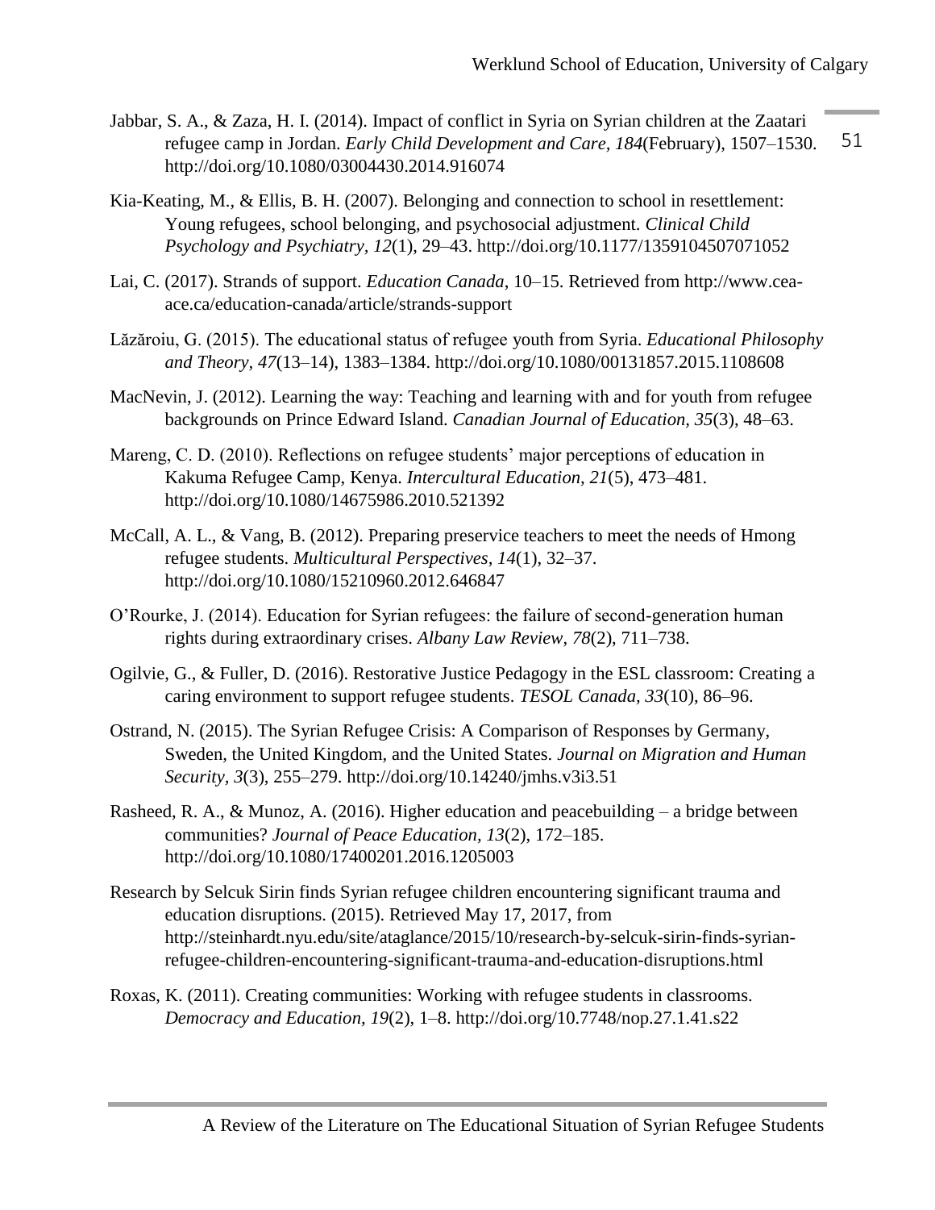Jabbar, S. A., & Zaza, H. I. (2014). Impact of conflict in Syria on Syrian children at the Zaatari refugee camp in Jordan. *Early Child Development and Care, 184*(February), 1507–1530. http://doi.org/10.1080/03004430.2014.916074

Kia-Keating, M., & Ellis, B. H. (2007). Belonging and connection to school in resettlement: Young refugees, school belonging, and psychosocial adjustment. *Clinical Child Psychology and Psychiatry, 12*(1), 29–43. http://doi.org/10.1177/1359104507071052

Lai, C. (2017). Strands of support. *Education Canada*, 10–15. Retrieved from http://www.cea-ace.ca/education-canada/article/strands-support

Lăzăroiu, G. (2015). The educational status of refugee youth from Syria. *Educational Philosophy and Theory, 47*(13–14), 1383–1384. http://doi.org/10.1080/00131857.2015.1108608

MacNevin, J. (2012). Learning the way: Teaching and learning with and for youth from refugee backgrounds on Prince Edward Island. *Canadian Journal of Education, 35*(3), 48–63.

Mareng, C. D. (2010). Reflections on refugee students' major perceptions of education in Kakuma Refugee Camp, Kenya. *Intercultural Education, 21*(5), 473–481. http://doi.org/10.1080/14675986.2010.521392

McCall, A. L., & Vang, B. (2012). Preparing preservice teachers to meet the needs of Hmong refugee students. *Multicultural Perspectives, 14*(1), 32–37. http://doi.org/10.1080/15210960.2012.646847

O'Rourke, J. (2014). Education for Syrian refugees: the failure of second-generation human rights during extraordinary crises. *Albany Law Review, 78*(2), 711–738.

Ogilvie, G., & Fuller, D. (2016). Restorative Justice Pedagogy in the ESL classroom: Creating a caring environment to support refugee students. *TESOL Canada, 33*(10), 86–96.

Ostrand, N. (2015). The Syrian Refugee Crisis: A Comparison of Responses by Germany, Sweden, the United Kingdom, and the United States. *Journal on Migration and Human Security, 3*(3), 255–279. http://doi.org/10.14240/jmhs.v3i3.51

Rasheed, R. A., & Munoz, A. (2016). Higher education and peacebuilding – a bridge between communities? *Journal of Peace Education, 13*(2), 172–185. http://doi.org/10.1080/17400201.2016.1205003

Research by Selcuk Sirin finds Syrian refugee children encountering significant trauma and education disruptions. (2015). Retrieved May 17, 2017, from http://steinhardt.nyu.edu/site/ataglance/2015/10/research-by-selcuk-sirin-finds-syrian-refugee-children-encountering-significant-trauma-and-education-disruptions.html

Roxas, K. (2011). Creating communities: Working with refugee students in classrooms. *Democracy and Education, 19*(2), 1–8. http://doi.org/10.7748/nop.27.1.41.s22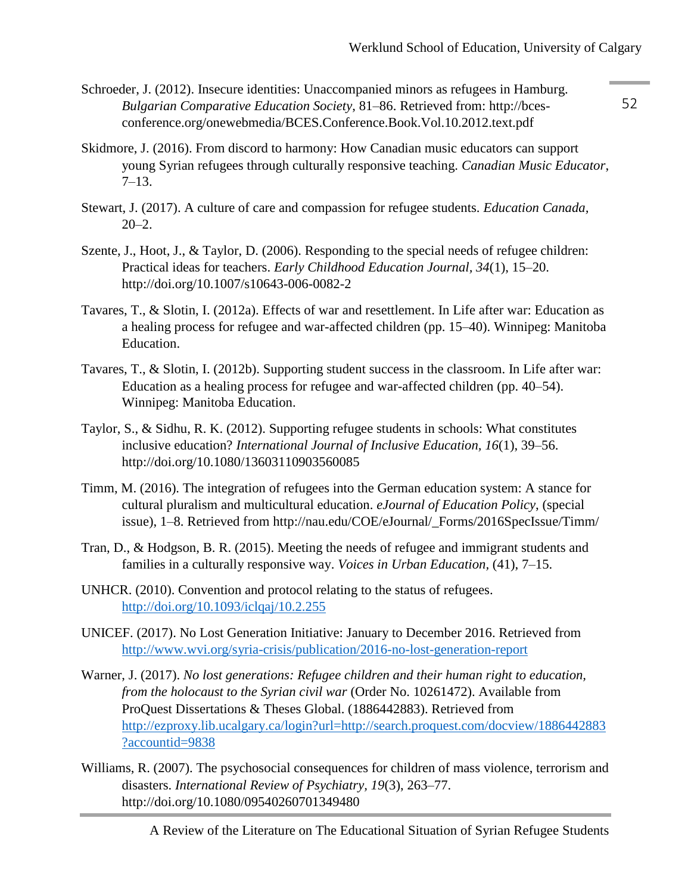Schroeder, J. (2012). Insecure identities: Unaccompanied minors as refugees in Hamburg. *Bulgarian Comparative Education Society*, 81–86. Retrieved from: http://bces-conference.org/onewebmedia/BCES.Conference.Book.Vol.10.2012.text.pdf

Skidmore, J. (2016). From discord to harmony: How Canadian music educators can support young Syrian refugees through culturally responsive teaching. *Canadian Music Educator*, 7–13.

Stewart, J. (2017). A culture of care and compassion for refugee students. *Education Canada*, 20–2.

Szente, J., Hoot, J., & Taylor, D. (2006). Responding to the special needs of refugee children: Practical ideas for teachers. *Early Childhood Education Journal, 34*(1), 15–20. http://doi.org/10.1007/s10643-006-0082-2

Tavares, T., & Slotin, I. (2012a). Effects of war and resettlement. In Life after war: Education as a healing process for refugee and war-affected children (pp. 15–40). Winnipeg: Manitoba Education.

Tavares, T., & Slotin, I. (2012b). Supporting student success in the classroom. In Life after war: Education as a healing process for refugee and war-affected children (pp. 40–54). Winnipeg: Manitoba Education.

Taylor, S., & Sidhu, R. K. (2012). Supporting refugee students in schools: What constitutes inclusive education? *International Journal of Inclusive Education, 16*(1), 39–56. http://doi.org/10.1080/13603110903560085

Timm, M. (2016). The integration of refugees into the German education system: A stance for cultural pluralism and multicultural education. *eJournal of Education Policy*, (special issue), 1–8. Retrieved from http://nau.edu/COE/eJournal/_Forms/2016SpecIssue/Timm/

Tran, D., & Hodgson, B. R. (2015). Meeting the needs of refugee and immigrant students and families in a culturally responsive way. *Voices in Urban Education,* (41), 7–15.

UNHCR. (2010). Convention and protocol relating to the status of refugees. http://doi.org/10.1093/iclqaj/10.2.255

UNICEF. (2017). No Lost Generation Initiative: January to December 2016. Retrieved from http://www.wvi.org/syria-crisis/publication/2016-no-lost-generation-report

Warner, J. (2017). *No lost generations: Refugee children and their human right to education, from the holocaust to the Syrian civil war* (Order No. 10261472). Available from ProQuest Dissertations & Theses Global. (1886442883). Retrieved from http://ezproxy.lib.ucalgary.ca/login?url=http://search.proquest.com/docview/1886442883?accountid=9838

Williams, R. (2007). The psychosocial consequences for children of mass violence, terrorism and disasters. *International Review of Psychiatry, 19*(3), 263–77. http://doi.org/10.1080/09540260701349480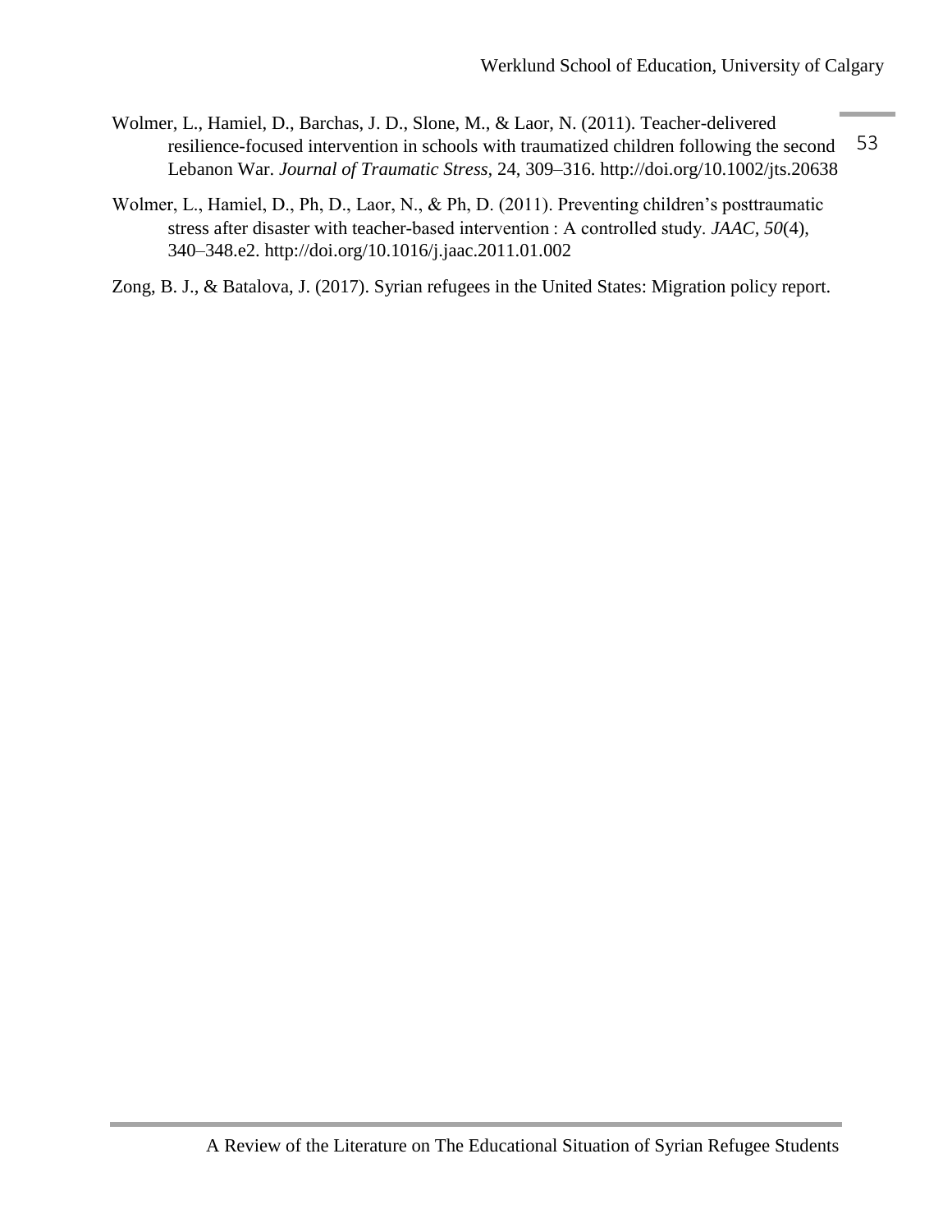Wolmer, L., Hamiel, D., Barchas, J. D., Slone, M., & Laor, N. (2011). Teacher-delivered resilience-focused intervention in schools with traumatized children following the second Lebanon War. *Journal of Traumatic Stress*, 24, 309–316. http://doi.org/10.1002/jts.20638

Wolmer, L., Hamiel, D., Ph, D., Laor, N., & Ph, D. (2011). Preventing children's posttraumatic stress after disaster with teacher-based intervention : A controlled study. *JAAC*, *50*(4), 340–348.e2. http://doi.org/10.1016/j.jaac.2011.01.002

Zong, B. J., & Batalova, J. (2017). Syrian refugees in the United States: Migration policy report.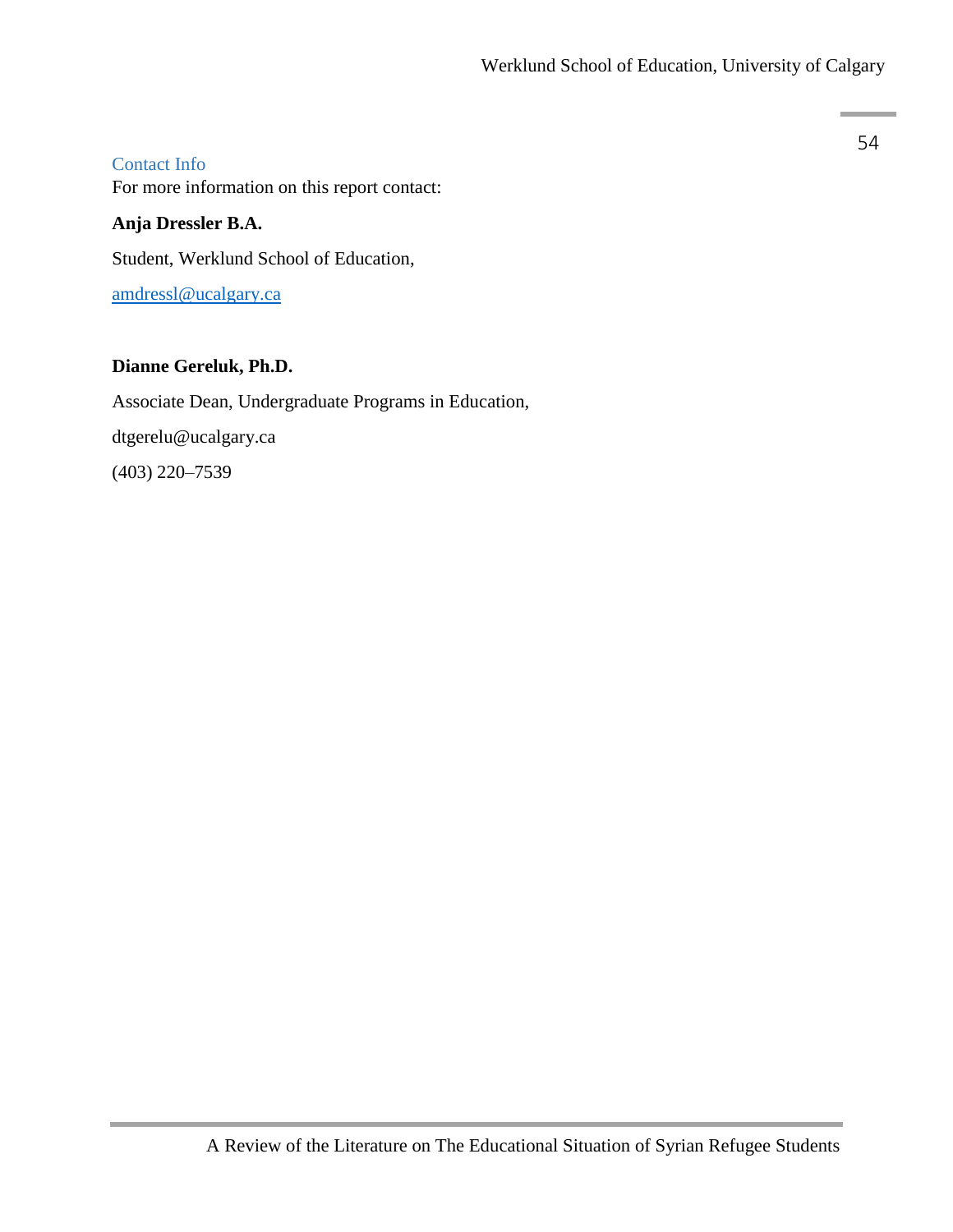## Contact Info

For more information on this report contact:

**Anja Dressler B.A.**

Student, Werklund School of Education,

amdressl@ucalgary.ca

**Dianne Gereluk, Ph.D.**

Associate Dean, Undergraduate Programs in Education,

dtgerelu@ucalgary.ca

(403) 220–7539